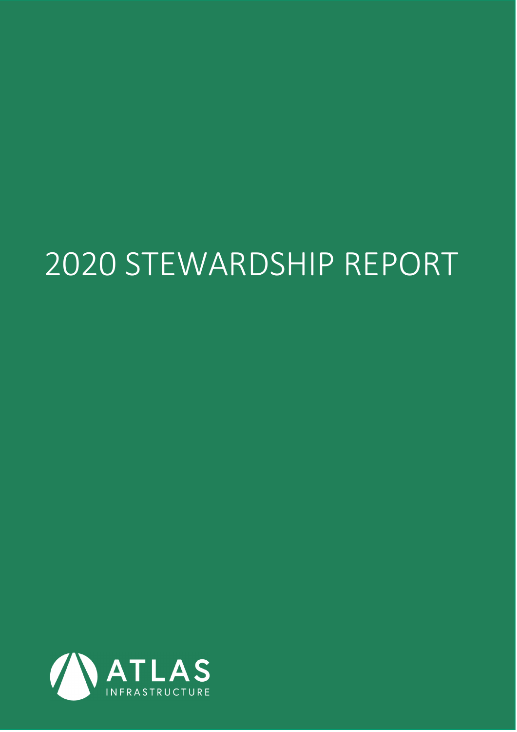# 2020 STEWARDSHIP REPORT

ATLAS

INFRASTRUCTURE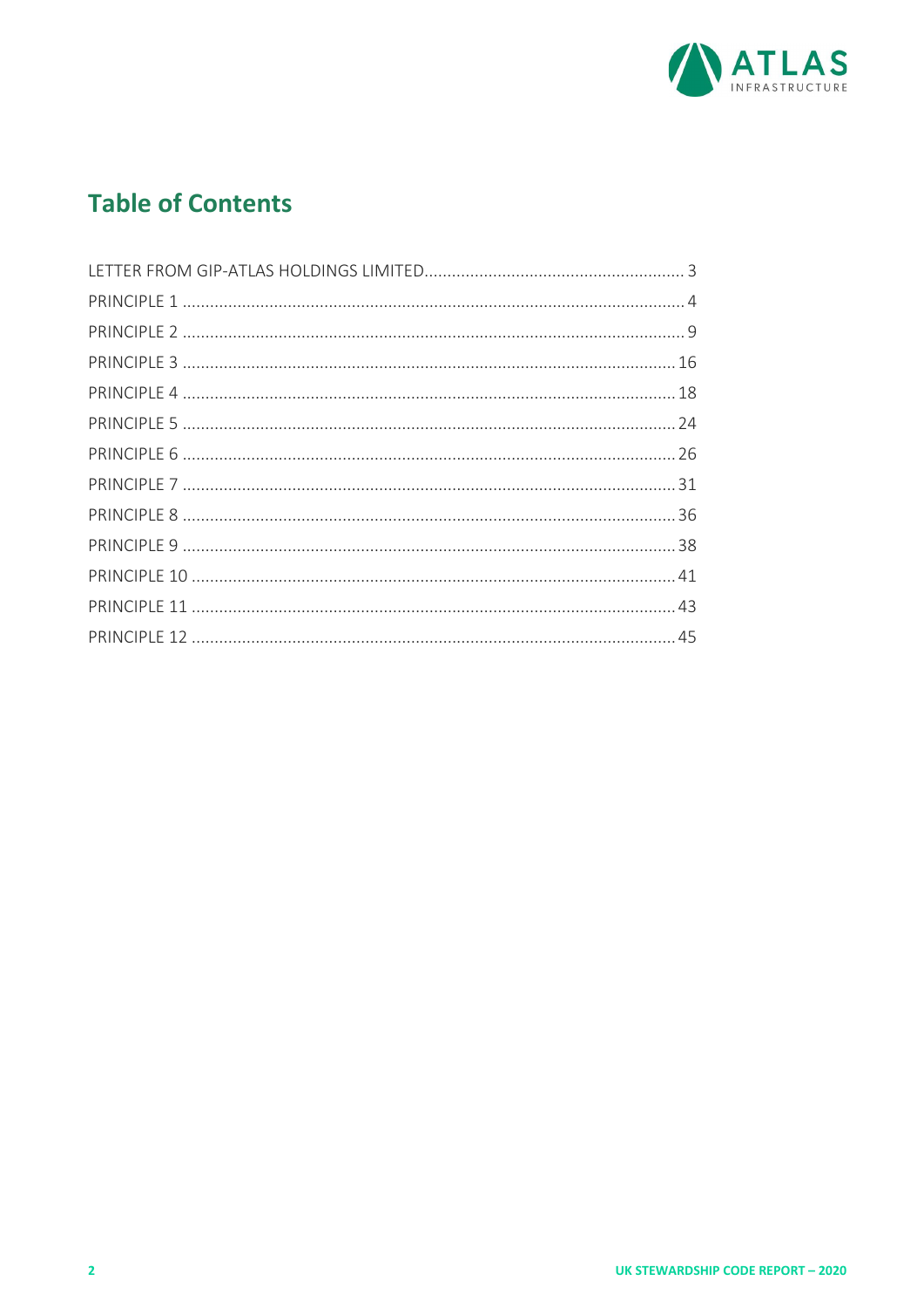## Table of Contents

| | |
|---|---|
| LETTER FROM GIP-ATLAS HOLDINGS LIMITED | 3 |
| PRINCIPLE 1 | 4 |
| PRINCIPLE 2 | 9 |
| PRINCIPLE 3 | 16 |
| PRINCIPLE 4 | 18 |
| PRINCIPLE 5 | 24 |
| PRINCIPLE 6 | 26 |
| PRINCIPLE 7 | 31 |
| PRINCIPLE 8 | 36 |
| PRINCIPLE 9 | 38 |
| PRINCIPLE 10 | 41 |
| PRINCIPLE 11 | 43 |
| PRINCIPLE 12 | 45 |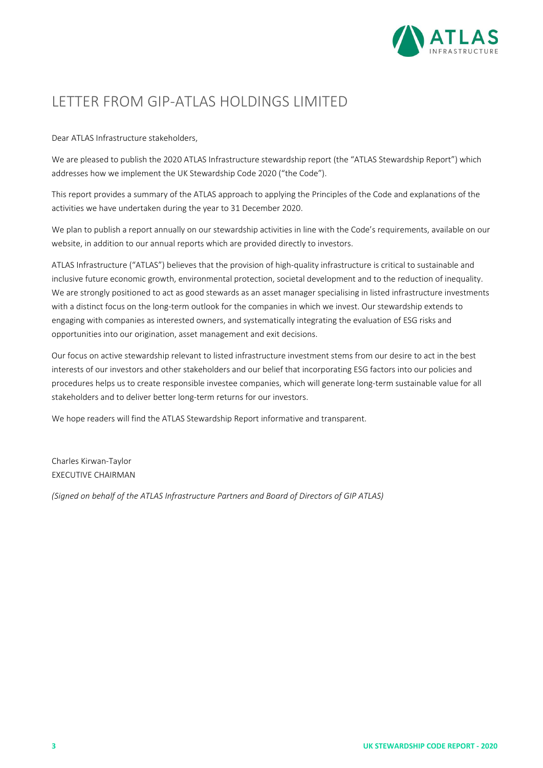# LETTER FROM GIP-ATLAS HOLDINGS LIMITED

Dear ATLAS Infrastructure stakeholders,

We are pleased to publish the 2020 ATLAS Infrastructure stewardship report (the "ATLAS Stewardship Report") which addresses how we implement the UK Stewardship Code 2020 ("the Code").

This report provides a summary of the ATLAS approach to applying the Principles of the Code and explanations of the activities we have undertaken during the year to 31 December 2020.

We plan to publish a report annually on our stewardship activities in line with the Code's requirements, available on our website, in addition to our annual reports which are provided directly to investors.

ATLAS Infrastructure ("ATLAS") believes that the provision of high-quality infrastructure is critical to sustainable and inclusive future economic growth, environmental protection, societal development and to the reduction of inequality. We are strongly positioned to act as good stewards as an asset manager specialising in listed infrastructure investments with a distinct focus on the long-term outlook for the companies in which we invest. Our stewardship extends to engaging with companies as interested owners, and systematically integrating the evaluation of ESG risks and opportunities into our origination, asset management and exit decisions.

Our focus on active stewardship relevant to listed infrastructure investment stems from our desire to act in the best interests of our investors and other stakeholders and our belief that incorporating ESG factors into our policies and procedures helps us to create responsible investee companies, which will generate long-term sustainable value for all stakeholders and to deliver better long-term returns for our investors.

We hope readers will find the ATLAS Stewardship Report informative and transparent.

Charles Kirwan-Taylor
EXECUTIVE CHAIRMAN

*(Signed on behalf of the ATLAS Infrastructure Partners and Board of Directors of GIP ATLAS)*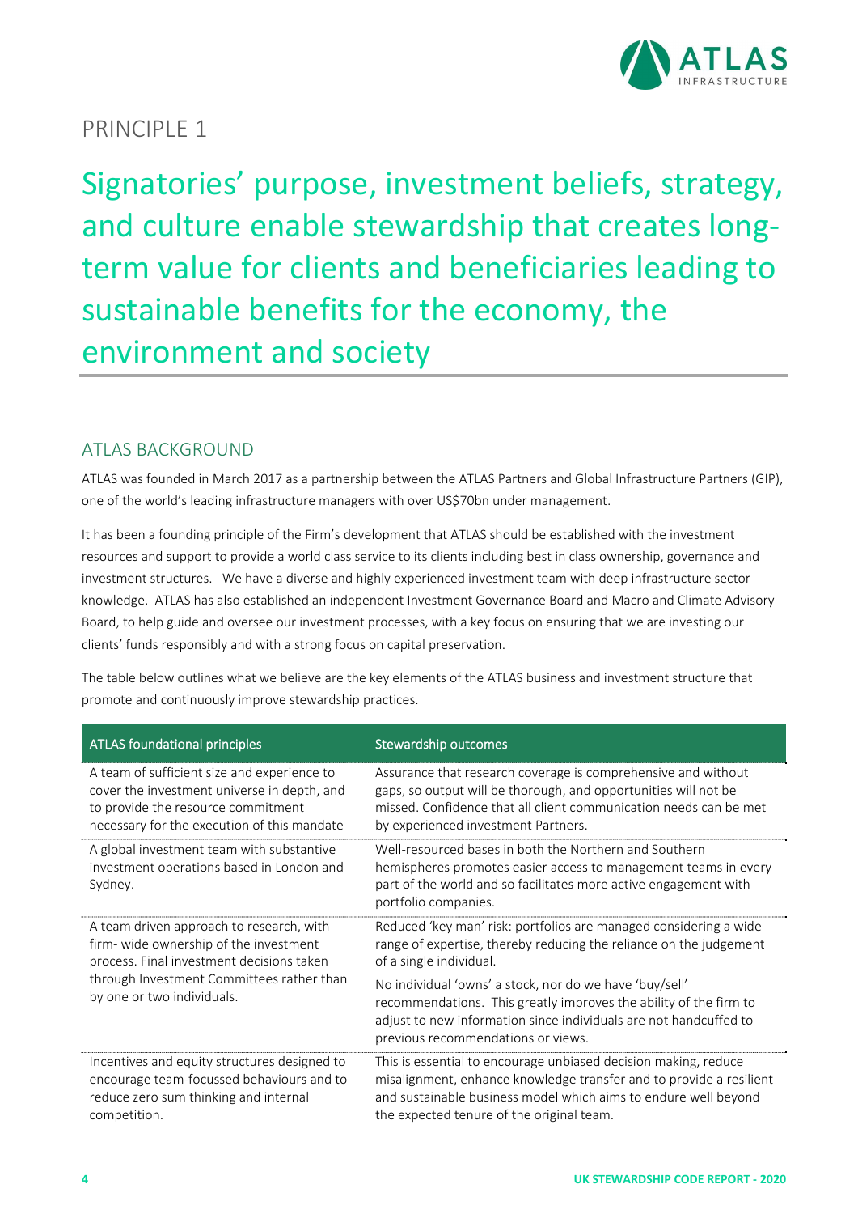# PRINCIPLE 1

## Signatories' purpose, investment beliefs, strategy, and culture enable stewardship that creates long-term value for clients and beneficiaries leading to sustainable benefits for the economy, the environment and society

### ATLAS BACKGROUND

ATLAS was founded in March 2017 as a partnership between the ATLAS Partners and Global Infrastructure Partners (GIP), one of the world's leading infrastructure managers with over US$70bn under management.

It has been a founding principle of the Firm's development that ATLAS should be established with the investment resources and support to provide a world class service to its clients including best in class ownership, governance and investment structures. We have a diverse and highly experienced investment team with deep infrastructure sector knowledge. ATLAS has also established an independent Investment Governance Board and Macro and Climate Advisory Board, to help guide and oversee our investment processes, with a key focus on ensuring that we are investing our clients' funds responsibly and with a strong focus on capital preservation.

The table below outlines what we believe are the key elements of the ATLAS business and investment structure that promote and continuously improve stewardship practices.

| ATLAS foundational principles | Stewardship outcomes |
|---|---|
| A team of sufficient size and experience to cover the investment universe in depth, and to provide the resource commitment necessary for the execution of this mandate | Assurance that research coverage is comprehensive and without gaps, so output will be thorough, and opportunities will not be missed. Confidence that all client communication needs can be met by experienced investment Partners. |
| A global investment team with substantive investment operations based in London and Sydney. | Well-resourced bases in both the Northern and Southern hemispheres promotes easier access to management teams in every part of the world and so facilitates more active engagement with portfolio companies. |
| A team driven approach to research, with firm- wide ownership of the investment process. Final investment decisions taken through Investment Committees rather than by one or two individuals. | Reduced 'key man' risk: portfolios are managed considering a wide range of expertise, thereby reducing the reliance on the judgement of a single individual.<br><br>No individual 'owns' a stock, nor do we have 'buy/sell' recommendations. This greatly improves the ability of the firm to adjust to new information since individuals are not handcuffed to previous recommendations or views. |
| Incentives and equity structures designed to encourage team-focussed behaviours and to reduce zero sum thinking and internal competition. | This is essential to encourage unbiased decision making, reduce misalignment, enhance knowledge transfer and to provide a resilient and sustainable business model which aims to endure well beyond the expected tenure of the original team. |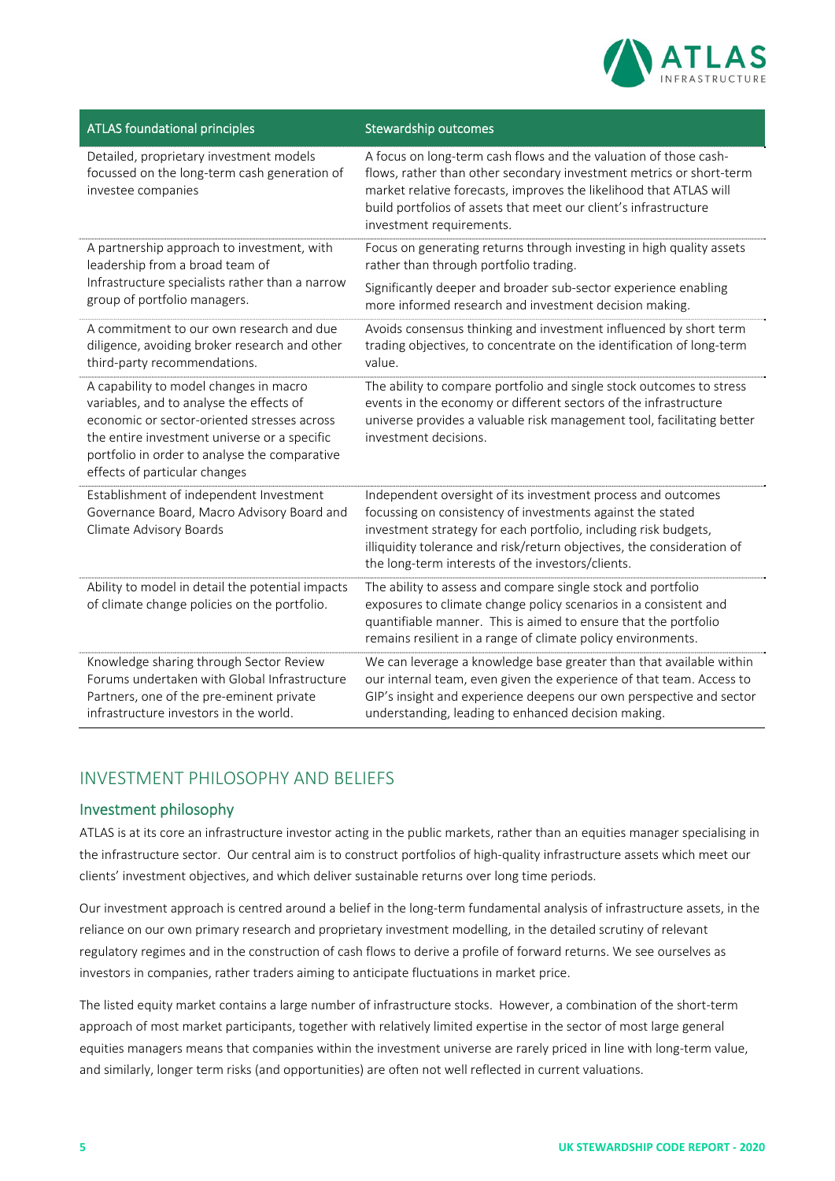| ATLAS foundational principles | Stewardship outcomes |
|---|---|
| Detailed, proprietary investment models focussed on the long-term cash generation of investee companies | A focus on long-term cash flows and the valuation of those cash-flows, rather than other secondary investment metrics or short-term market relative forecasts, improves the likelihood that ATLAS will build portfolios of assets that meet our client's infrastructure investment requirements. |
| A partnership approach to investment, with leadership from a broad team of Infrastructure specialists rather than a narrow group of portfolio managers. | Focus on generating returns through investing in high quality assets rather than through portfolio trading.<br>Significantly deeper and broader sub-sector experience enabling more informed research and investment decision making. |
| A commitment to our own research and due diligence, avoiding broker research and other third-party recommendations. | Avoids consensus thinking and investment influenced by short term trading objectives, to concentrate on the identification of long-term value. |
| A capability to model changes in macro variables, and to analyse the effects of economic or sector-oriented stresses across the entire investment universe or a specific portfolio in order to analyse the comparative effects of particular changes | The ability to compare portfolio and single stock outcomes to stress events in the economy or different sectors of the infrastructure universe provides a valuable risk management tool, facilitating better investment decisions. |
| Establishment of independent Investment Governance Board, Macro Advisory Board and Climate Advisory Boards | Independent oversight of its investment process and outcomes focussing on consistency of investments against the stated investment strategy for each portfolio, including risk budgets, illiquidity tolerance and risk/return objectives, the consideration of the long-term interests of the investors/clients. |
| Ability to model in detail the potential impacts of climate change policies on the portfolio. | The ability to assess and compare single stock and portfolio exposures to climate change policy scenarios in a consistent and quantifiable manner. This is aimed to ensure that the portfolio remains resilient in a range of climate policy environments. |
| Knowledge sharing through Sector Review Forums undertaken with Global Infrastructure Partners, one of the pre-eminent private infrastructure investors in the world. | We can leverage a knowledge base greater than that available within our internal team, even given the experience of that team. Access to GIP's insight and experience deepens our own perspective and sector understanding, leading to enhanced decision making. |

## INVESTMENT PHILOSOPHY AND BELIEFS

### Investment philosophy

ATLAS is at its core an infrastructure investor acting in the public markets, rather than an equities manager specialising in the infrastructure sector. Our central aim is to construct portfolios of high-quality infrastructure assets which meet our clients' investment objectives, and which deliver sustainable returns over long time periods.

Our investment approach is centred around a belief in the long-term fundamental analysis of infrastructure assets, in the reliance on our own primary research and proprietary investment modelling, in the detailed scrutiny of relevant regulatory regimes and in the construction of cash flows to derive a profile of forward returns. We see ourselves as investors in companies, rather traders aiming to anticipate fluctuations in market price.

The listed equity market contains a large number of infrastructure stocks. However, a combination of the short-term approach of most market participants, together with relatively limited expertise in the sector of most large general equities managers means that companies within the investment universe are rarely priced in line with long-term value, and similarly, longer term risks (and opportunities) are often not well reflected in current valuations.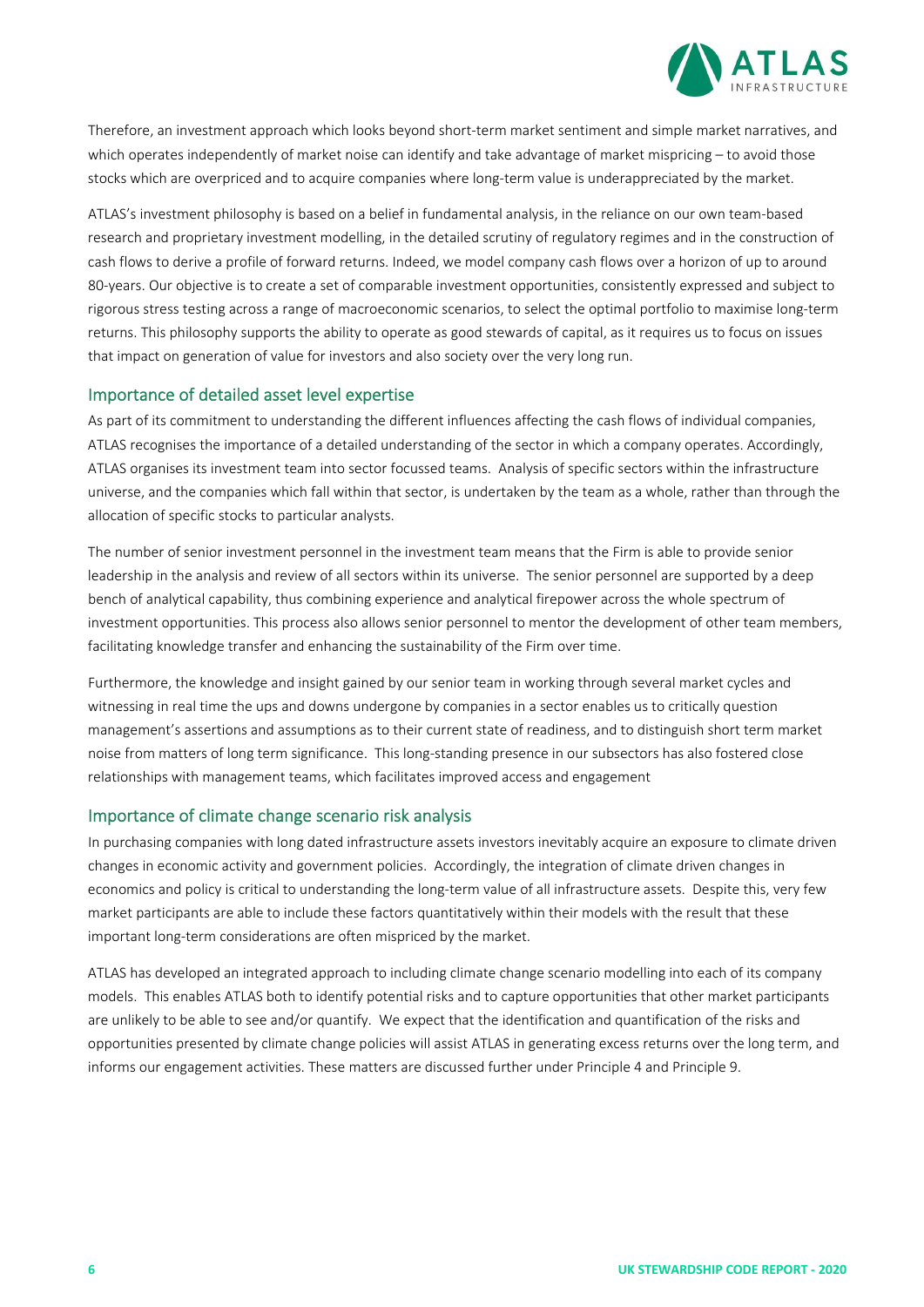Therefore, an investment approach which looks beyond short-term market sentiment and simple market narratives, and which operates independently of market noise can identify and take advantage of market mispricing – to avoid those stocks which are overpriced and to acquire companies where long-term value is underappreciated by the market.

ATLAS's investment philosophy is based on a belief in fundamental analysis, in the reliance on our own team-based research and proprietary investment modelling, in the detailed scrutiny of regulatory regimes and in the construction of cash flows to derive a profile of forward returns. Indeed, we model company cash flows over a horizon of up to around 80-years. Our objective is to create a set of comparable investment opportunities, consistently expressed and subject to rigorous stress testing across a range of macroeconomic scenarios, to select the optimal portfolio to maximise long-term returns. This philosophy supports the ability to operate as good stewards of capital, as it requires us to focus on issues that impact on generation of value for investors and also society over the very long run.

## Importance of detailed asset level expertise

As part of its commitment to understanding the different influences affecting the cash flows of individual companies, ATLAS recognises the importance of a detailed understanding of the sector in which a company operates. Accordingly, ATLAS organises its investment team into sector focussed teams. Analysis of specific sectors within the infrastructure universe, and the companies which fall within that sector, is undertaken by the team as a whole, rather than through the allocation of specific stocks to particular analysts.

The number of senior investment personnel in the investment team means that the Firm is able to provide senior leadership in the analysis and review of all sectors within its universe. The senior personnel are supported by a deep bench of analytical capability, thus combining experience and analytical firepower across the whole spectrum of investment opportunities. This process also allows senior personnel to mentor the development of other team members, facilitating knowledge transfer and enhancing the sustainability of the Firm over time.

Furthermore, the knowledge and insight gained by our senior team in working through several market cycles and witnessing in real time the ups and downs undergone by companies in a sector enables us to critically question management's assertions and assumptions as to their current state of readiness, and to distinguish short term market noise from matters of long term significance. This long-standing presence in our subsectors has also fostered close relationships with management teams, which facilitates improved access and engagement

## Importance of climate change scenario risk analysis

In purchasing companies with long dated infrastructure assets investors inevitably acquire an exposure to climate driven changes in economic activity and government policies. Accordingly, the integration of climate driven changes in economics and policy is critical to understanding the long-term value of all infrastructure assets. Despite this, very few market participants are able to include these factors quantitatively within their models with the result that these important long-term considerations are often mispriced by the market.

ATLAS has developed an integrated approach to including climate change scenario modelling into each of its company models. This enables ATLAS both to identify potential risks and to capture opportunities that other market participants are unlikely to be able to see and/or quantify. We expect that the identification and quantification of the risks and opportunities presented by climate change policies will assist ATLAS in generating excess returns over the long term, and informs our engagement activities. These matters are discussed further under Principle 4 and Principle 9.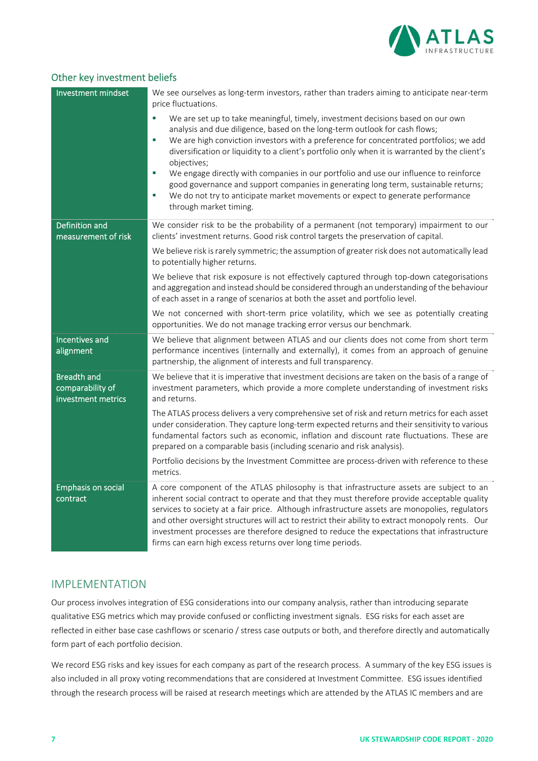## Other key investment beliefs

| | |
|---|---|
| Investment mindset | We see ourselves as long-term investors, rather than traders aiming to anticipate near-term price fluctuations.<br>▪ We are set up to take meaningful, timely, investment decisions based on our own analysis and due diligence, based on the long-term outlook for cash flows;<br>▪ We are high conviction investors with a preference for concentrated portfolios; we add diversification or liquidity to a client's portfolio only when it is warranted by the client's objectives;<br>▪ We engage directly with companies in our portfolio and use our influence to reinforce good governance and support companies in generating long term, sustainable returns;<br>▪ We do not try to anticipate market movements or expect to generate performance through market timing. |
| Definition and measurement of risk | We consider risk to be the probability of a permanent (not temporary) impairment to our clients' investment returns. Good risk control targets the preservation of capital.<br>We believe risk is rarely symmetric; the assumption of greater risk does not automatically lead to potentially higher returns.<br>We believe that risk exposure is not effectively captured through top-down categorisations and aggregation and instead should be considered through an understanding of the behaviour of each asset in a range of scenarios at both the asset and portfolio level.<br>We not concerned with short-term price volatility, which we see as potentially creating opportunities. We do not manage tracking error versus our benchmark. |
| Incentives and alignment | We believe that alignment between ATLAS and our clients does not come from short term performance incentives (internally and externally), it comes from an approach of genuine partnership, the alignment of interests and full transparency. |
| Breadth and comparability of investment metrics | We believe that it is imperative that investment decisions are taken on the basis of a range of investment parameters, which provide a more complete understanding of investment risks and returns.<br>The ATLAS process delivers a very comprehensive set of risk and return metrics for each asset under consideration. They capture long-term expected returns and their sensitivity to various fundamental factors such as economic, inflation and discount rate fluctuations. These are prepared on a comparable basis (including scenario and risk analysis).<br>Portfolio decisions by the Investment Committee are process-driven with reference to these metrics. |
| Emphasis on social contract | A core component of the ATLAS philosophy is that infrastructure assets are subject to an inherent social contract to operate and that they must therefore provide acceptable quality services to society at a fair price. Although infrastructure assets are monopolies, regulators and other oversight structures will act to restrict their ability to extract monopoly rents. Our investment processes are therefore designed to reduce the expectations that infrastructure firms can earn high excess returns over long time periods. |

# IMPLEMENTATION

Our process involves integration of ESG considerations into our company analysis, rather than introducing separate qualitative ESG metrics which may provide confused or conflicting investment signals. ESG risks for each asset are reflected in either base case cashflows or scenario / stress case outputs or both, and therefore directly and automatically form part of each portfolio decision.

We record ESG risks and key issues for each company as part of the research process. A summary of the key ESG issues is also included in all proxy voting recommendations that are considered at Investment Committee. ESG issues identified through the research process will be raised at research meetings which are attended by the ATLAS IC members and are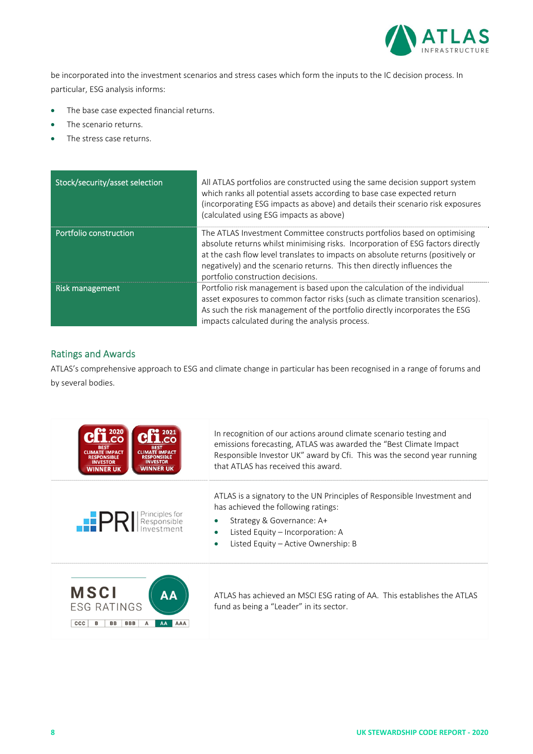be incorporated into the investment scenarios and stress cases which form the inputs to the IC decision process. In particular, ESG analysis informs:

- The base case expected financial returns.
- The scenario returns.
- The stress case returns.

| | |
|---|---|
| Stock/security/asset selection | All ATLAS portfolios are constructed using the same decision support system which ranks all potential assets according to base case expected return (incorporating ESG impacts as above) and details their scenario risk exposures (calculated using ESG impacts as above) |
| Portfolio construction | The ATLAS Investment Committee constructs portfolios based on optimising absolute returns whilst minimising risks. Incorporation of ESG factors directly at the cash flow level translates to impacts on absolute returns (positively or negatively) and the scenario returns. This then directly influences the portfolio construction decisions. |
| Risk management | Portfolio risk management is based upon the calculation of the individual asset exposures to common factor risks (such as climate transition scenarios). As such the risk management of the portfolio directly incorporates the ESG impacts calculated during the analysis process. |

## Ratings and Awards

ATLAS's comprehensive approach to ESG and climate change in particular has been recognised in a range of forums and by several bodies.

| | |
|---|---|
| cfi.co 2020 BEST CLIMATE IMPACT RESPONSIBLE INVESTOR WINNER UK; cfi.co 2021 BEST CLIMATE IMPACT RESPONSIBLE INVESTOR WINNER UK | In recognition of our actions around climate scenario testing and emissions forecasting, ATLAS was awarded the "Best Climate Impact Responsible Investor UK" award by Cfi. This was the second year running that ATLAS has received this award. |
| PRI Principles for Responsible Investment | ATLAS is a signatory to the UN Principles of Responsible Investment and has achieved the following ratings:<br>• Strategy & Governance: A+<br>• Listed Equity – Incorporation: A<br>• Listed Equity – Active Ownership: B |
| MSCI ESG RATINGS AA (CCC, B, BB, BBB, A, AA, AAA) | ATLAS has achieved an MSCI ESG rating of AA. This establishes the ATLAS fund as being a "Leader" in its sector. |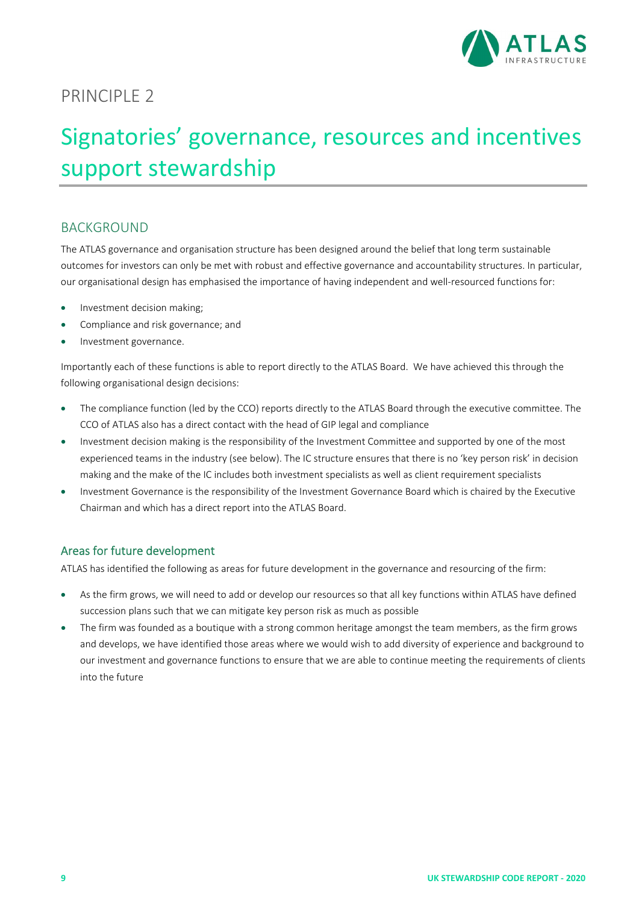# PRINCIPLE 2

# Signatories' governance, resources and incentives support stewardship

## BACKGROUND

The ATLAS governance and organisation structure has been designed around the belief that long term sustainable outcomes for investors can only be met with robust and effective governance and accountability structures. In particular, our organisational design has emphasised the importance of having independent and well-resourced functions for:

- Investment decision making;
- Compliance and risk governance; and
- Investment governance.

Importantly each of these functions is able to report directly to the ATLAS Board. We have achieved this through the following organisational design decisions:

- The compliance function (led by the CCO) reports directly to the ATLAS Board through the executive committee. The CCO of ATLAS also has a direct contact with the head of GIP legal and compliance
- Investment decision making is the responsibility of the Investment Committee and supported by one of the most experienced teams in the industry (see below). The IC structure ensures that there is no 'key person risk' in decision making and the make of the IC includes both investment specialists as well as client requirement specialists
- Investment Governance is the responsibility of the Investment Governance Board which is chaired by the Executive Chairman and which has a direct report into the ATLAS Board.

### Areas for future development

ATLAS has identified the following as areas for future development in the governance and resourcing of the firm:

- As the firm grows, we will need to add or develop our resources so that all key functions within ATLAS have defined succession plans such that we can mitigate key person risk as much as possible
- The firm was founded as a boutique with a strong common heritage amongst the team members, as the firm grows and develops, we have identified those areas where we would wish to add diversity of experience and background to our investment and governance functions to ensure that we are able to continue meeting the requirements of clients into the future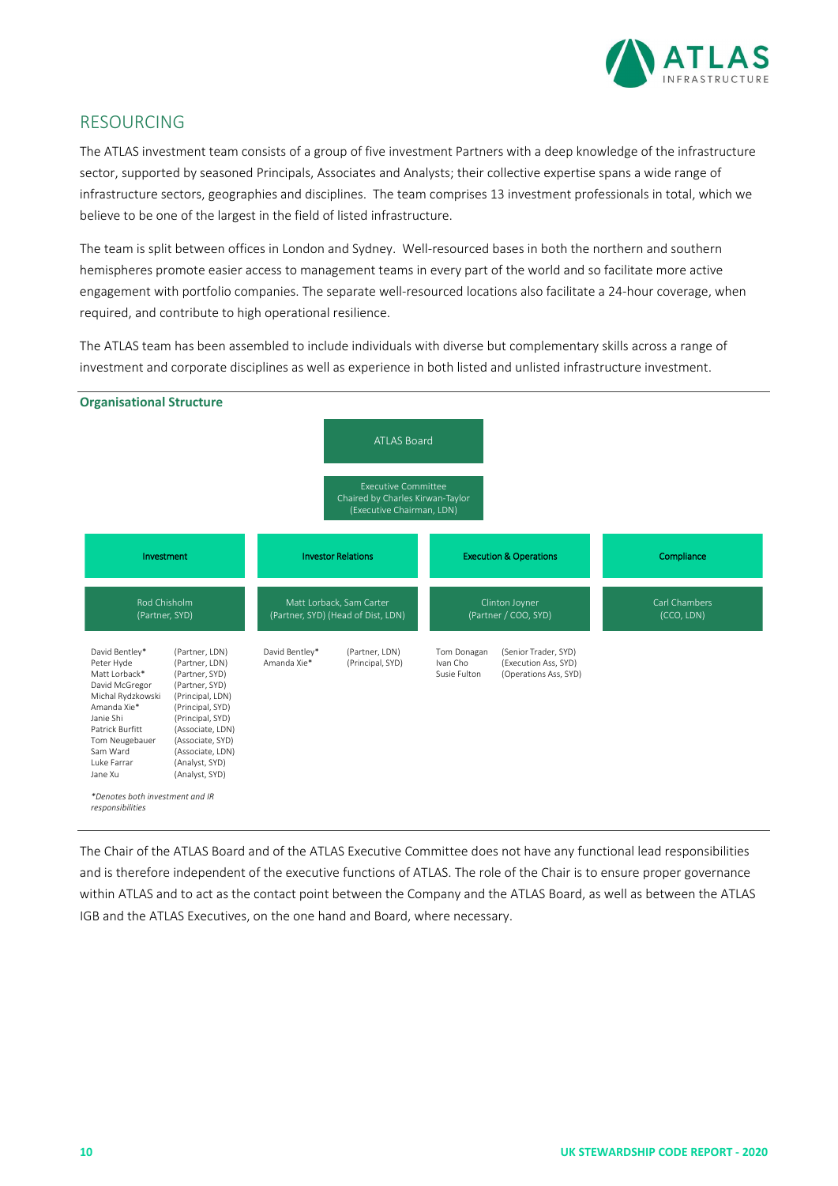## RESOURCING

The ATLAS investment team consists of a group of five investment Partners with a deep knowledge of the infrastructure sector, supported by seasoned Principals, Associates and Analysts; their collective expertise spans a wide range of infrastructure sectors, geographies and disciplines. The team comprises 13 investment professionals in total, which we believe to be one of the largest in the field of listed infrastructure.

The team is split between offices in London and Sydney. Well-resourced bases in both the northern and southern hemispheres promote easier access to management teams in every part of the world and so facilitate more active engagement with portfolio companies. The separate well-resourced locations also facilitate a 24-hour coverage, when required, and contribute to high operational resilience.

The ATLAS team has been assembled to include individuals with diverse but complementary skills across a range of investment and corporate disciplines as well as experience in both listed and unlisted infrastructure investment.

**Organisational Structure**

ATLAS Board

Executive Committee
Chaired by Charles Kirwan-Taylor
(Executive Chairman, LDN)

| Investment | Investor Relations | Execution & Operations | Compliance |
|---|---|---|---|
| Rod Chisholm (Partner, SYD) | Matt Lorback, Sam Carter (Partner, SYD) (Head of Dist, LDN) | Clinton Joyner (Partner / COO, SYD) | Carl Chambers (CCO, LDN) |
| David Bentley* (Partner, LDN)<br>Peter Hyde (Partner, LDN)<br>Matt Lorback* (Partner, SYD)<br>David McGregor (Partner, SYD)<br>Michal Rydzkowski (Principal, LDN)<br>Amanda Xie* (Principal, SYD)<br>Janie Shi (Principal, SYD)<br>Patrick Burfitt (Associate, LDN)<br>Tom Neugebauer (Associate, SYD)<br>Sam Ward (Associate, LDN)<br>Luke Farrar (Analyst, SYD)<br>Jane Xu (Analyst, SYD) | David Bentley* (Partner, LDN)<br>Amanda Xie* (Principal, SYD) | Tom Donagan (Senior Trader, SYD)<br>Ivan Cho (Execution Ass, SYD)<br>Susie Fulton (Operations Ass, SYD) | |

*Denotes both investment and IR responsibilities*

The Chair of the ATLAS Board and of the ATLAS Executive Committee does not have any functional lead responsibilities and is therefore independent of the executive functions of ATLAS. The role of the Chair is to ensure proper governance within ATLAS and to act as the contact point between the Company and the ATLAS Board, as well as between the ATLAS IGB and the ATLAS Executives, on the one hand and Board, where necessary.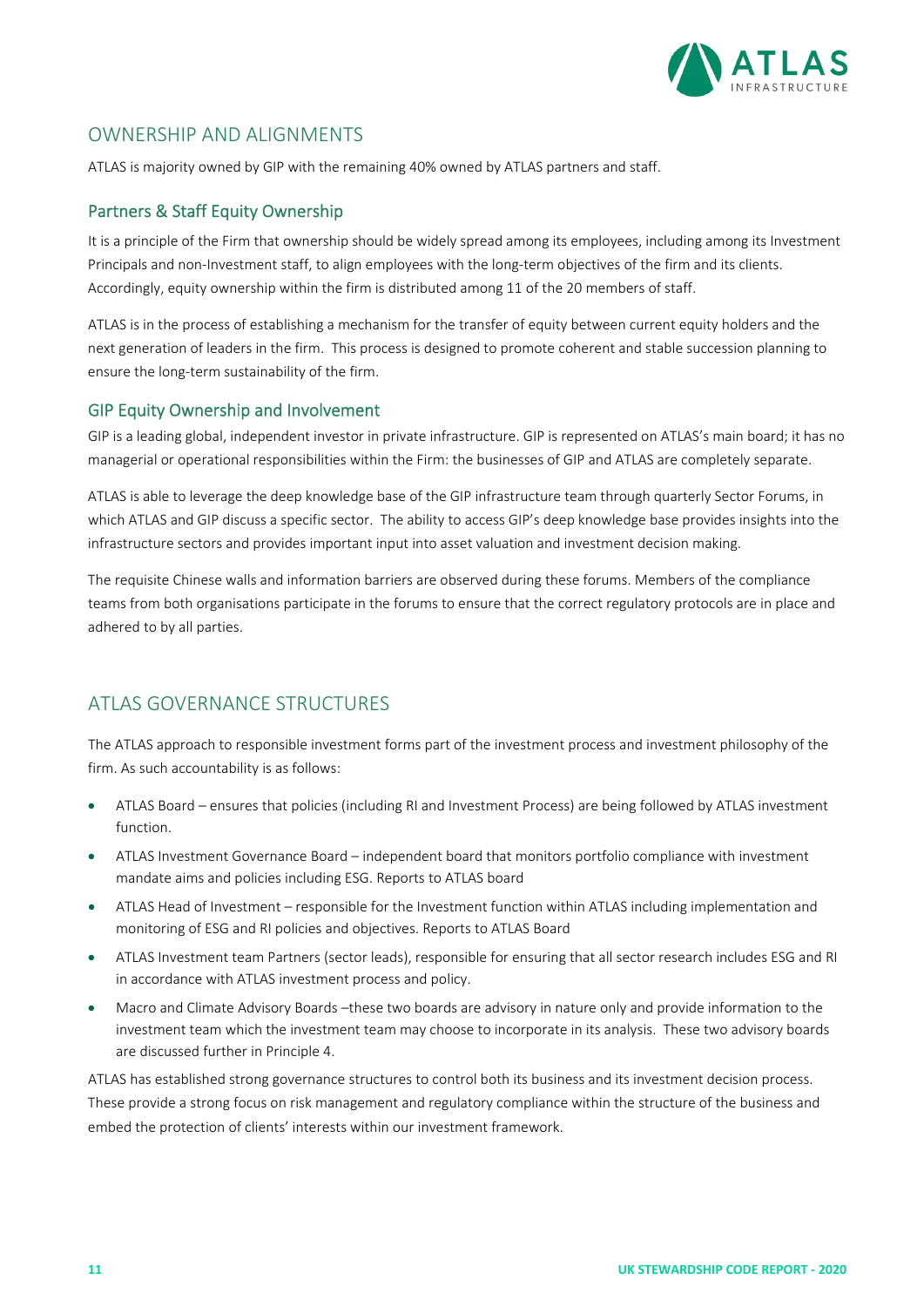## OWNERSHIP AND ALIGNMENTS

ATLAS is majority owned by GIP with the remaining 40% owned by ATLAS partners and staff.

### Partners & Staff Equity Ownership

It is a principle of the Firm that ownership should be widely spread among its employees, including among its Investment Principals and non-Investment staff, to align employees with the long-term objectives of the firm and its clients. Accordingly, equity ownership within the firm is distributed among 11 of the 20 members of staff.

ATLAS is in the process of establishing a mechanism for the transfer of equity between current equity holders and the next generation of leaders in the firm. This process is designed to promote coherent and stable succession planning to ensure the long-term sustainability of the firm.

### GIP Equity Ownership and Involvement

GIP is a leading global, independent investor in private infrastructure. GIP is represented on ATLAS's main board; it has no managerial or operational responsibilities within the Firm: the businesses of GIP and ATLAS are completely separate.

ATLAS is able to leverage the deep knowledge base of the GIP infrastructure team through quarterly Sector Forums, in which ATLAS and GIP discuss a specific sector. The ability to access GIP's deep knowledge base provides insights into the infrastructure sectors and provides important input into asset valuation and investment decision making.

The requisite Chinese walls and information barriers are observed during these forums. Members of the compliance teams from both organisations participate in the forums to ensure that the correct regulatory protocols are in place and adhered to by all parties.

## ATLAS GOVERNANCE STRUCTURES

The ATLAS approach to responsible investment forms part of the investment process and investment philosophy of the firm. As such accountability is as follows:

- ATLAS Board – ensures that policies (including RI and Investment Process) are being followed by ATLAS investment function.
- ATLAS Investment Governance Board – independent board that monitors portfolio compliance with investment mandate aims and policies including ESG. Reports to ATLAS board
- ATLAS Head of Investment – responsible for the Investment function within ATLAS including implementation and monitoring of ESG and RI policies and objectives. Reports to ATLAS Board
- ATLAS Investment team Partners (sector leads), responsible for ensuring that all sector research includes ESG and RI in accordance with ATLAS investment process and policy.
- Macro and Climate Advisory Boards –these two boards are advisory in nature only and provide information to the investment team which the investment team may choose to incorporate in its analysis. These two advisory boards are discussed further in Principle 4.

ATLAS has established strong governance structures to control both its business and its investment decision process. These provide a strong focus on risk management and regulatory compliance within the structure of the business and embed the protection of clients' interests within our investment framework.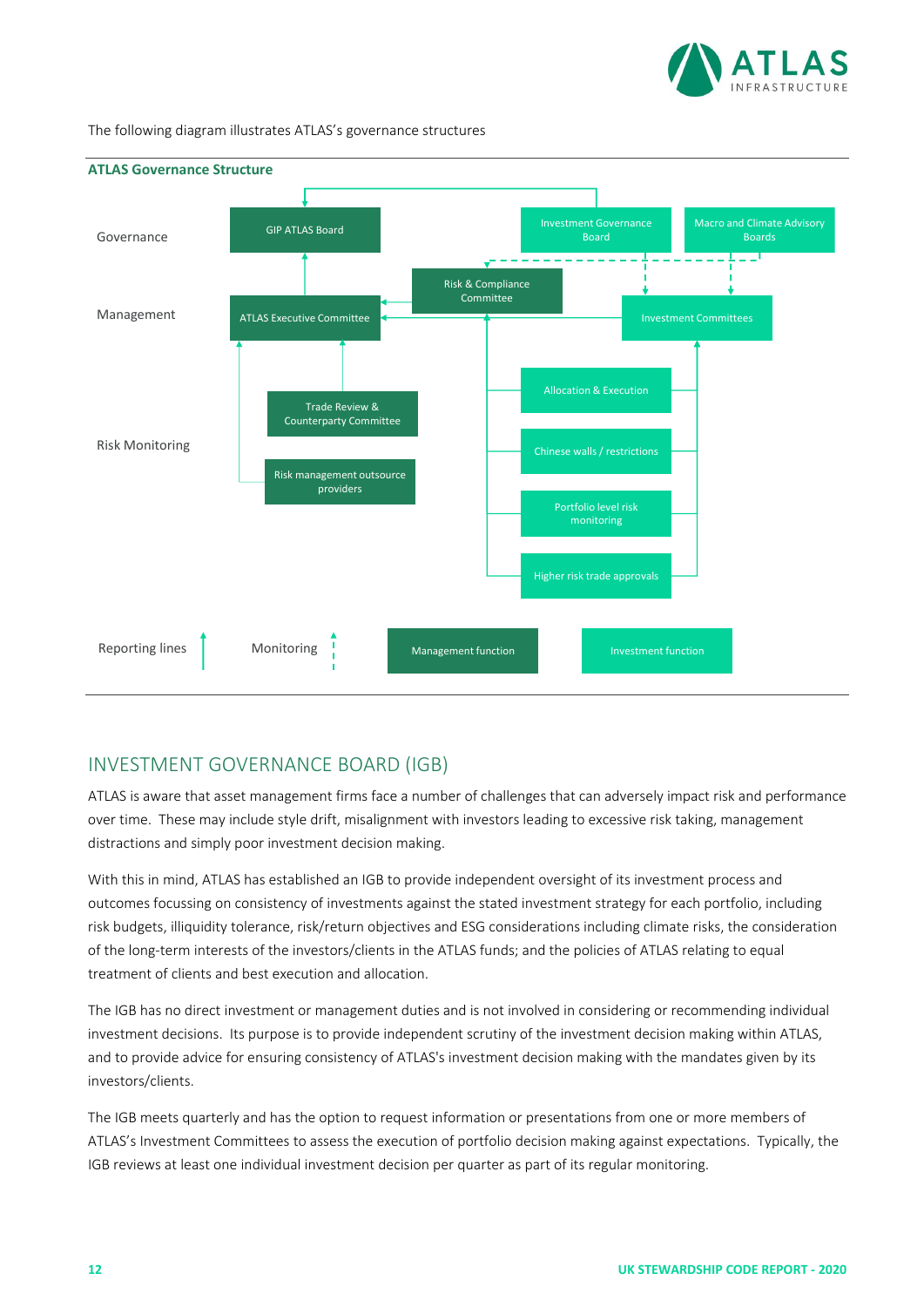The following diagram illustrates ATLAS's governance structures

**ATLAS Governance Structure**

Governance

GIP ATLAS Board

Investment Governance Board

Macro and Climate Advisory Boards

Management

Risk & Compliance Committee

ATLAS Executive Committee

Investment Committees

Risk Monitoring

Trade Review & Counterparty Committee

Risk management outsource providers

Allocation & Execution

Chinese walls / restrictions

Portfolio level risk monitoring

Higher risk trade approvals

Reporting lines

Monitoring

Management function

Investment function

## INVESTMENT GOVERNANCE BOARD (IGB)

ATLAS is aware that asset management firms face a number of challenges that can adversely impact risk and performance over time. These may include style drift, misalignment with investors leading to excessive risk taking, management distractions and simply poor investment decision making.

With this in mind, ATLAS has established an IGB to provide independent oversight of its investment process and outcomes focussing on consistency of investments against the stated investment strategy for each portfolio, including risk budgets, illiquidity tolerance, risk/return objectives and ESG considerations including climate risks, the consideration of the long-term interests of the investors/clients in the ATLAS funds; and the policies of ATLAS relating to equal treatment of clients and best execution and allocation.

The IGB has no direct investment or management duties and is not involved in considering or recommending individual investment decisions. Its purpose is to provide independent scrutiny of the investment decision making within ATLAS, and to provide advice for ensuring consistency of ATLAS's investment decision making with the mandates given by its investors/clients.

The IGB meets quarterly and has the option to request information or presentations from one or more members of ATLAS's Investment Committees to assess the execution of portfolio decision making against expectations. Typically, the IGB reviews at least one individual investment decision per quarter as part of its regular monitoring.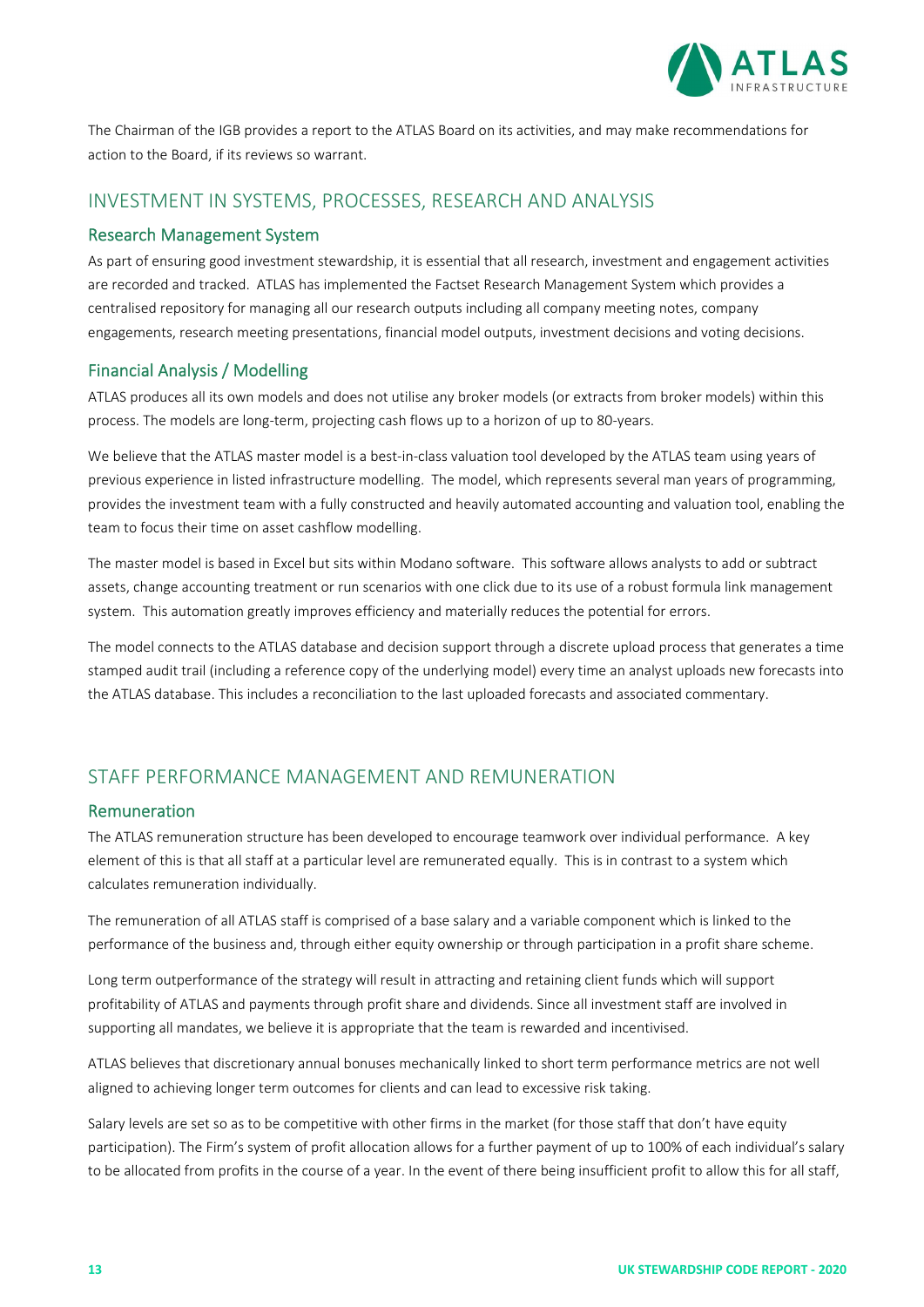The Chairman of the IGB provides a report to the ATLAS Board on its activities, and may make recommendations for action to the Board, if its reviews so warrant.

## INVESTMENT IN SYSTEMS, PROCESSES, RESEARCH AND ANALYSIS

### Research Management System

As part of ensuring good investment stewardship, it is essential that all research, investment and engagement activities are recorded and tracked. ATLAS has implemented the Factset Research Management System which provides a centralised repository for managing all our research outputs including all company meeting notes, company engagements, research meeting presentations, financial model outputs, investment decisions and voting decisions.

### Financial Analysis / Modelling

ATLAS produces all its own models and does not utilise any broker models (or extracts from broker models) within this process. The models are long-term, projecting cash flows up to a horizon of up to 80-years.

We believe that the ATLAS master model is a best-in-class valuation tool developed by the ATLAS team using years of previous experience in listed infrastructure modelling. The model, which represents several man years of programming, provides the investment team with a fully constructed and heavily automated accounting and valuation tool, enabling the team to focus their time on asset cashflow modelling.

The master model is based in Excel but sits within Modano software. This software allows analysts to add or subtract assets, change accounting treatment or run scenarios with one click due to its use of a robust formula link management system. This automation greatly improves efficiency and materially reduces the potential for errors.

The model connects to the ATLAS database and decision support through a discrete upload process that generates a time stamped audit trail (including a reference copy of the underlying model) every time an analyst uploads new forecasts into the ATLAS database. This includes a reconciliation to the last uploaded forecasts and associated commentary.

## STAFF PERFORMANCE MANAGEMENT AND REMUNERATION

### Remuneration

The ATLAS remuneration structure has been developed to encourage teamwork over individual performance. A key element of this is that all staff at a particular level are remunerated equally. This is in contrast to a system which calculates remuneration individually.

The remuneration of all ATLAS staff is comprised of a base salary and a variable component which is linked to the performance of the business and, through either equity ownership or through participation in a profit share scheme.

Long term outperformance of the strategy will result in attracting and retaining client funds which will support profitability of ATLAS and payments through profit share and dividends. Since all investment staff are involved in supporting all mandates, we believe it is appropriate that the team is rewarded and incentivised.

ATLAS believes that discretionary annual bonuses mechanically linked to short term performance metrics are not well aligned to achieving longer term outcomes for clients and can lead to excessive risk taking.

Salary levels are set so as to be competitive with other firms in the market (for those staff that don't have equity participation). The Firm's system of profit allocation allows for a further payment of up to 100% of each individual's salary to be allocated from profits in the course of a year. In the event of there being insufficient profit to allow this for all staff,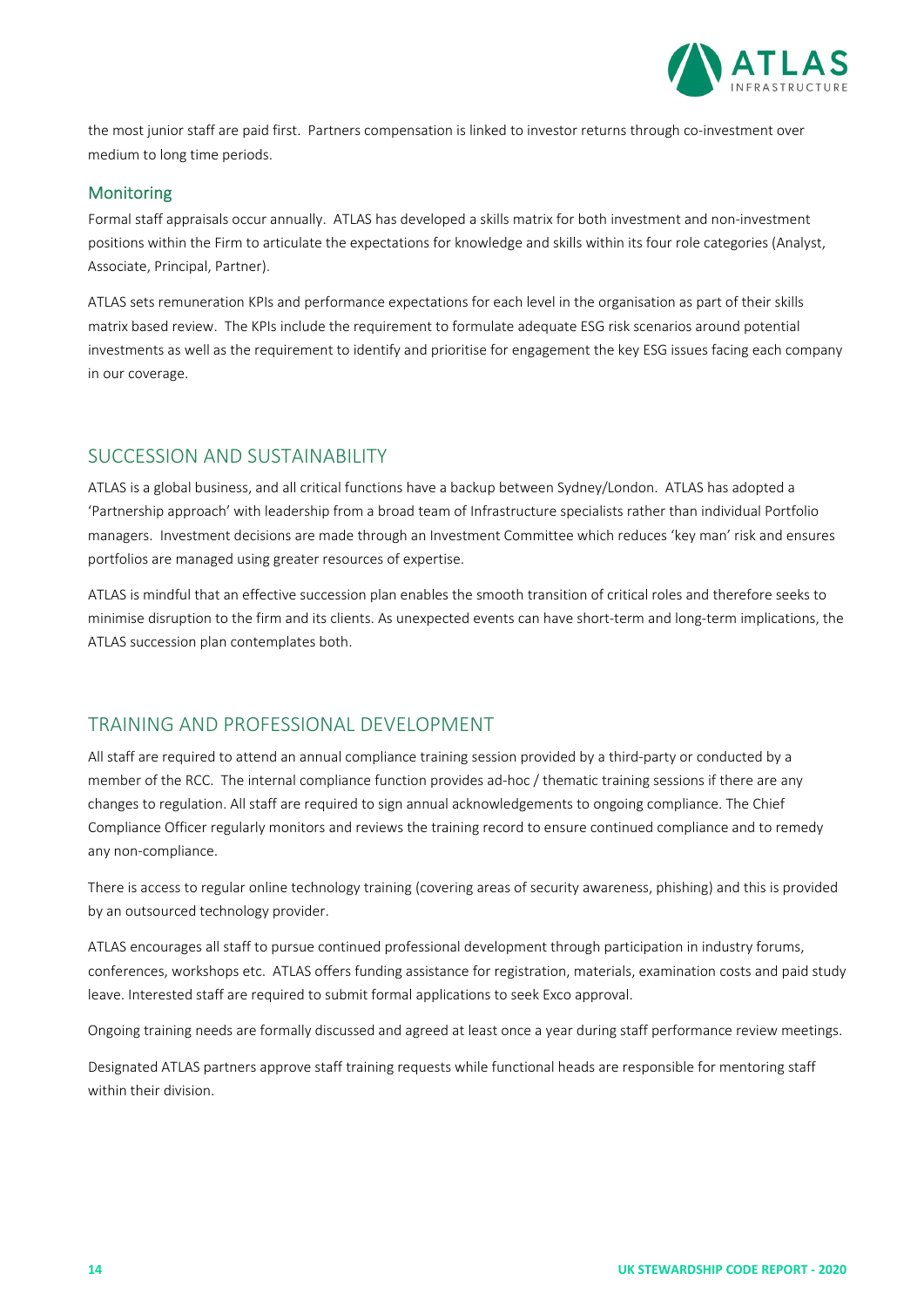the most junior staff are paid first. Partners compensation is linked to investor returns through co-investment over medium to long time periods.

### Monitoring

Formal staff appraisals occur annually. ATLAS has developed a skills matrix for both investment and non-investment positions within the Firm to articulate the expectations for knowledge and skills within its four role categories (Analyst, Associate, Principal, Partner).

ATLAS sets remuneration KPIs and performance expectations for each level in the organisation as part of their skills matrix based review. The KPIs include the requirement to formulate adequate ESG risk scenarios around potential investments as well as the requirement to identify and prioritise for engagement the key ESG issues facing each company in our coverage.

## SUCCESSION AND SUSTAINABILITY

ATLAS is a global business, and all critical functions have a backup between Sydney/London. ATLAS has adopted a 'Partnership approach' with leadership from a broad team of Infrastructure specialists rather than individual Portfolio managers. Investment decisions are made through an Investment Committee which reduces 'key man' risk and ensures portfolios are managed using greater resources of expertise.

ATLAS is mindful that an effective succession plan enables the smooth transition of critical roles and therefore seeks to minimise disruption to the firm and its clients. As unexpected events can have short-term and long-term implications, the ATLAS succession plan contemplates both.

## TRAINING AND PROFESSIONAL DEVELOPMENT

All staff are required to attend an annual compliance training session provided by a third-party or conducted by a member of the RCC. The internal compliance function provides ad-hoc / thematic training sessions if there are any changes to regulation. All staff are required to sign annual acknowledgements to ongoing compliance. The Chief Compliance Officer regularly monitors and reviews the training record to ensure continued compliance and to remedy any non-compliance.

There is access to regular online technology training (covering areas of security awareness, phishing) and this is provided by an outsourced technology provider.

ATLAS encourages all staff to pursue continued professional development through participation in industry forums, conferences, workshops etc. ATLAS offers funding assistance for registration, materials, examination costs and paid study leave. Interested staff are required to submit formal applications to seek Exco approval.

Ongoing training needs are formally discussed and agreed at least once a year during staff performance review meetings.

Designated ATLAS partners approve staff training requests while functional heads are responsible for mentoring staff within their division.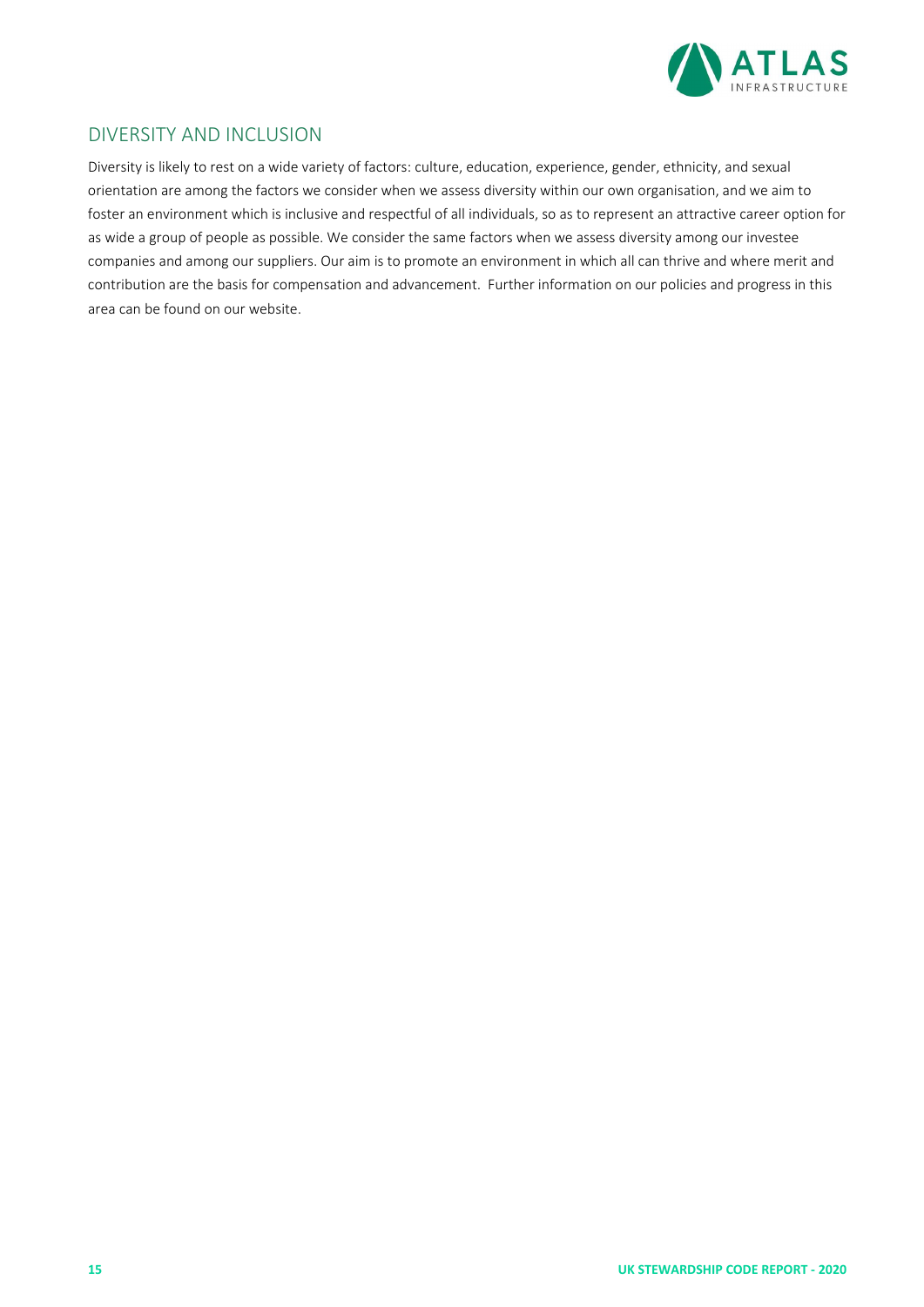## DIVERSITY AND INCLUSION

Diversity is likely to rest on a wide variety of factors: culture, education, experience, gender, ethnicity, and sexual orientation are among the factors we consider when we assess diversity within our own organisation, and we aim to foster an environment which is inclusive and respectful of all individuals, so as to represent an attractive career option for as wide a group of people as possible. We consider the same factors when we assess diversity among our investee companies and among our suppliers. Our aim is to promote an environment in which all can thrive and where merit and contribution are the basis for compensation and advancement. Further information on our policies and progress in this area can be found on our website.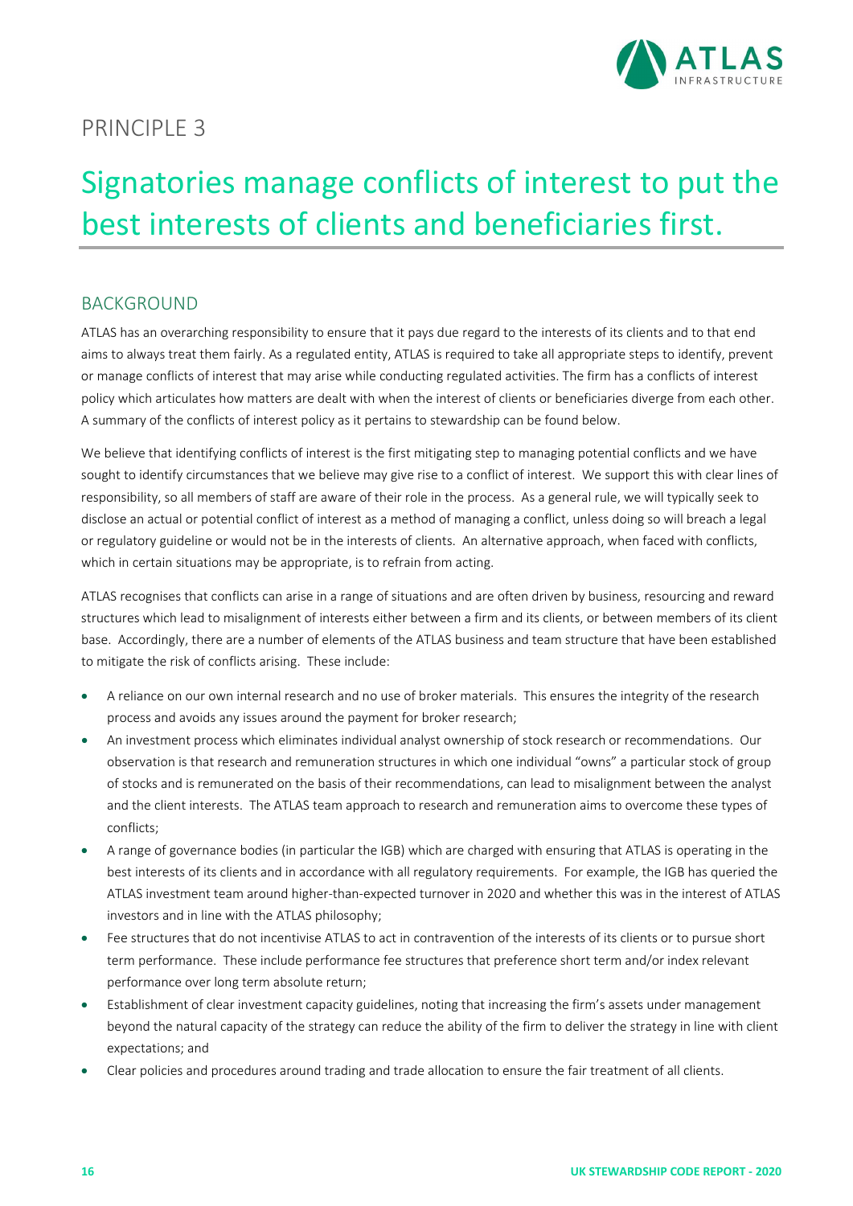PRINCIPLE 3

# Signatories manage conflicts of interest to put the best interests of clients and beneficiaries first.

## BACKGROUND

ATLAS has an overarching responsibility to ensure that it pays due regard to the interests of its clients and to that end aims to always treat them fairly. As a regulated entity, ATLAS is required to take all appropriate steps to identify, prevent or manage conflicts of interest that may arise while conducting regulated activities. The firm has a conflicts of interest policy which articulates how matters are dealt with when the interest of clients or beneficiaries diverge from each other. A summary of the conflicts of interest policy as it pertains to stewardship can be found below.

We believe that identifying conflicts of interest is the first mitigating step to managing potential conflicts and we have sought to identify circumstances that we believe may give rise to a conflict of interest. We support this with clear lines of responsibility, so all members of staff are aware of their role in the process. As a general rule, we will typically seek to disclose an actual or potential conflict of interest as a method of managing a conflict, unless doing so will breach a legal or regulatory guideline or would not be in the interests of clients. An alternative approach, when faced with conflicts, which in certain situations may be appropriate, is to refrain from acting.

ATLAS recognises that conflicts can arise in a range of situations and are often driven by business, resourcing and reward structures which lead to misalignment of interests either between a firm and its clients, or between members of its client base. Accordingly, there are a number of elements of the ATLAS business and team structure that have been established to mitigate the risk of conflicts arising. These include:

- A reliance on our own internal research and no use of broker materials. This ensures the integrity of the research process and avoids any issues around the payment for broker research;
- An investment process which eliminates individual analyst ownership of stock research or recommendations. Our observation is that research and remuneration structures in which one individual "owns" a particular stock of group of stocks and is remunerated on the basis of their recommendations, can lead to misalignment between the analyst and the client interests. The ATLAS team approach to research and remuneration aims to overcome these types of conflicts;
- A range of governance bodies (in particular the IGB) which are charged with ensuring that ATLAS is operating in the best interests of its clients and in accordance with all regulatory requirements. For example, the IGB has queried the ATLAS investment team around higher-than-expected turnover in 2020 and whether this was in the interest of ATLAS investors and in line with the ATLAS philosophy;
- Fee structures that do not incentivise ATLAS to act in contravention of the interests of its clients or to pursue short term performance. These include performance fee structures that preference short term and/or index relevant performance over long term absolute return;
- Establishment of clear investment capacity guidelines, noting that increasing the firm's assets under management beyond the natural capacity of the strategy can reduce the ability of the firm to deliver the strategy in line with client expectations; and
- Clear policies and procedures around trading and trade allocation to ensure the fair treatment of all clients.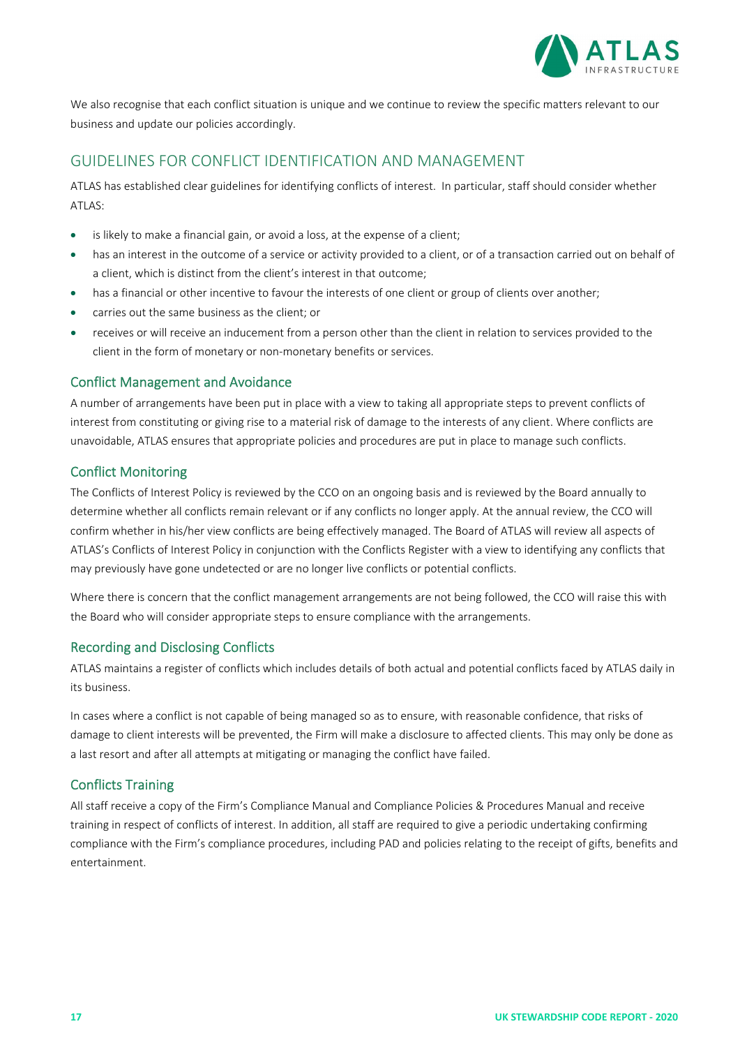We also recognise that each conflict situation is unique and we continue to review the specific matters relevant to our business and update our policies accordingly.

## GUIDELINES FOR CONFLICT IDENTIFICATION AND MANAGEMENT

ATLAS has established clear guidelines for identifying conflicts of interest. In particular, staff should consider whether ATLAS:

- is likely to make a financial gain, or avoid a loss, at the expense of a client;
- has an interest in the outcome of a service or activity provided to a client, or of a transaction carried out on behalf of a client, which is distinct from the client's interest in that outcome;
- has a financial or other incentive to favour the interests of one client or group of clients over another;
- carries out the same business as the client; or
- receives or will receive an inducement from a person other than the client in relation to services provided to the client in the form of monetary or non-monetary benefits or services.

### Conflict Management and Avoidance

A number of arrangements have been put in place with a view to taking all appropriate steps to prevent conflicts of interest from constituting or giving rise to a material risk of damage to the interests of any client. Where conflicts are unavoidable, ATLAS ensures that appropriate policies and procedures are put in place to manage such conflicts.

### Conflict Monitoring

The Conflicts of Interest Policy is reviewed by the CCO on an ongoing basis and is reviewed by the Board annually to determine whether all conflicts remain relevant or if any conflicts no longer apply. At the annual review, the CCO will confirm whether in his/her view conflicts are being effectively managed. The Board of ATLAS will review all aspects of ATLAS's Conflicts of Interest Policy in conjunction with the Conflicts Register with a view to identifying any conflicts that may previously have gone undetected or are no longer live conflicts or potential conflicts.

Where there is concern that the conflict management arrangements are not being followed, the CCO will raise this with the Board who will consider appropriate steps to ensure compliance with the arrangements.

### Recording and Disclosing Conflicts

ATLAS maintains a register of conflicts which includes details of both actual and potential conflicts faced by ATLAS daily in its business.

In cases where a conflict is not capable of being managed so as to ensure, with reasonable confidence, that risks of damage to client interests will be prevented, the Firm will make a disclosure to affected clients. This may only be done as a last resort and after all attempts at mitigating or managing the conflict have failed.

### Conflicts Training

All staff receive a copy of the Firm's Compliance Manual and Compliance Policies & Procedures Manual and receive training in respect of conflicts of interest. In addition, all staff are required to give a periodic undertaking confirming compliance with the Firm's compliance procedures, including PAD and policies relating to the receipt of gifts, benefits and entertainment.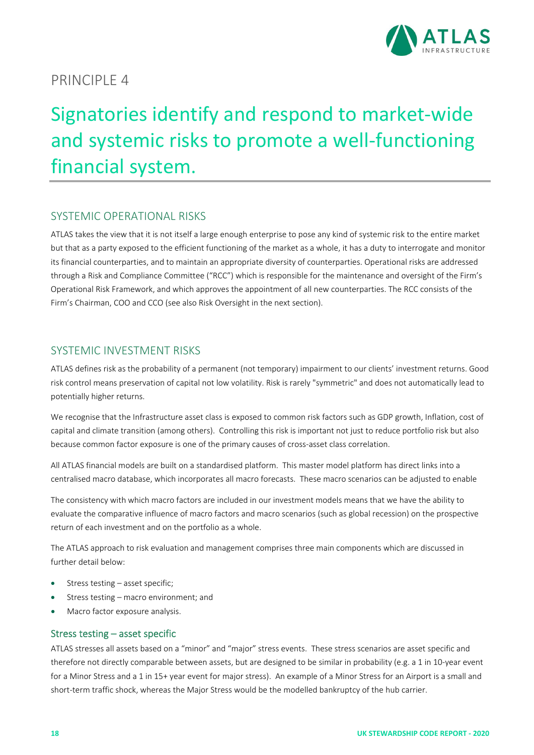PRINCIPLE 4

# Signatories identify and respond to market-wide and systemic risks to promote a well-functioning financial system.

## SYSTEMIC OPERATIONAL RISKS

ATLAS takes the view that it is not itself a large enough enterprise to pose any kind of systemic risk to the entire market but that as a party exposed to the efficient functioning of the market as a whole, it has a duty to interrogate and monitor its financial counterparties, and to maintain an appropriate diversity of counterparties. Operational risks are addressed through a Risk and Compliance Committee ("RCC") which is responsible for the maintenance and oversight of the Firm's Operational Risk Framework, and which approves the appointment of all new counterparties. The RCC consists of the Firm's Chairman, COO and CCO (see also Risk Oversight in the next section).

## SYSTEMIC INVESTMENT RISKS

ATLAS defines risk as the probability of a permanent (not temporary) impairment to our clients' investment returns. Good risk control means preservation of capital not low volatility. Risk is rarely "symmetric" and does not automatically lead to potentially higher returns.

We recognise that the Infrastructure asset class is exposed to common risk factors such as GDP growth, Inflation, cost of capital and climate transition (among others). Controlling this risk is important not just to reduce portfolio risk but also because common factor exposure is one of the primary causes of cross-asset class correlation.

All ATLAS financial models are built on a standardised platform. This master model platform has direct links into a centralised macro database, which incorporates all macro forecasts. These macro scenarios can be adjusted to enable

The consistency with which macro factors are included in our investment models means that we have the ability to evaluate the comparative influence of macro factors and macro scenarios (such as global recession) on the prospective return of each investment and on the portfolio as a whole.

The ATLAS approach to risk evaluation and management comprises three main components which are discussed in further detail below:

- Stress testing – asset specific;
- Stress testing – macro environment; and
- Macro factor exposure analysis.

### Stress testing – asset specific

ATLAS stresses all assets based on a "minor" and "major" stress events. These stress scenarios are asset specific and therefore not directly comparable between assets, but are designed to be similar in probability (e.g. a 1 in 10-year event for a Minor Stress and a 1 in 15+ year event for major stress). An example of a Minor Stress for an Airport is a small and short-term traffic shock, whereas the Major Stress would be the modelled bankruptcy of the hub carrier.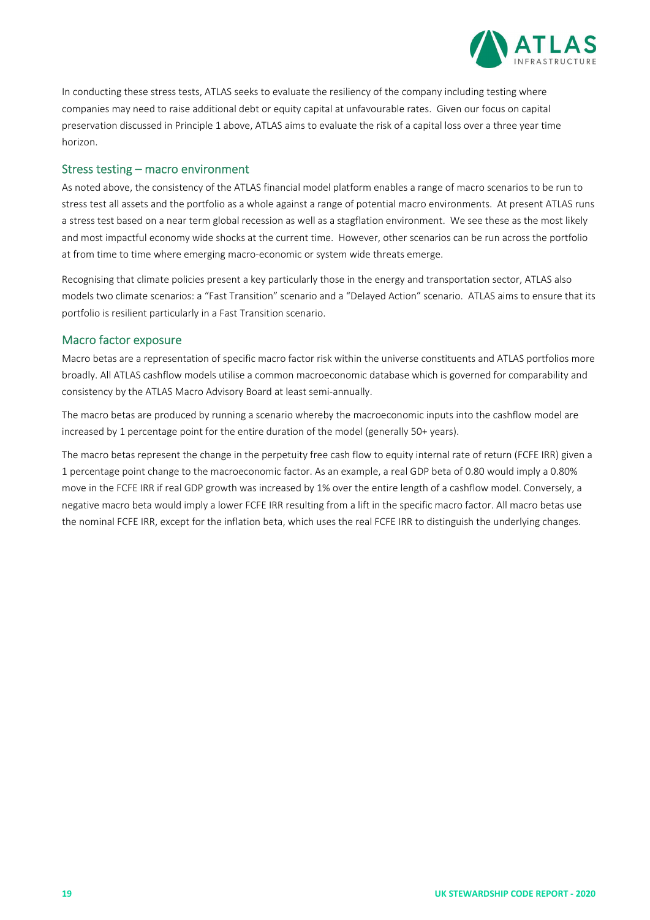In conducting these stress tests, ATLAS seeks to evaluate the resiliency of the company including testing where companies may need to raise additional debt or equity capital at unfavourable rates. Given our focus on capital preservation discussed in Principle 1 above, ATLAS aims to evaluate the risk of a capital loss over a three year time horizon.

## Stress testing – macro environment

As noted above, the consistency of the ATLAS financial model platform enables a range of macro scenarios to be run to stress test all assets and the portfolio as a whole against a range of potential macro environments. At present ATLAS runs a stress test based on a near term global recession as well as a stagflation environment. We see these as the most likely and most impactful economy wide shocks at the current time. However, other scenarios can be run across the portfolio at from time to time where emerging macro-economic or system wide threats emerge.

Recognising that climate policies present a key particularly those in the energy and transportation sector, ATLAS also models two climate scenarios: a "Fast Transition" scenario and a "Delayed Action" scenario. ATLAS aims to ensure that its portfolio is resilient particularly in a Fast Transition scenario.

## Macro factor exposure

Macro betas are a representation of specific macro factor risk within the universe constituents and ATLAS portfolios more broadly. All ATLAS cashflow models utilise a common macroeconomic database which is governed for comparability and consistency by the ATLAS Macro Advisory Board at least semi-annually.

The macro betas are produced by running a scenario whereby the macroeconomic inputs into the cashflow model are increased by 1 percentage point for the entire duration of the model (generally 50+ years).

The macro betas represent the change in the perpetuity free cash flow to equity internal rate of return (FCFE IRR) given a 1 percentage point change to the macroeconomic factor. As an example, a real GDP beta of 0.80 would imply a 0.80% move in the FCFE IRR if real GDP growth was increased by 1% over the entire length of a cashflow model. Conversely, a negative macro beta would imply a lower FCFE IRR resulting from a lift in the specific macro factor. All macro betas use the nominal FCFE IRR, except for the inflation beta, which uses the real FCFE IRR to distinguish the underlying changes.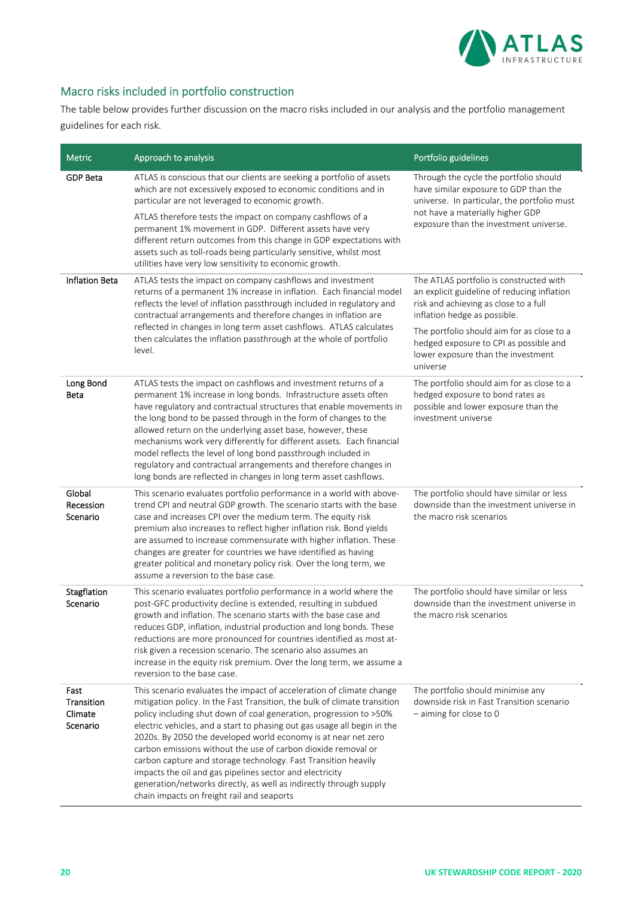## Macro risks included in portfolio construction

The table below provides further discussion on the macro risks included in our analysis and the portfolio management guidelines for each risk.

| Metric | Approach to analysis | Portfolio guidelines |
|---|---|---|
| GDP Beta | ATLAS is conscious that our clients are seeking a portfolio of assets which are not excessively exposed to economic conditions and in particular are not leveraged to economic growth.<br><br>ATLAS therefore tests the impact on company cashflows of a permanent 1% movement in GDP. Different assets have very different return outcomes from this change in GDP expectations with assets such as toll-roads being particularly sensitive, whilst most utilities have very low sensitivity to economic growth. | Through the cycle the portfolio should have similar exposure to GDP than the universe. In particular, the portfolio must not have a materially higher GDP exposure than the investment universe. |
| Inflation Beta | ATLAS tests the impact on company cashflows and investment returns of a permanent 1% increase in inflation. Each financial model reflects the level of inflation passthrough included in regulatory and contractual arrangements and therefore changes in inflation are reflected in changes in long term asset cashflows. ATLAS calculates then calculates the inflation passthrough at the whole of portfolio level. | The ATLAS portfolio is constructed with an explicit guideline of reducing inflation risk and achieving as close to a full inflation hedge as possible.<br><br>The portfolio should aim for as close to a hedged exposure to CPI as possible and lower exposure than the investment universe |
| Long Bond Beta | ATLAS tests the impact on cashflows and investment returns of a permanent 1% increase in long bonds. Infrastructure assets often have regulatory and contractual structures that enable movements in the long bond to be passed through in the form of changes to the allowed return on the underlying asset base, however, these mechanisms work very differently for different assets. Each financial model reflects the level of long bond passthrough included in regulatory and contractual arrangements and therefore changes in long bonds are reflected in changes in long term asset cashflows. | The portfolio should aim for as close to a hedged exposure to bond rates as possible and lower exposure than the investment universe |
| Global Recession Scenario | This scenario evaluates portfolio performance in a world with above-trend CPI and neutral GDP growth. The scenario starts with the base case and increases CPI over the medium term. The equity risk premium also increases to reflect higher inflation risk. Bond yields are assumed to increase commensurate with higher inflation. These changes are greater for countries we have identified as having greater political and monetary policy risk. Over the long term, we assume a reversion to the base case. | The portfolio should have similar or less downside than the investment universe in the macro risk scenarios |
| Stagflation Scenario | This scenario evaluates portfolio performance in a world where the post-GFC productivity decline is extended, resulting in subdued growth and inflation. The scenario starts with the base case and reduces GDP, inflation, industrial production and long bonds. These reductions are more pronounced for countries identified as most at-risk given a recession scenario. The scenario also assumes an increase in the equity risk premium. Over the long term, we assume a reversion to the base case. | The portfolio should have similar or less downside than the investment universe in the macro risk scenarios |
| Fast Transition Climate Scenario | This scenario evaluates the impact of acceleration of climate change mitigation policy. In the Fast Transition, the bulk of climate transition policy including shut down of coal generation, progression to >50% electric vehicles, and a start to phasing out gas usage all begin in the 2020s. By 2050 the developed world economy is at near net zero carbon emissions without the use of carbon dioxide removal or carbon capture and storage technology. Fast Transition heavily impacts the oil and gas pipelines sector and electricity generation/networks directly, as well as indirectly through supply chain impacts on freight rail and seaports | The portfolio should minimise any downside risk in Fast Transition scenario – aiming for close to 0 |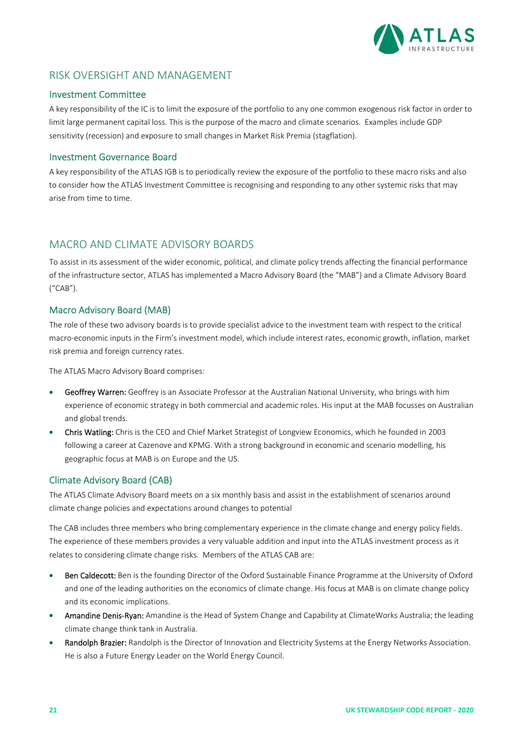## RISK OVERSIGHT AND MANAGEMENT

### Investment Committee

A key responsibility of the IC is to limit the exposure of the portfolio to any one common exogenous risk factor in order to limit large permanent capital loss. This is the purpose of the macro and climate scenarios. Examples include GDP sensitivity (recession) and exposure to small changes in Market Risk Premia (stagflation).

### Investment Governance Board

A key responsibility of the ATLAS IGB is to periodically review the exposure of the portfolio to these macro risks and also to consider how the ATLAS Investment Committee is recognising and responding to any other systemic risks that may arise from time to time.

## MACRO AND CLIMATE ADVISORY BOARDS

To assist in its assessment of the wider economic, political, and climate policy trends affecting the financial performance of the infrastructure sector, ATLAS has implemented a Macro Advisory Board (the "MAB") and a Climate Advisory Board ("CAB").

### Macro Advisory Board (MAB)

The role of these two advisory boards is to provide specialist advice to the investment team with respect to the critical macro-economic inputs in the Firm's investment model, which include interest rates, economic growth, inflation, market risk premia and foreign currency rates.

The ATLAS Macro Advisory Board comprises:

- **Geoffrey Warren:** Geoffrey is an Associate Professor at the Australian National University, who brings with him experience of economic strategy in both commercial and academic roles. His input at the MAB focusses on Australian and global trends.
- **Chris Watling:** Chris is the CEO and Chief Market Strategist of Longview Economics, which he founded in 2003 following a career at Cazenove and KPMG. With a strong background in economic and scenario modelling, his geographic focus at MAB is on Europe and the US.

### Climate Advisory Board (CAB)

The ATLAS Climate Advisory Board meets on a six monthly basis and assist in the establishment of scenarios around climate change policies and expectations around changes to potential

The CAB includes three members who bring complementary experience in the climate change and energy policy fields. The experience of these members provides a very valuable addition and input into the ATLAS investment process as it relates to considering climate change risks. Members of the ATLAS CAB are:

- **Ben Caldecott:** Ben is the founding Director of the Oxford Sustainable Finance Programme at the University of Oxford and one of the leading authorities on the economics of climate change. His focus at MAB is on climate change policy and its economic implications.
- **Amandine Denis-Ryan:** Amandine is the Head of System Change and Capability at ClimateWorks Australia; the leading climate change think tank in Australia.
- **Randolph Brazier:** Randolph is the Director of Innovation and Electricity Systems at the Energy Networks Association. He is also a Future Energy Leader on the World Energy Council.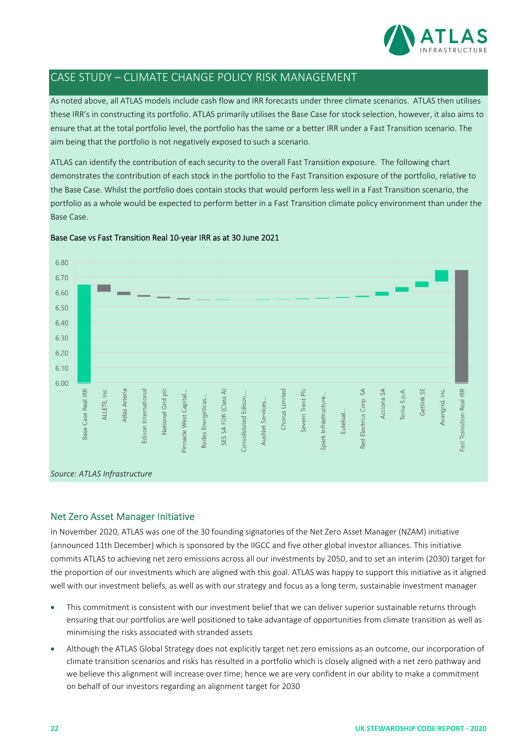## CASE STUDY – CLIMATE CHANGE POLICY RISK MANAGEMENT

As noted above, all ATLAS models include cash flow and IRR forecasts under three climate scenarios. ATLAS then utilises these IRR's in constructing its portfolio. ATLAS primarily utilises the Base Case for stock selection, however, it also aims to ensure that at the total portfolio level, the portfolio has the same or a better IRR under a Fast Transition scenario. The aim being that the portfolio is not negatively exposed to such a scenario.

ATLAS can identify the contribution of each security to the overall Fast Transition exposure. The following chart demonstrates the contribution of each stock in the portfolio to the Fast Transition exposure of the portfolio, relative to the Base Case. Whilst the portfolio does contain stocks that would perform less well in a Fast Transition scenario, the portfolio as a whole would be expected to perform better in a Fast Transition climate policy environment than under the Base Case.

**Base Case vs Fast Transition Real 10-year IRR as at 30 June 2021**

*Source: ATLAS Infrastructure*

### Net Zero Asset Manager Initiative

In November 2020, ATLAS was one of the 30 founding signatories of the Net Zero Asset Manager (NZAM) initiative (announced 11th December) which is sponsored by the IIGCC and five other global investor alliances. This initiative commits ATLAS to achieving net zero emissions across all our investments by 2050, and to set an interim (2030) target for the proportion of our investments which are aligned with this goal. ATLAS was happy to support this initiative as it aligned well with our investment beliefs, as well as with our strategy and focus as a long term, sustainable investment manager

- This commitment is consistent with our investment belief that we can deliver superior sustainable returns through ensuring that our portfolios are well positioned to take advantage of opportunities from climate transition as well as minimising the risks associated with stranded assets
- Although the ATLAS Global Strategy does not explicitly target net zero emissions as an outcome, our incorporation of climate transition scenarios and risks has resulted in a portfolio which is closely aligned with a net zero pathway and we believe this alignment will increase over time; hence we are very confident in our ability to make a commitment on behalf of our investors regarding an alignment target for 2030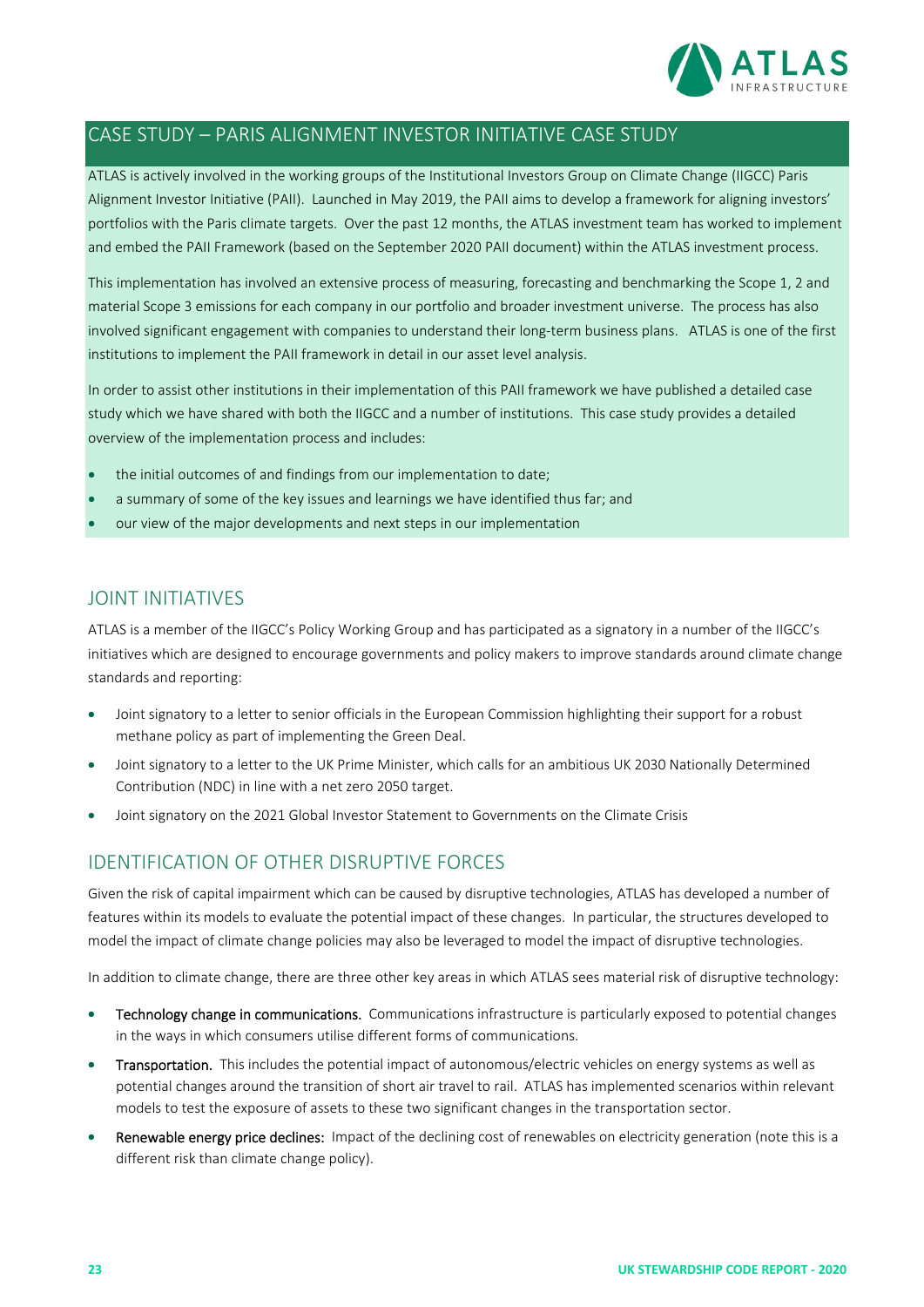## CASE STUDY – PARIS ALIGNMENT INVESTOR INITIATIVE CASE STUDY

ATLAS is actively involved in the working groups of the Institutional Investors Group on Climate Change (IIGCC) Paris Alignment Investor Initiative (PAII). Launched in May 2019, the PAII aims to develop a framework for aligning investors' portfolios with the Paris climate targets. Over the past 12 months, the ATLAS investment team has worked to implement and embed the PAII Framework (based on the September 2020 PAII document) within the ATLAS investment process.

This implementation has involved an extensive process of measuring, forecasting and benchmarking the Scope 1, 2 and material Scope 3 emissions for each company in our portfolio and broader investment universe. The process has also involved significant engagement with companies to understand their long-term business plans. ATLAS is one of the first institutions to implement the PAII framework in detail in our asset level analysis.

In order to assist other institutions in their implementation of this PAII framework we have published a detailed case study which we have shared with both the IIGCC and a number of institutions. This case study provides a detailed overview of the implementation process and includes:

- the initial outcomes of and findings from our implementation to date;
- a summary of some of the key issues and learnings we have identified thus far; and
- our view of the major developments and next steps in our implementation

## JOINT INITIATIVES

ATLAS is a member of the IIGCC's Policy Working Group and has participated as a signatory in a number of the IIGCC's initiatives which are designed to encourage governments and policy makers to improve standards around climate change standards and reporting:

- Joint signatory to a letter to senior officials in the European Commission highlighting their support for a robust methane policy as part of implementing the Green Deal.
- Joint signatory to a letter to the UK Prime Minister, which calls for an ambitious UK 2030 Nationally Determined Contribution (NDC) in line with a net zero 2050 target.
- Joint signatory on the 2021 Global Investor Statement to Governments on the Climate Crisis

## IDENTIFICATION OF OTHER DISRUPTIVE FORCES

Given the risk of capital impairment which can be caused by disruptive technologies, ATLAS has developed a number of features within its models to evaluate the potential impact of these changes. In particular, the structures developed to model the impact of climate change policies may also be leveraged to model the impact of disruptive technologies.

In addition to climate change, there are three other key areas in which ATLAS sees material risk of disruptive technology:

- Technology change in communications. Communications infrastructure is particularly exposed to potential changes in the ways in which consumers utilise different forms of communications.
- Transportation. This includes the potential impact of autonomous/electric vehicles on energy systems as well as potential changes around the transition of short air travel to rail. ATLAS has implemented scenarios within relevant models to test the exposure of assets to these two significant changes in the transportation sector.
- Renewable energy price declines: Impact of the declining cost of renewables on electricity generation (note this is a different risk than climate change policy).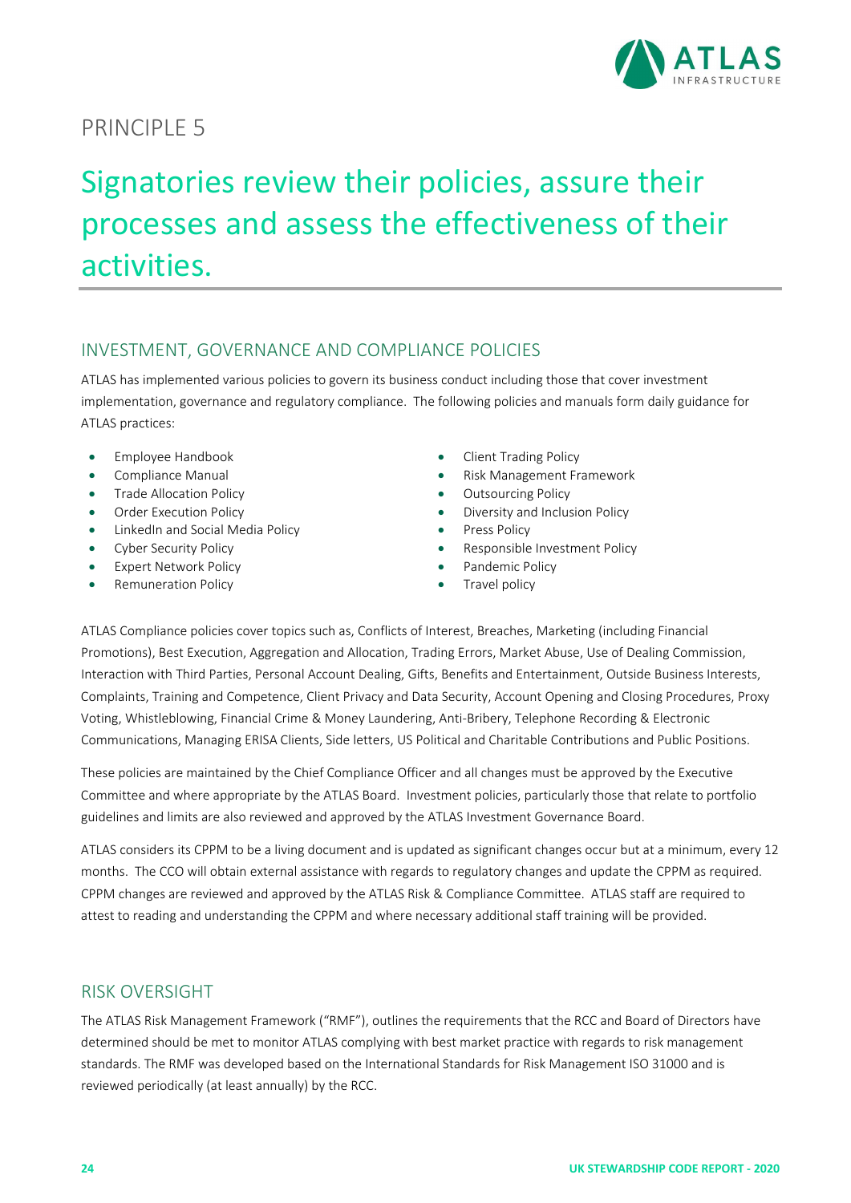PRINCIPLE 5

# Signatories review their policies, assure their processes and assess the effectiveness of their activities.

## INVESTMENT, GOVERNANCE AND COMPLIANCE POLICIES

ATLAS has implemented various policies to govern its business conduct including those that cover investment implementation, governance and regulatory compliance. The following policies and manuals form daily guidance for ATLAS practices:

- Employee Handbook
- Compliance Manual
- Trade Allocation Policy
- Order Execution Policy
- LinkedIn and Social Media Policy
- Cyber Security Policy
- Expert Network Policy
- Remuneration Policy
- Client Trading Policy
- Risk Management Framework
- Outsourcing Policy
- Diversity and Inclusion Policy
- Press Policy
- Responsible Investment Policy
- Pandemic Policy
- Travel policy

ATLAS Compliance policies cover topics such as, Conflicts of Interest, Breaches, Marketing (including Financial Promotions), Best Execution, Aggregation and Allocation, Trading Errors, Market Abuse, Use of Dealing Commission, Interaction with Third Parties, Personal Account Dealing, Gifts, Benefits and Entertainment, Outside Business Interests, Complaints, Training and Competence, Client Privacy and Data Security, Account Opening and Closing Procedures, Proxy Voting, Whistleblowing, Financial Crime & Money Laundering, Anti-Bribery, Telephone Recording & Electronic Communications, Managing ERISA Clients, Side letters, US Political and Charitable Contributions and Public Positions.

These policies are maintained by the Chief Compliance Officer and all changes must be approved by the Executive Committee and where appropriate by the ATLAS Board. Investment policies, particularly those that relate to portfolio guidelines and limits are also reviewed and approved by the ATLAS Investment Governance Board.

ATLAS considers its CPPM to be a living document and is updated as significant changes occur but at a minimum, every 12 months. The CCO will obtain external assistance with regards to regulatory changes and update the CPPM as required. CPPM changes are reviewed and approved by the ATLAS Risk & Compliance Committee. ATLAS staff are required to attest to reading and understanding the CPPM and where necessary additional staff training will be provided.

## RISK OVERSIGHT

The ATLAS Risk Management Framework ("RMF"), outlines the requirements that the RCC and Board of Directors have determined should be met to monitor ATLAS complying with best market practice with regards to risk management standards. The RMF was developed based on the International Standards for Risk Management ISO 31000 and is reviewed periodically (at least annually) by the RCC.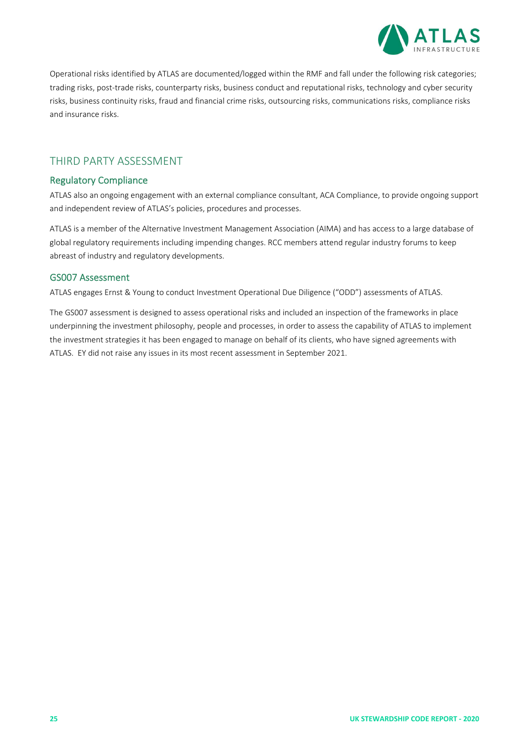Operational risks identified by ATLAS are documented/logged within the RMF and fall under the following risk categories; trading risks, post-trade risks, counterparty risks, business conduct and reputational risks, technology and cyber security risks, business continuity risks, fraud and financial crime risks, outsourcing risks, communications risks, compliance risks and insurance risks.

## THIRD PARTY ASSESSMENT

### Regulatory Compliance

ATLAS also an ongoing engagement with an external compliance consultant, ACA Compliance, to provide ongoing support and independent review of ATLAS's policies, procedures and processes.

ATLAS is a member of the Alternative Investment Management Association (AIMA) and has access to a large database of global regulatory requirements including impending changes. RCC members attend regular industry forums to keep abreast of industry and regulatory developments.

### GS007 Assessment

ATLAS engages Ernst & Young to conduct Investment Operational Due Diligence ("ODD") assessments of ATLAS.

The GS007 assessment is designed to assess operational risks and included an inspection of the frameworks in place underpinning the investment philosophy, people and processes, in order to assess the capability of ATLAS to implement the investment strategies it has been engaged to manage on behalf of its clients, who have signed agreements with ATLAS. EY did not raise any issues in its most recent assessment in September 2021.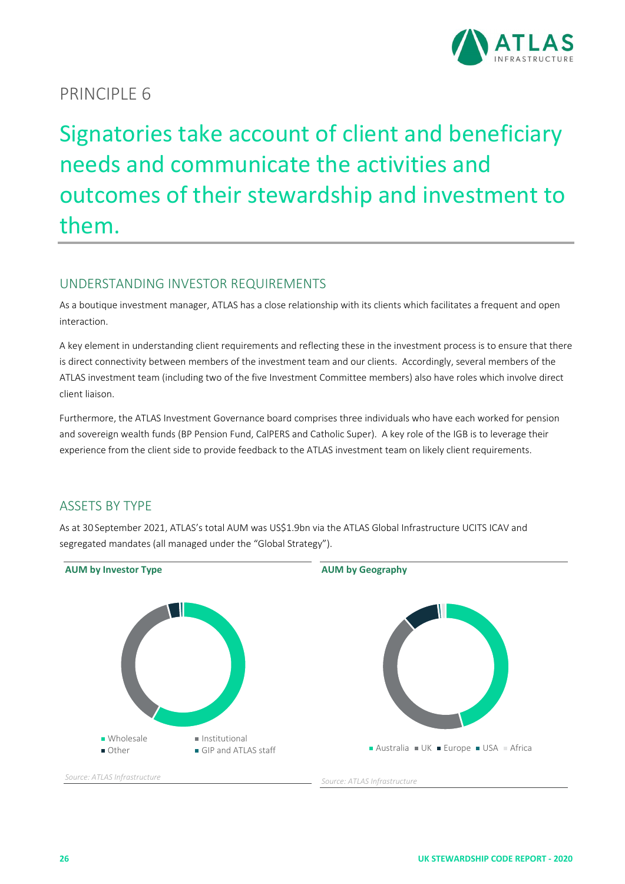## PRINCIPLE 6

# Signatories take account of client and beneficiary needs and communicate the activities and outcomes of their stewardship and investment to them.

### UNDERSTANDING INVESTOR REQUIREMENTS

As a boutique investment manager, ATLAS has a close relationship with its clients which facilitates a frequent and open interaction.

A key element in understanding client requirements and reflecting these in the investment process is to ensure that there is direct connectivity between members of the investment team and our clients. Accordingly, several members of the ATLAS investment team (including two of the five Investment Committee members) also have roles which involve direct client liaison.

Furthermore, the ATLAS Investment Governance board comprises three individuals who have each worked for pension and sovereign wealth funds (BP Pension Fund, CalPERS and Catholic Super). A key role of the IGB is to leverage their experience from the client side to provide feedback to the ATLAS investment team on likely client requirements.

### ASSETS BY TYPE

As at 30 September 2021, ATLAS's total AUM was US$1.9bn via the ATLAS Global Infrastructure UCITS ICAV and segregated mandates (all managed under the "Global Strategy").

**AUM by Investor Type**

Wholesale, Institutional, Other, GIP and ATLAS staff

*Source: ATLAS Infrastructure*

**AUM by Geography**

Australia, UK, Europe, USA, Africa

*Source: ATLAS Infrastructure*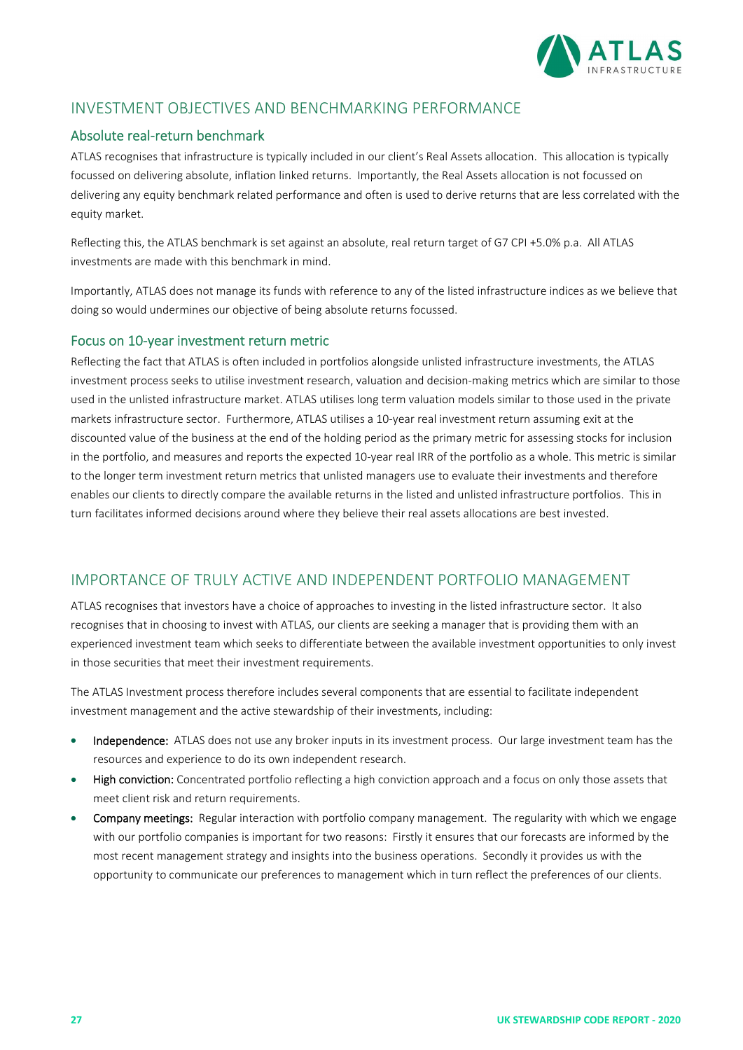## INVESTMENT OBJECTIVES AND BENCHMARKING PERFORMANCE

### Absolute real-return benchmark

ATLAS recognises that infrastructure is typically included in our client's Real Assets allocation. This allocation is typically focussed on delivering absolute, inflation linked returns. Importantly, the Real Assets allocation is not focussed on delivering any equity benchmark related performance and often is used to derive returns that are less correlated with the equity market.

Reflecting this, the ATLAS benchmark is set against an absolute, real return target of G7 CPI +5.0% p.a. All ATLAS investments are made with this benchmark in mind.

Importantly, ATLAS does not manage its funds with reference to any of the listed infrastructure indices as we believe that doing so would undermines our objective of being absolute returns focussed.

### Focus on 10-year investment return metric

Reflecting the fact that ATLAS is often included in portfolios alongside unlisted infrastructure investments, the ATLAS investment process seeks to utilise investment research, valuation and decision-making metrics which are similar to those used in the unlisted infrastructure market. ATLAS utilises long term valuation models similar to those used in the private markets infrastructure sector. Furthermore, ATLAS utilises a 10-year real investment return assuming exit at the discounted value of the business at the end of the holding period as the primary metric for assessing stocks for inclusion in the portfolio, and measures and reports the expected 10-year real IRR of the portfolio as a whole. This metric is similar to the longer term investment return metrics that unlisted managers use to evaluate their investments and therefore enables our clients to directly compare the available returns in the listed and unlisted infrastructure portfolios. This in turn facilitates informed decisions around where they believe their real assets allocations are best invested.

## IMPORTANCE OF TRULY ACTIVE AND INDEPENDENT PORTFOLIO MANAGEMENT

ATLAS recognises that investors have a choice of approaches to investing in the listed infrastructure sector. It also recognises that in choosing to invest with ATLAS, our clients are seeking a manager that is providing them with an experienced investment team which seeks to differentiate between the available investment opportunities to only invest in those securities that meet their investment requirements.

The ATLAS Investment process therefore includes several components that are essential to facilitate independent investment management and the active stewardship of their investments, including:

- **Independence:** ATLAS does not use any broker inputs in its investment process. Our large investment team has the resources and experience to do its own independent research.
- **High conviction:** Concentrated portfolio reflecting a high conviction approach and a focus on only those assets that meet client risk and return requirements.
- **Company meetings:** Regular interaction with portfolio company management. The regularity with which we engage with our portfolio companies is important for two reasons: Firstly it ensures that our forecasts are informed by the most recent management strategy and insights into the business operations. Secondly it provides us with the opportunity to communicate our preferences to management which in turn reflect the preferences of our clients.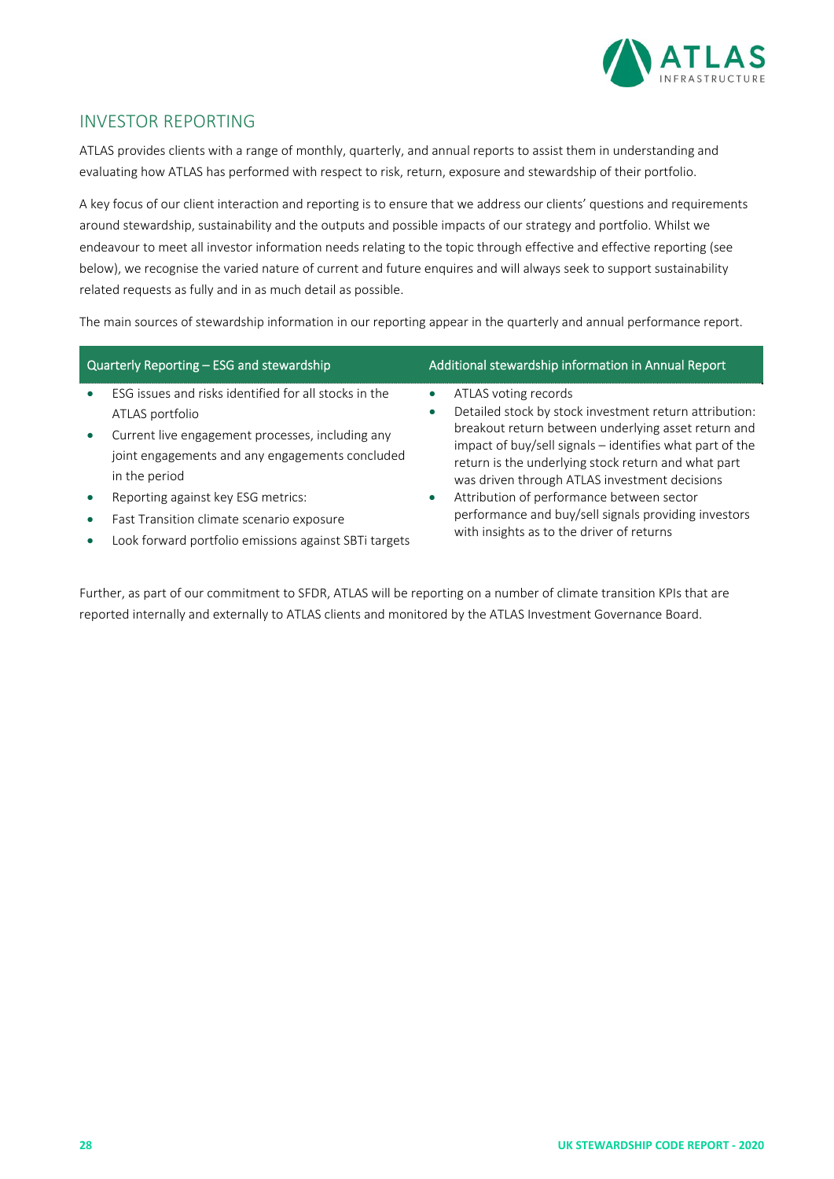## INVESTOR REPORTING

ATLAS provides clients with a range of monthly, quarterly, and annual reports to assist them in understanding and evaluating how ATLAS has performed with respect to risk, return, exposure and stewardship of their portfolio.

A key focus of our client interaction and reporting is to ensure that we address our clients' questions and requirements around stewardship, sustainability and the outputs and possible impacts of our strategy and portfolio. Whilst we endeavour to meet all investor information needs relating to the topic through effective and effective reporting (see below), we recognise the varied nature of current and future enquires and will always seek to support sustainability related requests as fully and in as much detail as possible.

The main sources of stewardship information in our reporting appear in the quarterly and annual performance report.

| Quarterly Reporting – ESG and stewardship | Additional stewardship information in Annual Report |
|---|---|
| • ESG issues and risks identified for all stocks in the ATLAS portfolio<br>• Current live engagement processes, including any joint engagements and any engagements concluded in the period<br>• Reporting against key ESG metrics:<br>• Fast Transition climate scenario exposure<br>• Look forward portfolio emissions against SBTi targets | • ATLAS voting records<br>• Detailed stock by stock investment return attribution: breakout return between underlying asset return and impact of buy/sell signals – identifies what part of the return is the underlying stock return and what part was driven through ATLAS investment decisions<br>• Attribution of performance between sector performance and buy/sell signals providing investors with insights as to the driver of returns |

Further, as part of our commitment to SFDR, ATLAS will be reporting on a number of climate transition KPIs that are reported internally and externally to ATLAS clients and monitored by the ATLAS Investment Governance Board.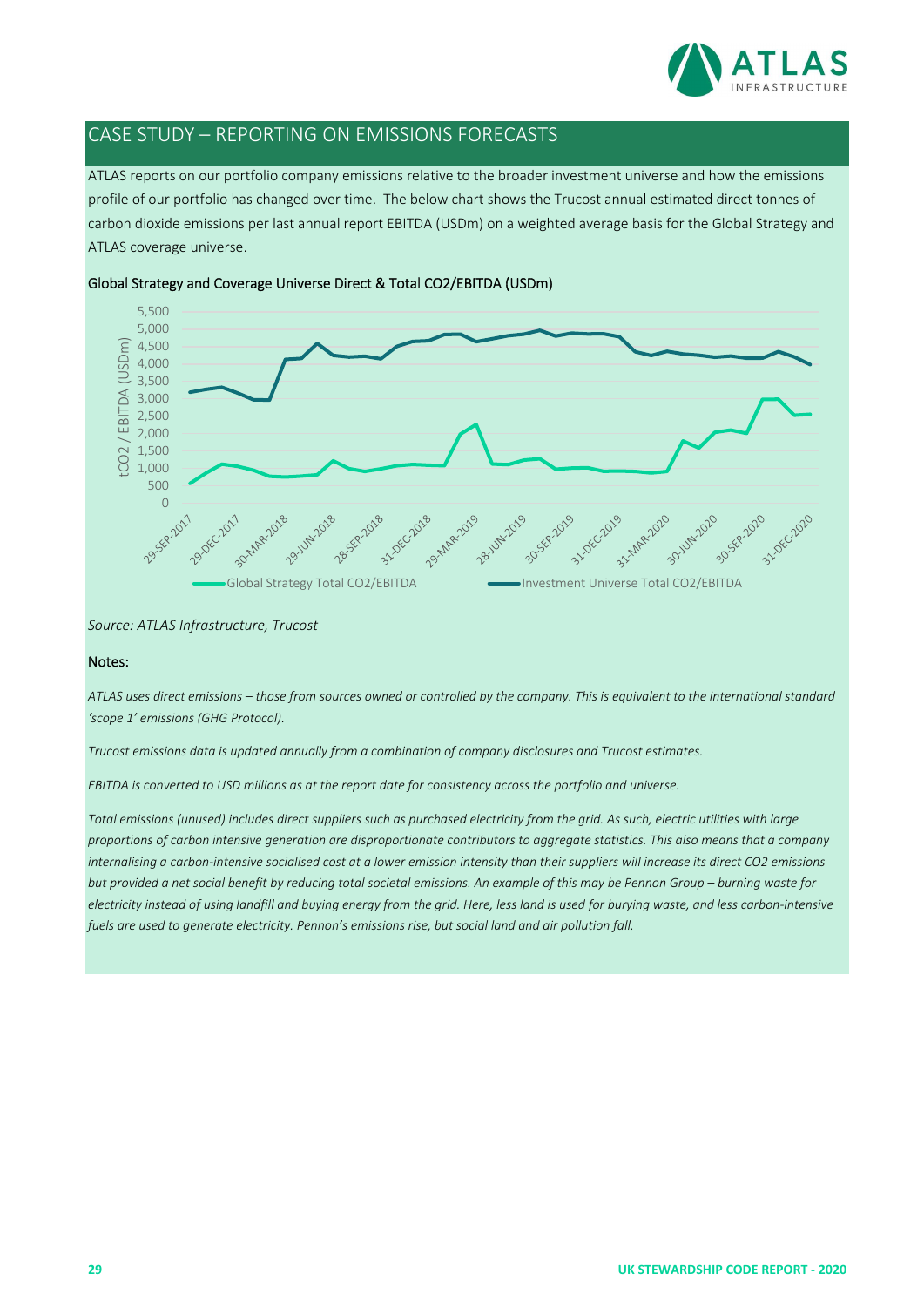## CASE STUDY – REPORTING ON EMISSIONS FORECASTS

ATLAS reports on our portfolio company emissions relative to the broader investment universe and how the emissions profile of our portfolio has changed over time. The below chart shows the Trucost annual estimated direct tonnes of carbon dioxide emissions per last annual report EBITDA (USDm) on a weighted average basis for the Global Strategy and ATLAS coverage universe.

**Global Strategy and Coverage Universe Direct & Total CO2/EBITDA (USDm)**

*Source: ATLAS Infrastructure, Trucost*

**Notes:**

*ATLAS uses direct emissions – those from sources owned or controlled by the company. This is equivalent to the international standard 'scope 1' emissions (GHG Protocol).*

*Trucost emissions data is updated annually from a combination of company disclosures and Trucost estimates.*

*EBITDA is converted to USD millions as at the report date for consistency across the portfolio and universe.*

*Total emissions (unused) includes direct suppliers such as purchased electricity from the grid. As such, electric utilities with large proportions of carbon intensive generation are disproportionate contributors to aggregate statistics. This also means that a company internalising a carbon-intensive socialised cost at a lower emission intensity than their suppliers will increase its direct CO2 emissions but provided a net social benefit by reducing total societal emissions. An example of this may be Pennon Group – burning waste for electricity instead of using landfill and buying energy from the grid. Here, less land is used for burying waste, and less carbon-intensive fuels are used to generate electricity. Pennon's emissions rise, but social land and air pollution fall.*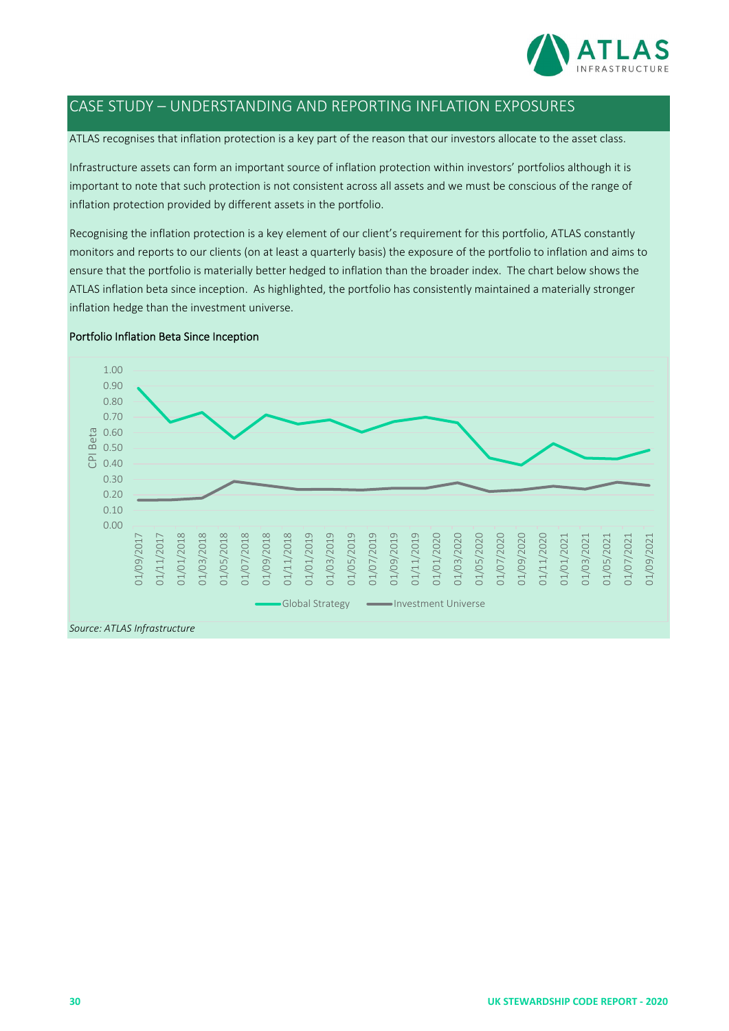## CASE STUDY – UNDERSTANDING AND REPORTING INFLATION EXPOSURES

ATLAS recognises that inflation protection is a key part of the reason that our investors allocate to the asset class.

Infrastructure assets can form an important source of inflation protection within investors' portfolios although it is important to note that such protection is not consistent across all assets and we must be conscious of the range of inflation protection provided by different assets in the portfolio.

Recognising the inflation protection is a key element of our client's requirement for this portfolio, ATLAS constantly monitors and reports to our clients (on at least a quarterly basis) the exposure of the portfolio to inflation and aims to ensure that the portfolio is materially better hedged to inflation than the broader index. The chart below shows the ATLAS inflation beta since inception. As highlighted, the portfolio has consistently maintained a materially stronger inflation hedge than the investment universe.

Portfolio Inflation Beta Since Inception

*Source: ATLAS Infrastructure*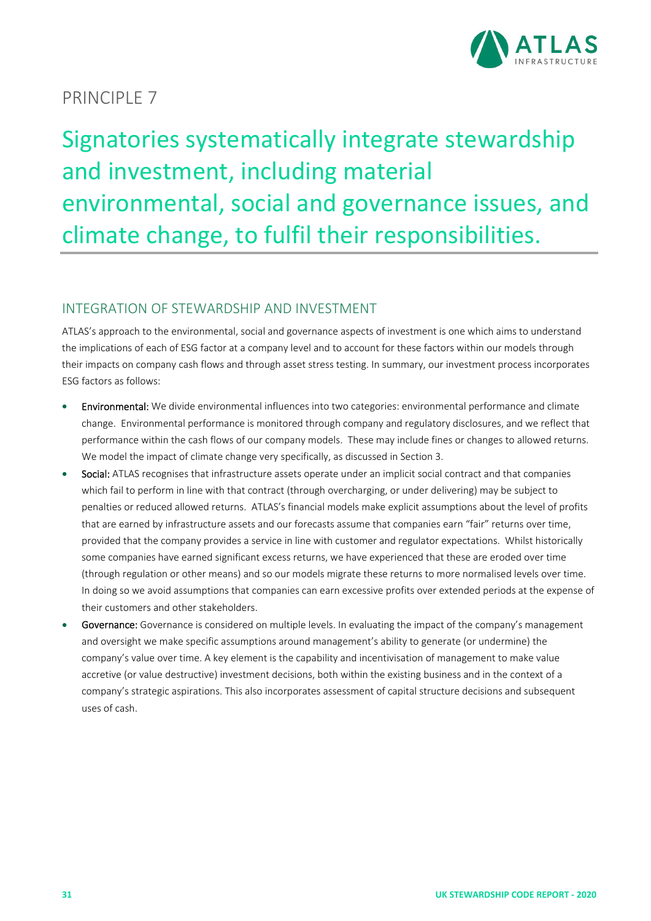# PRINCIPLE 7

## Signatories systematically integrate stewardship and investment, including material environmental, social and governance issues, and climate change, to fulfil their responsibilities.

### INTEGRATION OF STEWARDSHIP AND INVESTMENT

ATLAS's approach to the environmental, social and governance aspects of investment is one which aims to understand the implications of each of ESG factor at a company level and to account for these factors within our models through their impacts on company cash flows and through asset stress testing. In summary, our investment process incorporates ESG factors as follows:

- **Environmental:** We divide environmental influences into two categories: environmental performance and climate change. Environmental performance is monitored through company and regulatory disclosures, and we reflect that performance within the cash flows of our company models. These may include fines or changes to allowed returns. We model the impact of climate change very specifically, as discussed in Section 3.
- **Social:** ATLAS recognises that infrastructure assets operate under an implicit social contract and that companies which fail to perform in line with that contract (through overcharging, or under delivering) may be subject to penalties or reduced allowed returns. ATLAS's financial models make explicit assumptions about the level of profits that are earned by infrastructure assets and our forecasts assume that companies earn "fair" returns over time, provided that the company provides a service in line with customer and regulator expectations. Whilst historically some companies have earned significant excess returns, we have experienced that these are eroded over time (through regulation or other means) and so our models migrate these returns to more normalised levels over time. In doing so we avoid assumptions that companies can earn excessive profits over extended periods at the expense of their customers and other stakeholders.
- **Governance:** Governance is considered on multiple levels. In evaluating the impact of the company's management and oversight we make specific assumptions around management's ability to generate (or undermine) the company's value over time. A key element is the capability and incentivisation of management to make value accretive (or value destructive) investment decisions, both within the existing business and in the context of a company's strategic aspirations. This also incorporates assessment of capital structure decisions and subsequent uses of cash.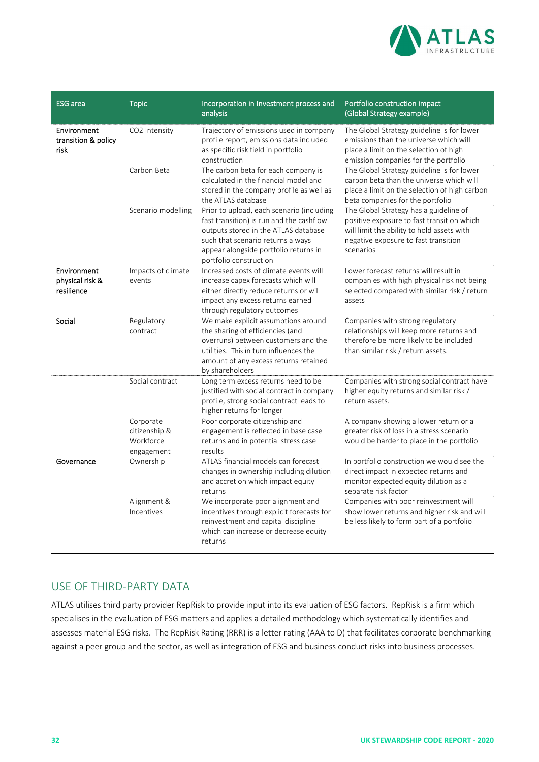| ESG area | Topic | Incorporation in Investment process and analysis | Portfolio construction impact (Global Strategy example) |
|---|---|---|---|
| Environment transition & policy risk | $CO_2$ Intensity | Trajectory of emissions used in company profile report, emissions data included as specific risk field in portfolio construction | The Global Strategy guideline is for lower emissions than the universe which will place a limit on the selection of high emission companies for the portfolio |
| | Carbon Beta | The carbon beta for each company is calculated in the financial model and stored in the company profile as well as the ATLAS database | The Global Strategy guideline is for lower carbon beta than the universe which will place a limit on the selection of high carbon beta companies for the portfolio |
| | Scenario modelling | Prior to upload, each scenario (including fast transition) is run and the cashflow outputs stored in the ATLAS database such that scenario returns always appear alongside portfolio returns in portfolio construction | The Global Strategy has a guideline of positive exposure to fast transition which will limit the ability to hold assets with negative exposure to fast transition scenarios |
| Environment physical risk & resilience | Impacts of climate events | Increased costs of climate events will increase capex forecasts which will either directly reduce returns or will impact any excess returns earned through regulatory outcomes | Lower forecast returns will result in companies with high physical risk not being selected compared with similar risk / return assets |
| Social | Regulatory contract | We make explicit assumptions around the sharing of efficiencies (and overruns) between customers and the utilities. This in turn influences the amount of any excess returns retained by shareholders | Companies with strong regulatory relationships will keep more returns and therefore be more likely to be included than similar risk / return assets. |
| | Social contract | Long term excess returns need to be justified with social contract in company profile, strong social contract leads to higher returns for longer | Companies with strong social contract have higher equity returns and similar risk / return assets. |
| | Corporate citizenship & Workforce engagement | Poor corporate citizenship and engagement is reflected in base case returns and in potential stress case results | A company showing a lower return or a greater risk of loss in a stress scenario would be harder to place in the portfolio |
| Governance | Ownership | ATLAS financial models can forecast changes in ownership including dilution and accretion which impact equity returns | In portfolio construction we would see the direct impact in expected returns and monitor expected equity dilution as a separate risk factor |
| | Alignment & Incentives | We incorporate poor alignment and incentives through explicit forecasts for reinvestment and capital discipline which can increase or decrease equity returns | Companies with poor reinvestment will show lower returns and higher risk and will be less likely to form part of a portfolio |

## USE OF THIRD-PARTY DATA

ATLAS utilises third party provider RepRisk to provide input into its evaluation of ESG factors. RepRisk is a firm which specialises in the evaluation of ESG matters and applies a detailed methodology which systematically identifies and assesses material ESG risks. The RepRisk Rating (RRR) is a letter rating (AAA to D) that facilitates corporate benchmarking against a peer group and the sector, as well as integration of ESG and business conduct risks into business processes.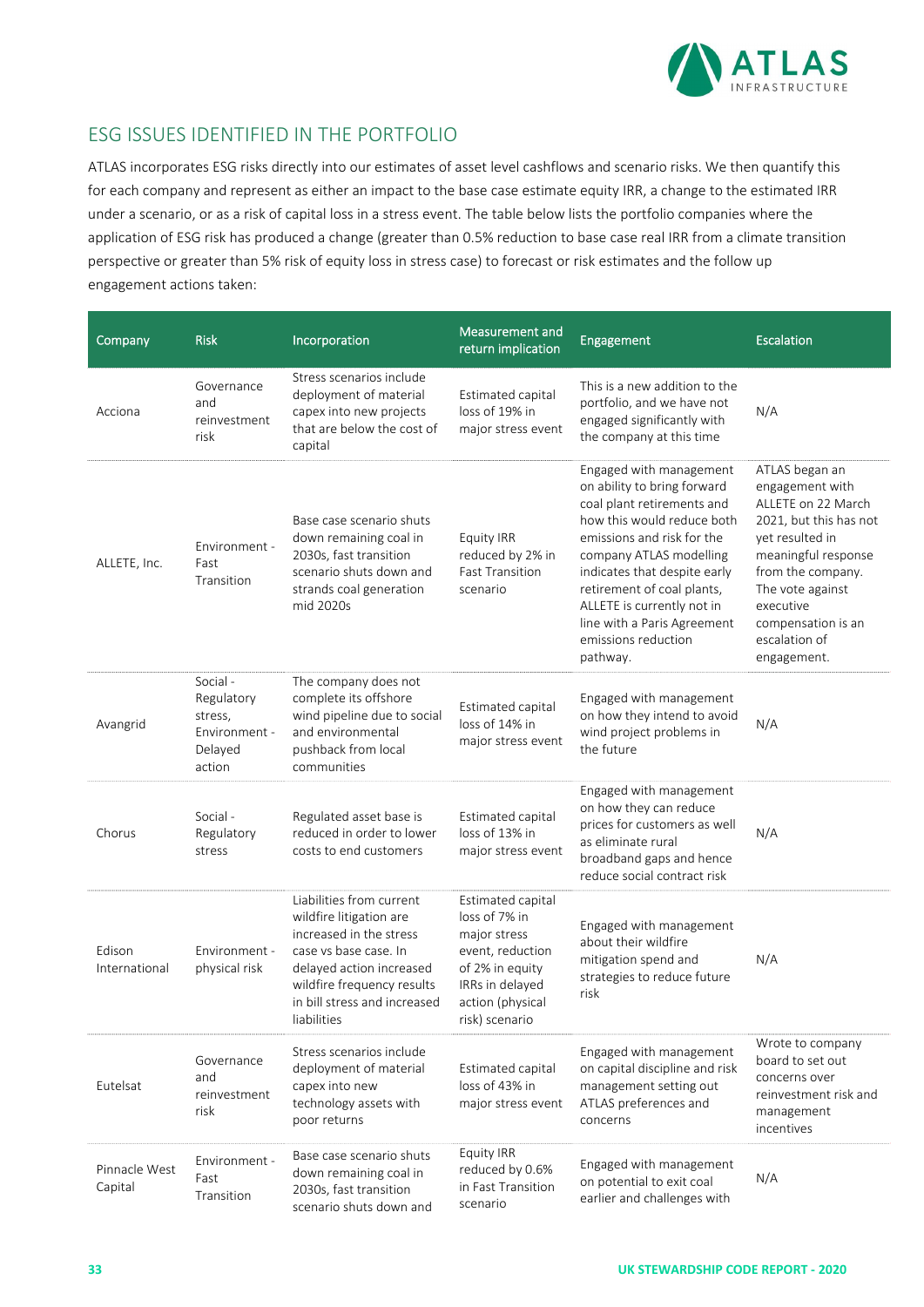## ESG ISSUES IDENTIFIED IN THE PORTFOLIO

ATLAS incorporates ESG risks directly into our estimates of asset level cashflows and scenario risks. We then quantify this for each company and represent as either an impact to the base case estimate equity IRR, a change to the estimated IRR under a scenario, or as a risk of capital loss in a stress event. The table below lists the portfolio companies where the application of ESG risk has produced a change (greater than 0.5% reduction to base case real IRR from a climate transition perspective or greater than 5% risk of equity loss in stress case) to forecast or risk estimates and the follow up engagement actions taken:

| Company | Risk | Incorporation | Measurement and return implication | Engagement | Escalation |
|---|---|---|---|---|---|
| Acciona | Governance and reinvestment risk | Stress scenarios include deployment of material capex into new projects that are below the cost of capital | Estimated capital loss of 19% in major stress event | This is a new addition to the portfolio, and we have not engaged significantly with the company at this time | N/A |
| ALLETE, Inc. | Environment - Fast Transition | Base case scenario shuts down remaining coal in 2030s, fast transition scenario shuts down and strands coal generation mid 2020s | Equity IRR reduced by 2% in Fast Transition scenario | Engaged with management on ability to bring forward coal plant retirements and how this would reduce both emissions and risk for the company ATLAS modelling indicates that despite early retirement of coal plants, ALLETE is currently not in line with a Paris Agreement emissions reduction pathway. | ATLAS began an engagement with ALLETE on 22 March 2021, but this has not yet resulted in meaningful response from the company. The vote against executive compensation is an escalation of engagement. |
| Avangrid | Social - Regulatory stress, Environment - Delayed action | The company does not complete its offshore wind pipeline due to social and environmental pushback from local communities | Estimated capital loss of 14% in major stress event | Engaged with management on how they intend to avoid wind project problems in the future | N/A |
| Chorus | Social - Regulatory stress | Regulated asset base is reduced in order to lower costs to end customers | Estimated capital loss of 13% in major stress event | Engaged with management on how they can reduce prices for customers as well as eliminate rural broadband gaps and hence reduce social contract risk | N/A |
| Edison International | Environment - physical risk | Liabilities from current wildfire litigation are increased in the stress case vs base case. In delayed action increased wildfire frequency results in bill stress and increased liabilities | Estimated capital loss of 7% in major stress event, reduction of 2% in equity IRRs in delayed action (physical risk) scenario | Engaged with management about their wildfire mitigation spend and strategies to reduce future risk | N/A |
| Eutelsat | Governance and reinvestment risk | Stress scenarios include deployment of material capex into new technology assets with poor returns | Estimated capital loss of 43% in major stress event | Engaged with management on capital discipline and risk management setting out ATLAS preferences and concerns | Wrote to company board to set out concerns over reinvestment risk and management incentives |
| Pinnacle West Capital | Environment - Fast Transition | Base case scenario shuts down remaining coal in 2030s, fast transition scenario shuts down and | Equity IRR reduced by 0.6% in Fast Transition scenario | Engaged with management on potential to exit coal earlier and challenges with | N/A |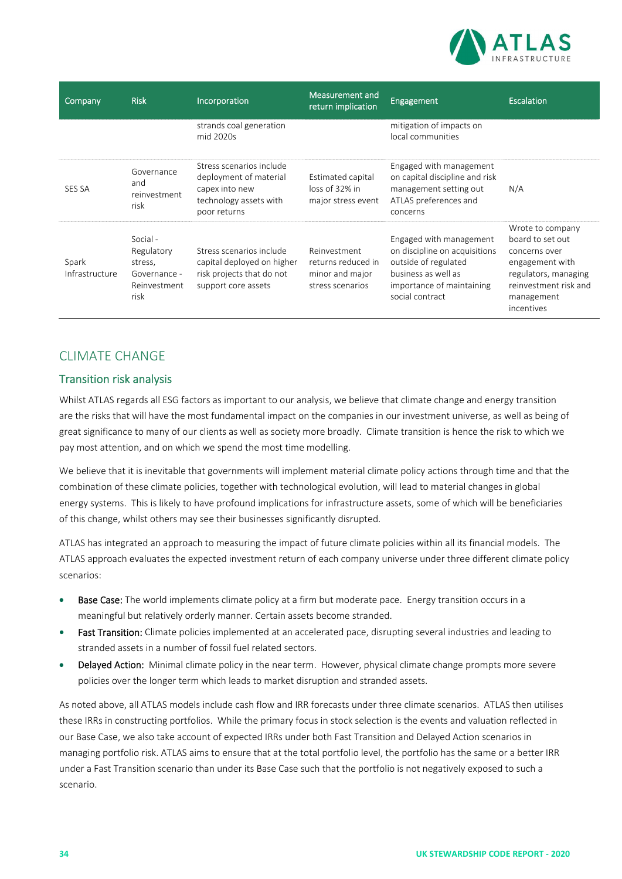| Company | Risk | Incorporation | Measurement and return implication | Engagement | Escalation |
|---|---|---|---|---|---|
| | | strands coal generation mid 2020s | | mitigation of impacts on local communities | |
| SES SA | Governance and reinvestment risk | Stress scenarios include deployment of material capex into new technology assets with poor returns | Estimated capital loss of 32% in major stress event | Engaged with management on capital discipline and risk management setting out ATLAS preferences and concerns | N/A |
| Spark Infrastructure | Social - Regulatory stress, Governance - Reinvestment risk | Stress scenarios include capital deployed on higher risk projects that do not support core assets | Reinvestment returns reduced in minor and major stress scenarios | Engaged with management on discipline on acquisitions outside of regulated business as well as importance of maintaining social contract | Wrote to company board to set out concerns over engagement with regulators, managing reinvestment risk and management incentives |

## CLIMATE CHANGE

### Transition risk analysis

Whilst ATLAS regards all ESG factors as important to our analysis, we believe that climate change and energy transition are the risks that will have the most fundamental impact on the companies in our investment universe, as well as being of great significance to many of our clients as well as society more broadly. Climate transition is hence the risk to which we pay most attention, and on which we spend the most time modelling.

We believe that it is inevitable that governments will implement material climate policy actions through time and that the combination of these climate policies, together with technological evolution, will lead to material changes in global energy systems. This is likely to have profound implications for infrastructure assets, some of which will be beneficiaries of this change, whilst others may see their businesses significantly disrupted.

ATLAS has integrated an approach to measuring the impact of future climate policies within all its financial models. The ATLAS approach evaluates the expected investment return of each company universe under three different climate policy scenarios:

- Base Case: The world implements climate policy at a firm but moderate pace. Energy transition occurs in a meaningful but relatively orderly manner. Certain assets become stranded.
- Fast Transition: Climate policies implemented at an accelerated pace, disrupting several industries and leading to stranded assets in a number of fossil fuel related sectors.
- Delayed Action: Minimal climate policy in the near term. However, physical climate change prompts more severe policies over the longer term which leads to market disruption and stranded assets.

As noted above, all ATLAS models include cash flow and IRR forecasts under three climate scenarios. ATLAS then utilises these IRRs in constructing portfolios. While the primary focus in stock selection is the events and valuation reflected in our Base Case, we also take account of expected IRRs under both Fast Transition and Delayed Action scenarios in managing portfolio risk. ATLAS aims to ensure that at the total portfolio level, the portfolio has the same or a better IRR under a Fast Transition scenario than under its Base Case such that the portfolio is not negatively exposed to such a scenario.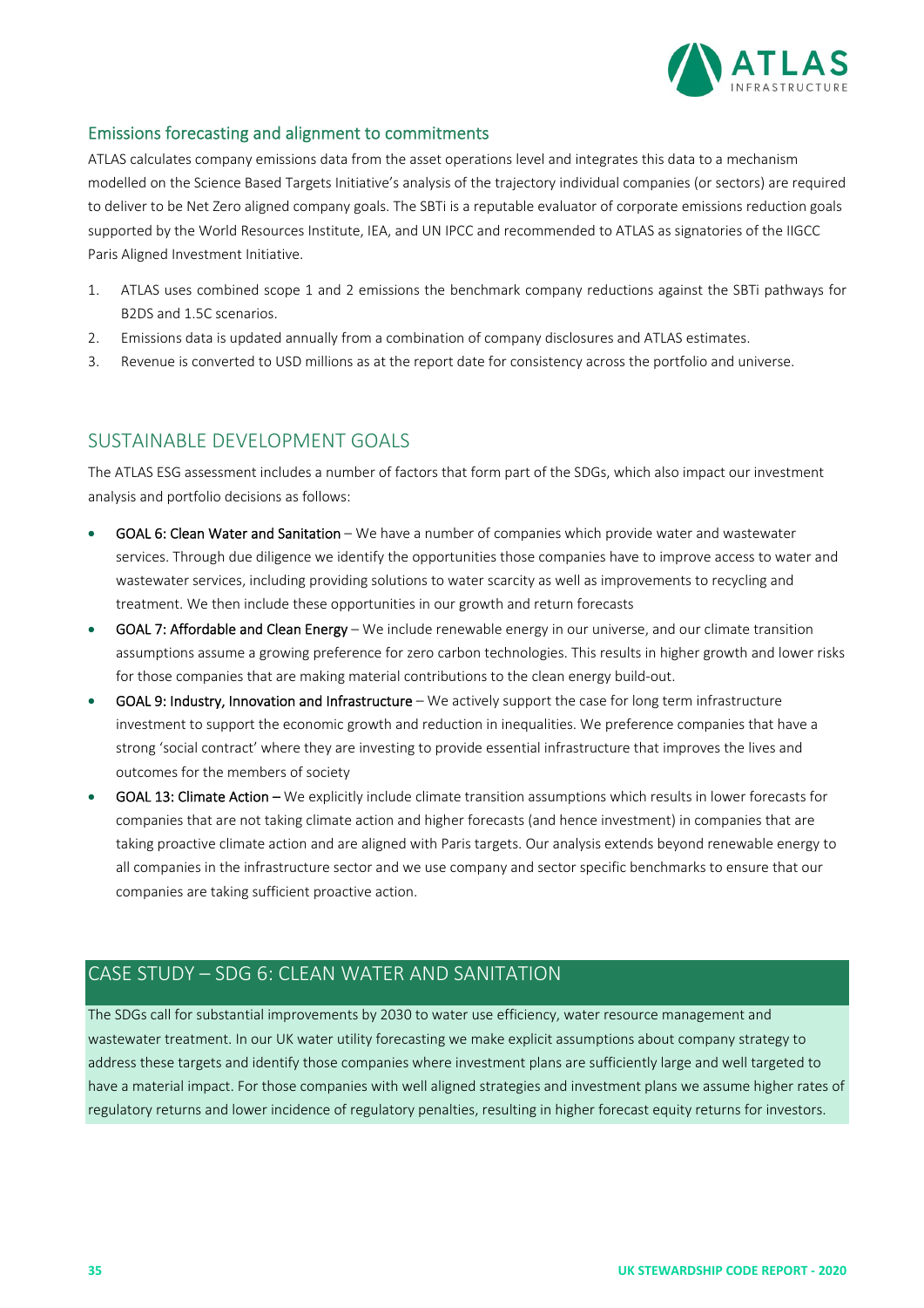## Emissions forecasting and alignment to commitments

ATLAS calculates company emissions data from the asset operations level and integrates this data to a mechanism modelled on the Science Based Targets Initiative's analysis of the trajectory individual companies (or sectors) are required to deliver to be Net Zero aligned company goals. The SBTi is a reputable evaluator of corporate emissions reduction goals supported by the World Resources Institute, IEA, and UN IPCC and recommended to ATLAS as signatories of the IIGCC Paris Aligned Investment Initiative.

1. ATLAS uses combined scope 1 and 2 emissions the benchmark company reductions against the SBTi pathways for B2DS and 1.5C scenarios.
2. Emissions data is updated annually from a combination of company disclosures and ATLAS estimates.
3. Revenue is converted to USD millions as at the report date for consistency across the portfolio and universe.

## SUSTAINABLE DEVELOPMENT GOALS

The ATLAS ESG assessment includes a number of factors that form part of the SDGs, which also impact our investment analysis and portfolio decisions as follows:

- GOAL 6: Clean Water and Sanitation – We have a number of companies which provide water and wastewater services. Through due diligence we identify the opportunities those companies have to improve access to water and wastewater services, including providing solutions to water scarcity as well as improvements to recycling and treatment. We then include these opportunities in our growth and return forecasts
- GOAL 7: Affordable and Clean Energy – We include renewable energy in our universe, and our climate transition assumptions assume a growing preference for zero carbon technologies. This results in higher growth and lower risks for those companies that are making material contributions to the clean energy build-out.
- GOAL 9: Industry, Innovation and Infrastructure – We actively support the case for long term infrastructure investment to support the economic growth and reduction in inequalities. We preference companies that have a strong 'social contract' where they are investing to provide essential infrastructure that improves the lives and outcomes for the members of society
- GOAL 13: Climate Action – We explicitly include climate transition assumptions which results in lower forecasts for companies that are not taking climate action and higher forecasts (and hence investment) in companies that are taking proactive climate action and are aligned with Paris targets. Our analysis extends beyond renewable energy to all companies in the infrastructure sector and we use company and sector specific benchmarks to ensure that our companies are taking sufficient proactive action.

## CASE STUDY – SDG 6: CLEAN WATER AND SANITATION

The SDGs call for substantial improvements by 2030 to water use efficiency, water resource management and wastewater treatment. In our UK water utility forecasting we make explicit assumptions about company strategy to address these targets and identify those companies where investment plans are sufficiently large and well targeted to have a material impact. For those companies with well aligned strategies and investment plans we assume higher rates of regulatory returns and lower incidence of regulatory penalties, resulting in higher forecast equity returns for investors.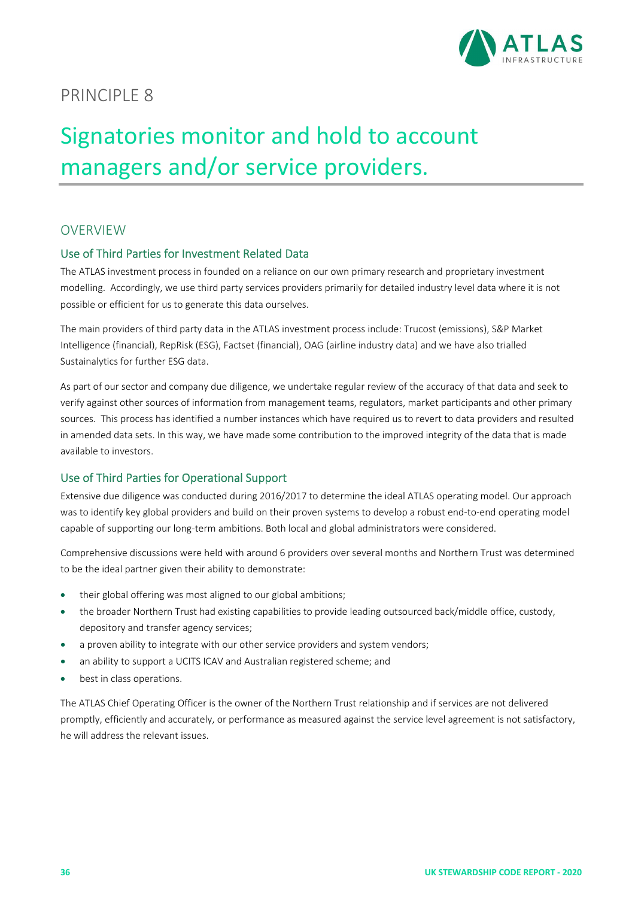PRINCIPLE 8

# Signatories monitor and hold to account managers and/or service providers.

## OVERVIEW

### Use of Third Parties for Investment Related Data

The ATLAS investment process in founded on a reliance on our own primary research and proprietary investment modelling. Accordingly, we use third party services providers primarily for detailed industry level data where it is not possible or efficient for us to generate this data ourselves.

The main providers of third party data in the ATLAS investment process include: Trucost (emissions), S&P Market Intelligence (financial), RepRisk (ESG), Factset (financial), OAG (airline industry data) and we have also trialled Sustainalytics for further ESG data.

As part of our sector and company due diligence, we undertake regular review of the accuracy of that data and seek to verify against other sources of information from management teams, regulators, market participants and other primary sources. This process has identified a number instances which have required us to revert to data providers and resulted in amended data sets. In this way, we have made some contribution to the improved integrity of the data that is made available to investors.

### Use of Third Parties for Operational Support

Extensive due diligence was conducted during 2016/2017 to determine the ideal ATLAS operating model. Our approach was to identify key global providers and build on their proven systems to develop a robust end-to-end operating model capable of supporting our long-term ambitions. Both local and global administrators were considered.

Comprehensive discussions were held with around 6 providers over several months and Northern Trust was determined to be the ideal partner given their ability to demonstrate:

- their global offering was most aligned to our global ambitions;
- the broader Northern Trust had existing capabilities to provide leading outsourced back/middle office, custody, depository and transfer agency services;
- a proven ability to integrate with our other service providers and system vendors;
- an ability to support a UCITS ICAV and Australian registered scheme; and
- best in class operations.

The ATLAS Chief Operating Officer is the owner of the Northern Trust relationship and if services are not delivered promptly, efficiently and accurately, or performance as measured against the service level agreement is not satisfactory, he will address the relevant issues.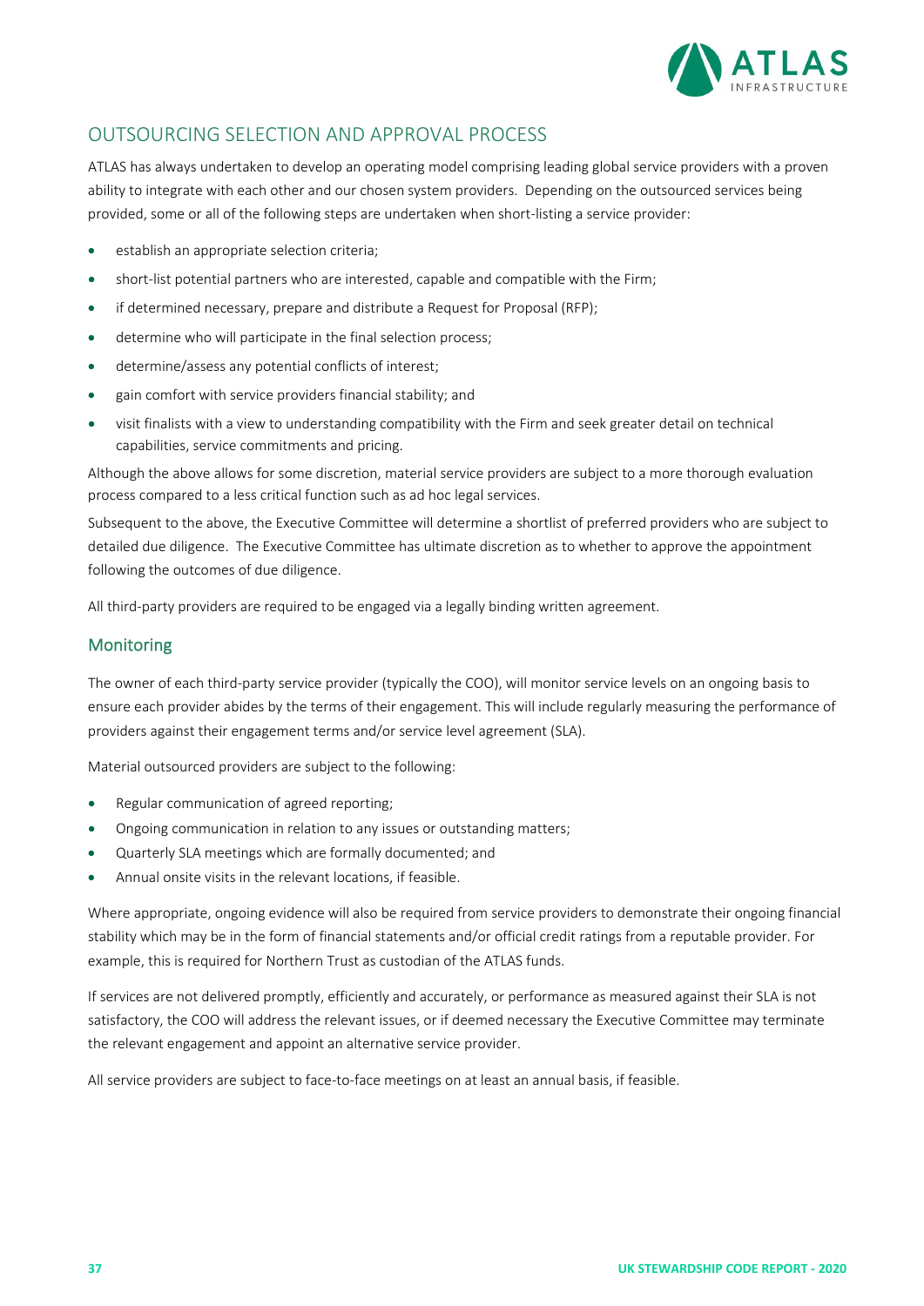## OUTSOURCING SELECTION AND APPROVAL PROCESS

ATLAS has always undertaken to develop an operating model comprising leading global service providers with a proven ability to integrate with each other and our chosen system providers. Depending on the outsourced services being provided, some or all of the following steps are undertaken when short-listing a service provider:

- establish an appropriate selection criteria;
- short-list potential partners who are interested, capable and compatible with the Firm;
- if determined necessary, prepare and distribute a Request for Proposal (RFP);
- determine who will participate in the final selection process;
- determine/assess any potential conflicts of interest;
- gain comfort with service providers financial stability; and
- visit finalists with a view to understanding compatibility with the Firm and seek greater detail on technical capabilities, service commitments and pricing.

Although the above allows for some discretion, material service providers are subject to a more thorough evaluation process compared to a less critical function such as ad hoc legal services.

Subsequent to the above, the Executive Committee will determine a shortlist of preferred providers who are subject to detailed due diligence. The Executive Committee has ultimate discretion as to whether to approve the appointment following the outcomes of due diligence.

All third-party providers are required to be engaged via a legally binding written agreement.

### Monitoring

The owner of each third-party service provider (typically the COO), will monitor service levels on an ongoing basis to ensure each provider abides by the terms of their engagement. This will include regularly measuring the performance of providers against their engagement terms and/or service level agreement (SLA).

Material outsourced providers are subject to the following:

- Regular communication of agreed reporting;
- Ongoing communication in relation to any issues or outstanding matters;
- Quarterly SLA meetings which are formally documented; and
- Annual onsite visits in the relevant locations, if feasible.

Where appropriate, ongoing evidence will also be required from service providers to demonstrate their ongoing financial stability which may be in the form of financial statements and/or official credit ratings from a reputable provider. For example, this is required for Northern Trust as custodian of the ATLAS funds.

If services are not delivered promptly, efficiently and accurately, or performance as measured against their SLA is not satisfactory, the COO will address the relevant issues, or if deemed necessary the Executive Committee may terminate the relevant engagement and appoint an alternative service provider.

All service providers are subject to face-to-face meetings on at least an annual basis, if feasible.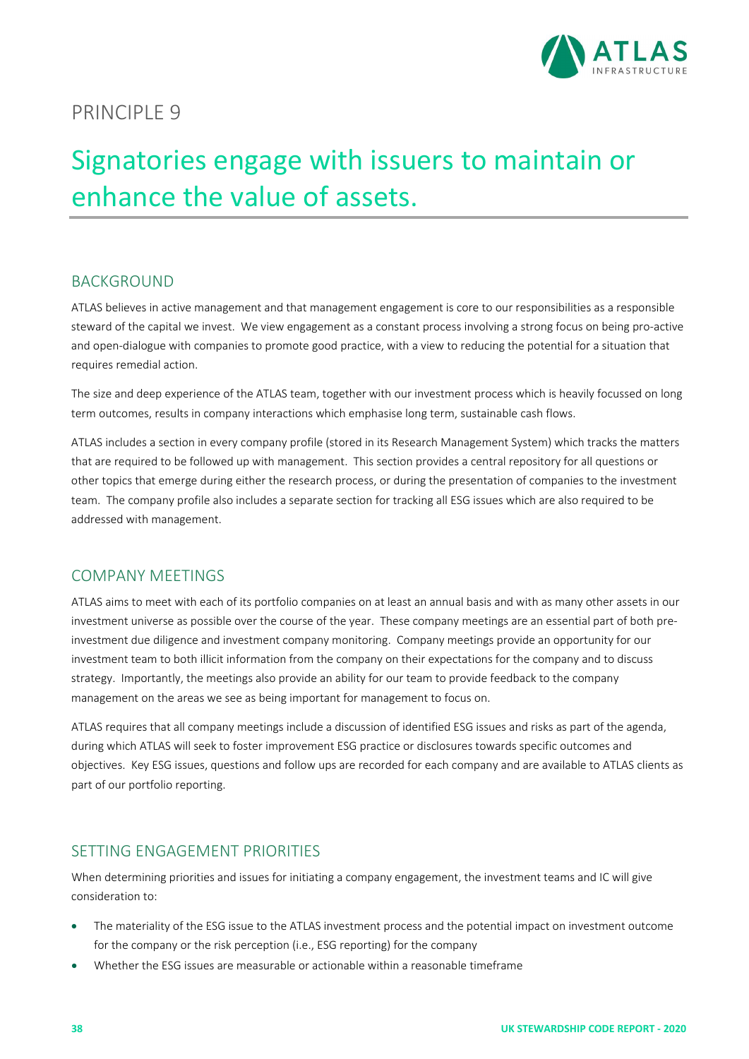PRINCIPLE 9

# Signatories engage with issuers to maintain or enhance the value of assets.

## BACKGROUND

ATLAS believes in active management and that management engagement is core to our responsibilities as a responsible steward of the capital we invest. We view engagement as a constant process involving a strong focus on being pro-active and open-dialogue with companies to promote good practice, with a view to reducing the potential for a situation that requires remedial action.

The size and deep experience of the ATLAS team, together with our investment process which is heavily focussed on long term outcomes, results in company interactions which emphasise long term, sustainable cash flows.

ATLAS includes a section in every company profile (stored in its Research Management System) which tracks the matters that are required to be followed up with management. This section provides a central repository for all questions or other topics that emerge during either the research process, or during the presentation of companies to the investment team. The company profile also includes a separate section for tracking all ESG issues which are also required to be addressed with management.

## COMPANY MEETINGS

ATLAS aims to meet with each of its portfolio companies on at least an annual basis and with as many other assets in our investment universe as possible over the course of the year. These company meetings are an essential part of both pre-investment due diligence and investment company monitoring. Company meetings provide an opportunity for our investment team to both illicit information from the company on their expectations for the company and to discuss strategy. Importantly, the meetings also provide an ability for our team to provide feedback to the company management on the areas we see as being important for management to focus on.

ATLAS requires that all company meetings include a discussion of identified ESG issues and risks as part of the agenda, during which ATLAS will seek to foster improvement ESG practice or disclosures towards specific outcomes and objectives. Key ESG issues, questions and follow ups are recorded for each company and are available to ATLAS clients as part of our portfolio reporting.

## SETTING ENGAGEMENT PRIORITIES

When determining priorities and issues for initiating a company engagement, the investment teams and IC will give consideration to:

- The materiality of the ESG issue to the ATLAS investment process and the potential impact on investment outcome for the company or the risk perception (i.e., ESG reporting) for the company
- Whether the ESG issues are measurable or actionable within a reasonable timeframe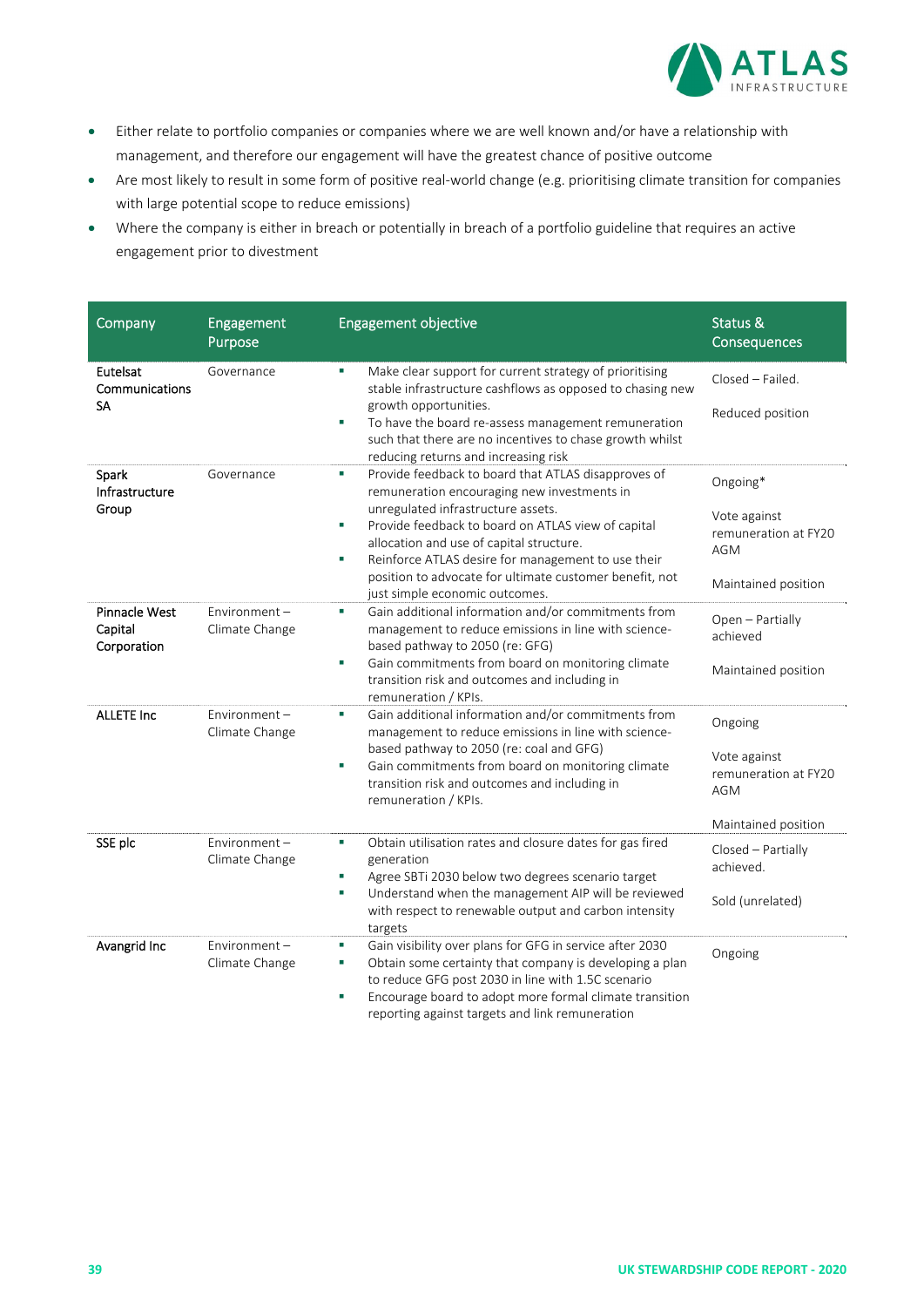- Either relate to portfolio companies or companies where we are well known and/or have a relationship with management, and therefore our engagement will have the greatest chance of positive outcome
- Are most likely to result in some form of positive real-world change (e.g. prioritising climate transition for companies with large potential scope to reduce emissions)
- Where the company is either in breach or potentially in breach of a portfolio guideline that requires an active engagement prior to divestment

| Company | Engagement Purpose | Engagement objective | Status & Consequences |
|---|---|---|---|
| Eutelsat Communications SA | Governance | ▪ Make clear support for current strategy of prioritising stable infrastructure cashflows as opposed to chasing new growth opportunities.<br>▪ To have the board re-assess management remuneration such that there are no incentives to chase growth whilst reducing returns and increasing risk | Closed – Failed.<br><br>Reduced position |
| Spark Infrastructure Group | Governance | ▪ Provide feedback to board that ATLAS disapproves of remuneration encouraging new investments in unregulated infrastructure assets.<br>▪ Provide feedback to board on ATLAS view of capital allocation and use of capital structure.<br>▪ Reinforce ATLAS desire for management to use their position to advocate for ultimate customer benefit, not just simple economic outcomes. | Ongoing*<br><br>Vote against remuneration at FY20 AGM<br><br>Maintained position |
| Pinnacle West Capital Corporation | Environment – Climate Change | ▪ Gain additional information and/or commitments from management to reduce emissions in line with science-based pathway to 2050 (re: GFG)<br>▪ Gain commitments from board on monitoring climate transition risk and outcomes and including in remuneration / KPIs. | Open – Partially achieved<br><br>Maintained position |
| ALLETE Inc | Environment – Climate Change | ▪ Gain additional information and/or commitments from management to reduce emissions in line with science-based pathway to 2050 (re: coal and GFG)<br>▪ Gain commitments from board on monitoring climate transition risk and outcomes and including in remuneration / KPIs. | Ongoing<br><br>Vote against remuneration at FY20 AGM<br><br>Maintained position |
| SSE plc | Environment – Climate Change | ▪ Obtain utilisation rates and closure dates for gas fired generation<br>▪ Agree SBTi 2030 below two degrees scenario target<br>▪ Understand when the management AIP will be reviewed with respect to renewable output and carbon intensity targets | Closed – Partially achieved.<br><br>Sold (unrelated) |
| Avangrid Inc | Environment – Climate Change | ▪ Gain visibility over plans for GFG in service after 2030<br>▪ Obtain some certainty that company is developing a plan to reduce GFG post 2030 in line with 1.5C scenario<br>▪ Encourage board to adopt more formal climate transition reporting against targets and link remuneration | Ongoing |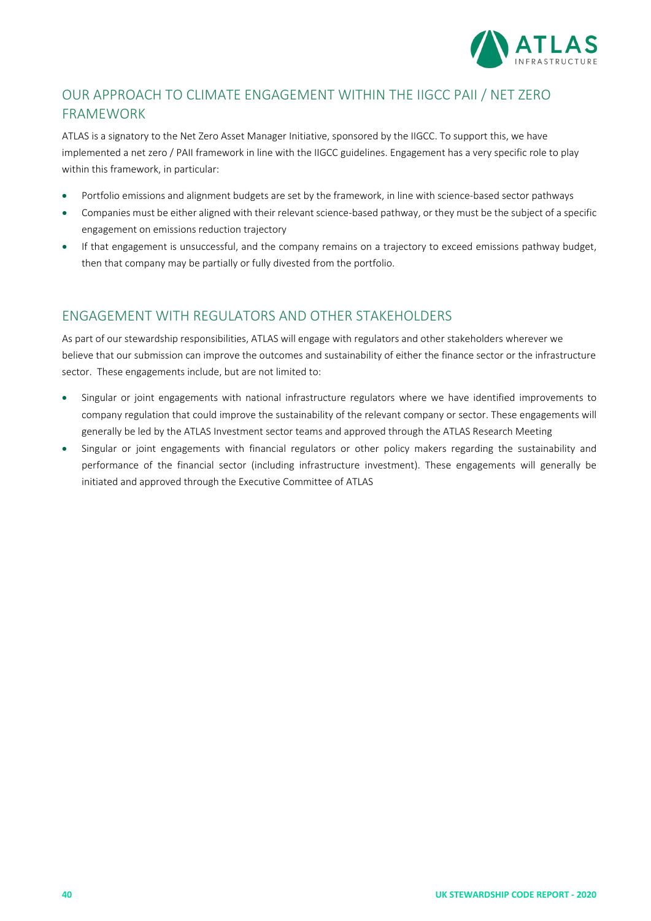## OUR APPROACH TO CLIMATE ENGAGEMENT WITHIN THE IIGCC PAII / NET ZERO FRAMEWORK

ATLAS is a signatory to the Net Zero Asset Manager Initiative, sponsored by the IIGCC. To support this, we have implemented a net zero / PAII framework in line with the IIGCC guidelines. Engagement has a very specific role to play within this framework, in particular:

- Portfolio emissions and alignment budgets are set by the framework, in line with science-based sector pathways
- Companies must be either aligned with their relevant science-based pathway, or they must be the subject of a specific engagement on emissions reduction trajectory
- If that engagement is unsuccessful, and the company remains on a trajectory to exceed emissions pathway budget, then that company may be partially or fully divested from the portfolio.

## ENGAGEMENT WITH REGULATORS AND OTHER STAKEHOLDERS

As part of our stewardship responsibilities, ATLAS will engage with regulators and other stakeholders wherever we believe that our submission can improve the outcomes and sustainability of either the finance sector or the infrastructure sector. These engagements include, but are not limited to:

- Singular or joint engagements with national infrastructure regulators where we have identified improvements to company regulation that could improve the sustainability of the relevant company or sector. These engagements will generally be led by the ATLAS Investment sector teams and approved through the ATLAS Research Meeting
- Singular or joint engagements with financial regulators or other policy makers regarding the sustainability and performance of the financial sector (including infrastructure investment). These engagements will generally be initiated and approved through the Executive Committee of ATLAS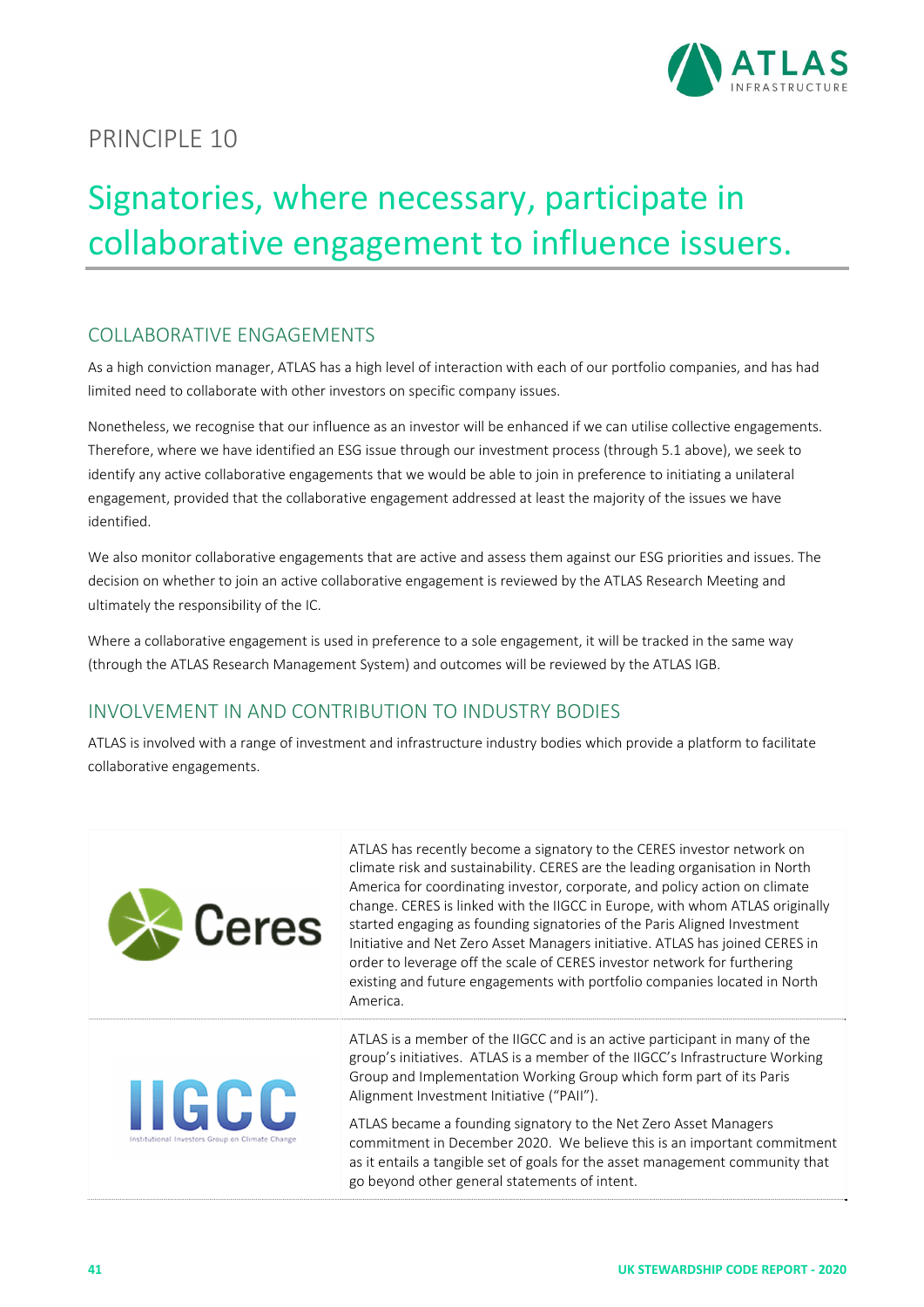PRINCIPLE 10

# Signatories, where necessary, participate in collaborative engagement to influence issuers.

## COLLABORATIVE ENGAGEMENTS

As a high conviction manager, ATLAS has a high level of interaction with each of our portfolio companies, and has had limited need to collaborate with other investors on specific company issues.

Nonetheless, we recognise that our influence as an investor will be enhanced if we can utilise collective engagements. Therefore, where we have identified an ESG issue through our investment process (through 5.1 above), we seek to identify any active collaborative engagements that we would be able to join in preference to initiating a unilateral engagement, provided that the collaborative engagement addressed at least the majority of the issues we have identified.

We also monitor collaborative engagements that are active and assess them against our ESG priorities and issues. The decision on whether to join an active collaborative engagement is reviewed by the ATLAS Research Meeting and ultimately the responsibility of the IC.

Where a collaborative engagement is used in preference to a sole engagement, it will be tracked in the same way (through the ATLAS Research Management System) and outcomes will be reviewed by the ATLAS IGB.

## INVOLVEMENT IN AND CONTRIBUTION TO INDUSTRY BODIES

ATLAS is involved with a range of investment and infrastructure industry bodies which provide a platform to facilitate collaborative engagements.

| | |
|---|---|
| Ceres | ATLAS has recently become a signatory to the CERES investor network on climate risk and sustainability. CERES are the leading organisation in North America for coordinating investor, corporate, and policy action on climate change. CERES is linked with the IIGCC in Europe, with whom ATLAS originally started engaging as founding signatories of the Paris Aligned Investment Initiative and Net Zero Asset Managers initiative. ATLAS has joined CERES in order to leverage off the scale of CERES investor network for furthering existing and future engagements with portfolio companies located in North America. |
| IIGCC Institutional Investors Group on Climate Change | ATLAS is a member of the IIGCC and is an active participant in many of the group's initiatives. ATLAS is a member of the IIGCC's Infrastructure Working Group and Implementation Working Group which form part of its Paris Alignment Investment Initiative ("PAII").<br><br>ATLAS became a founding signatory to the Net Zero Asset Managers commitment in December 2020. We believe this is an important commitment as it entails a tangible set of goals for the asset management community that go beyond other general statements of intent. |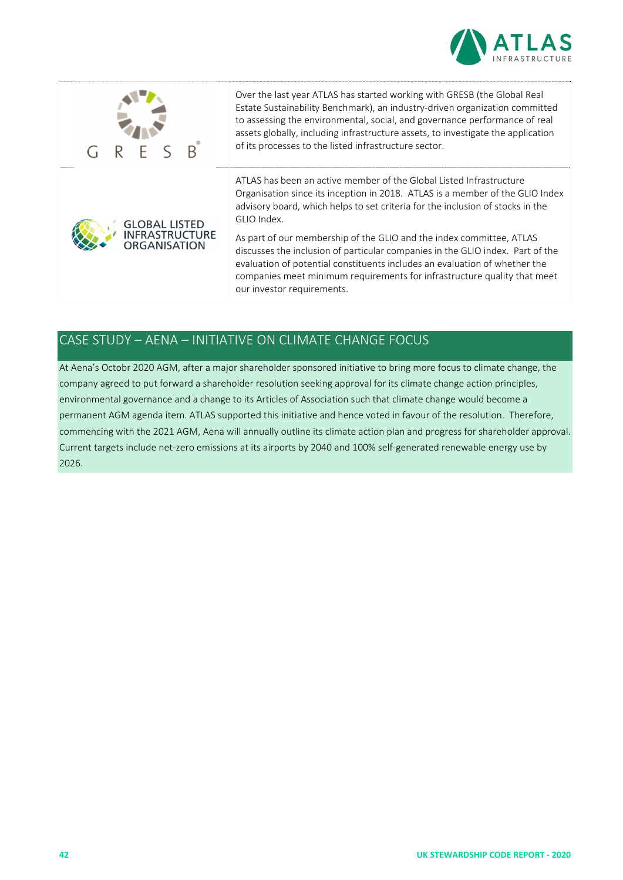Over the last year ATLAS has started working with GRESB (the Global Real Estate Sustainability Benchmark), an industry-driven organization committed to assessing the environmental, social, and governance performance of real assets globally, including infrastructure assets, to investigate the application of its processes to the listed infrastructure sector.

ATLAS has been an active member of the Global Listed Infrastructure Organisation since its inception in 2018. ATLAS is a member of the GLIO Index advisory board, which helps to set criteria for the inclusion of stocks in the GLIO Index.

As part of our membership of the GLIO and the index committee, ATLAS discusses the inclusion of particular companies in the GLIO index. Part of the evaluation of potential constituents includes an evaluation of whether the companies meet minimum requirements for infrastructure quality that meet our investor requirements.

## CASE STUDY – AENA – INITIATIVE ON CLIMATE CHANGE FOCUS

At Aena's Octobr 2020 AGM, after a major shareholder sponsored initiative to bring more focus to climate change, the company agreed to put forward a shareholder resolution seeking approval for its climate change action principles, environmental governance and a change to its Articles of Association such that climate change would become a permanent AGM agenda item. ATLAS supported this initiative and hence voted in favour of the resolution. Therefore, commencing with the 2021 AGM, Aena will annually outline its climate action plan and progress for shareholder approval. Current targets include net-zero emissions at its airports by 2040 and 100% self-generated renewable energy use by 2026.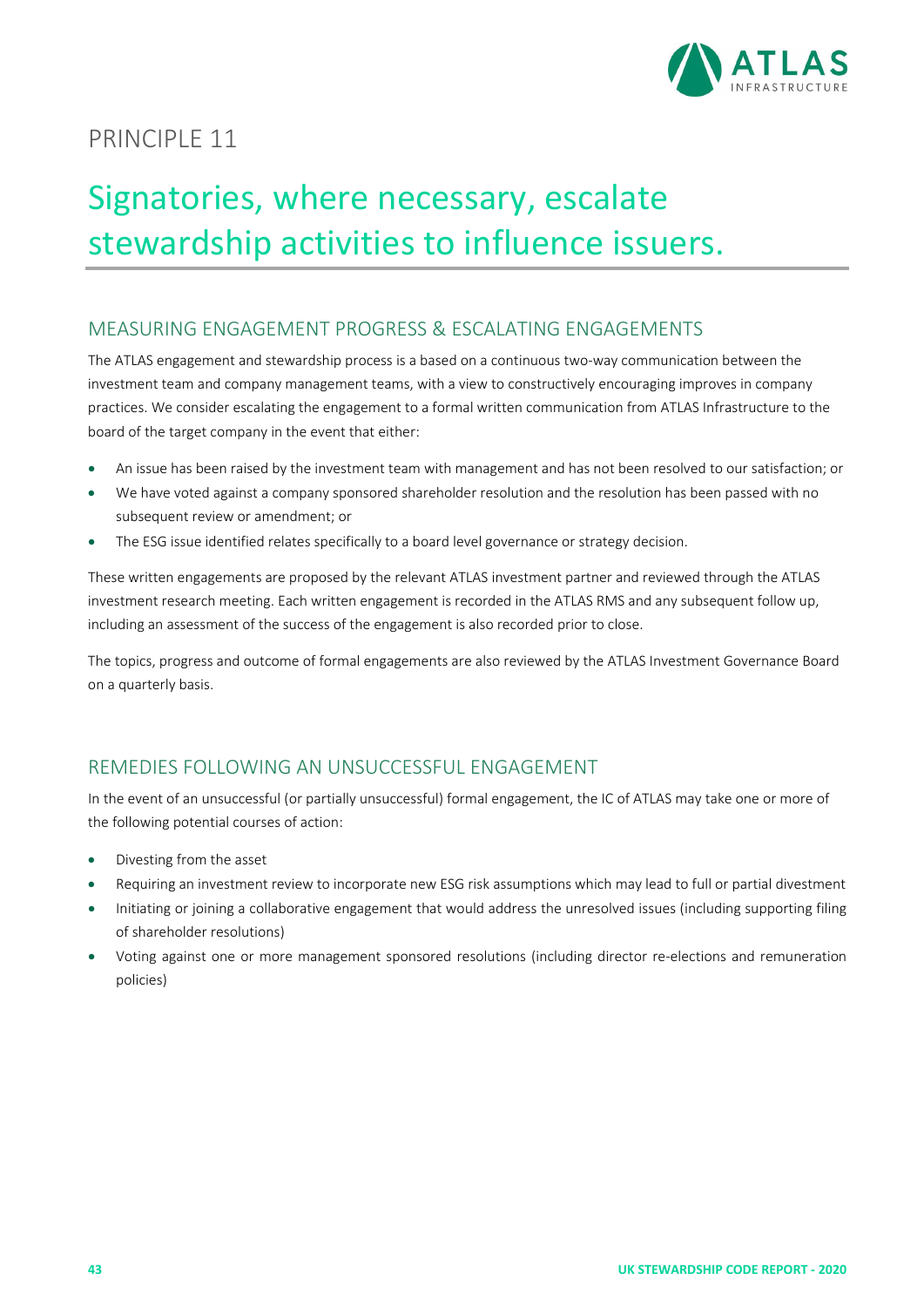# PRINCIPLE 11

# Signatories, where necessary, escalate stewardship activities to influence issuers.

## MEASURING ENGAGEMENT PROGRESS & ESCALATING ENGAGEMENTS

The ATLAS engagement and stewardship process is a based on a continuous two-way communication between the investment team and company management teams, with a view to constructively encouraging improves in company practices. We consider escalating the engagement to a formal written communication from ATLAS Infrastructure to the board of the target company in the event that either:

- An issue has been raised by the investment team with management and has not been resolved to our satisfaction; or
- We have voted against a company sponsored shareholder resolution and the resolution has been passed with no subsequent review or amendment; or
- The ESG issue identified relates specifically to a board level governance or strategy decision.

These written engagements are proposed by the relevant ATLAS investment partner and reviewed through the ATLAS investment research meeting. Each written engagement is recorded in the ATLAS RMS and any subsequent follow up, including an assessment of the success of the engagement is also recorded prior to close.

The topics, progress and outcome of formal engagements are also reviewed by the ATLAS Investment Governance Board on a quarterly basis.

## REMEDIES FOLLOWING AN UNSUCCESSFUL ENGAGEMENT

In the event of an unsuccessful (or partially unsuccessful) formal engagement, the IC of ATLAS may take one or more of the following potential courses of action:

- Divesting from the asset
- Requiring an investment review to incorporate new ESG risk assumptions which may lead to full or partial divestment
- Initiating or joining a collaborative engagement that would address the unresolved issues (including supporting filing of shareholder resolutions)
- Voting against one or more management sponsored resolutions (including director re-elections and remuneration policies)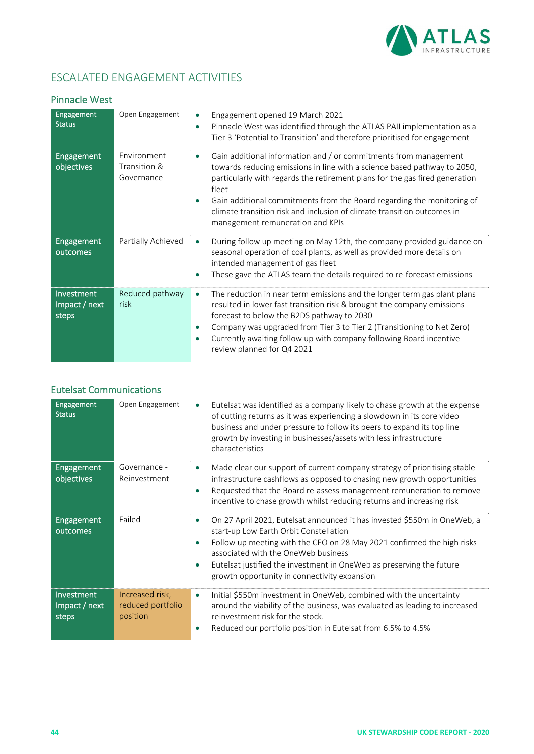## ESCALATED ENGAGEMENT ACTIVITIES

### Pinnacle West

| | | |
|---|---|---|
| Engagement Status | Open Engagement | • Engagement opened 19 March 2021<br>• Pinnacle West was identified through the ATLAS PAII implementation as a Tier 3 'Potential to Transition' and therefore prioritised for engagement |
| Engagement objectives | Environment Transition & Governance | • Gain additional information and / or commitments from management towards reducing emissions in line with a science based pathway to 2050, particularly with regards the retirement plans for the gas fired generation fleet<br>• Gain additional commitments from the Board regarding the monitoring of climate transition risk and inclusion of climate transition outcomes in management remuneration and KPIs |
| Engagement outcomes | Partially Achieved | • During follow up meeting on May 12th, the company provided guidance on seasonal operation of coal plants, as well as provided more details on intended management of gas fleet<br>• These gave the ATLAS team the details required to re-forecast emissions |
| Investment Impact / next steps | Reduced pathway risk | • The reduction in near term emissions and the longer term gas plant plans resulted in lower fast transition risk & brought the company emissions forecast to below the B2DS pathway to 2030<br>• Company was upgraded from Tier 3 to Tier 2 (Transitioning to Net Zero)<br>• Currently awaiting follow up with company following Board incentive review planned for Q4 2021 |

### Eutelsat Communications

| | | |
|---|---|---|
| Engagement Status | Open Engagement | • Eutelsat was identified as a company likely to chase growth at the expense of cutting returns as it was experiencing a slowdown in its core video business and under pressure to follow its peers to expand its top line growth by investing in businesses/assets with less infrastructure characteristics |
| Engagement objectives | Governance - Reinvestment | • Made clear our support of current company strategy of prioritising stable infrastructure cashflows as opposed to chasing new growth opportunities<br>• Requested that the Board re-assess management remuneration to remove incentive to chase growth whilst reducing returns and increasing risk |
| Engagement outcomes | Failed | • On 27 April 2021, Eutelsat announced it has invested $550m in OneWeb, a start-up Low Earth Orbit Constellation<br>• Follow up meeting with the CEO on 28 May 2021 confirmed the high risks associated with the OneWeb business<br>• Eutelsat justified the investment in OneWeb as preserving the future growth opportunity in connectivity expansion |
| Investment Impact / next steps | Increased risk, reduced portfolio position | • Initial $550m investment in OneWeb, combined with the uncertainty around the viability of the business, was evaluated as leading to increased reinvestment risk for the stock.<br>• Reduced our portfolio position in Eutelsat from 6.5% to 4.5% |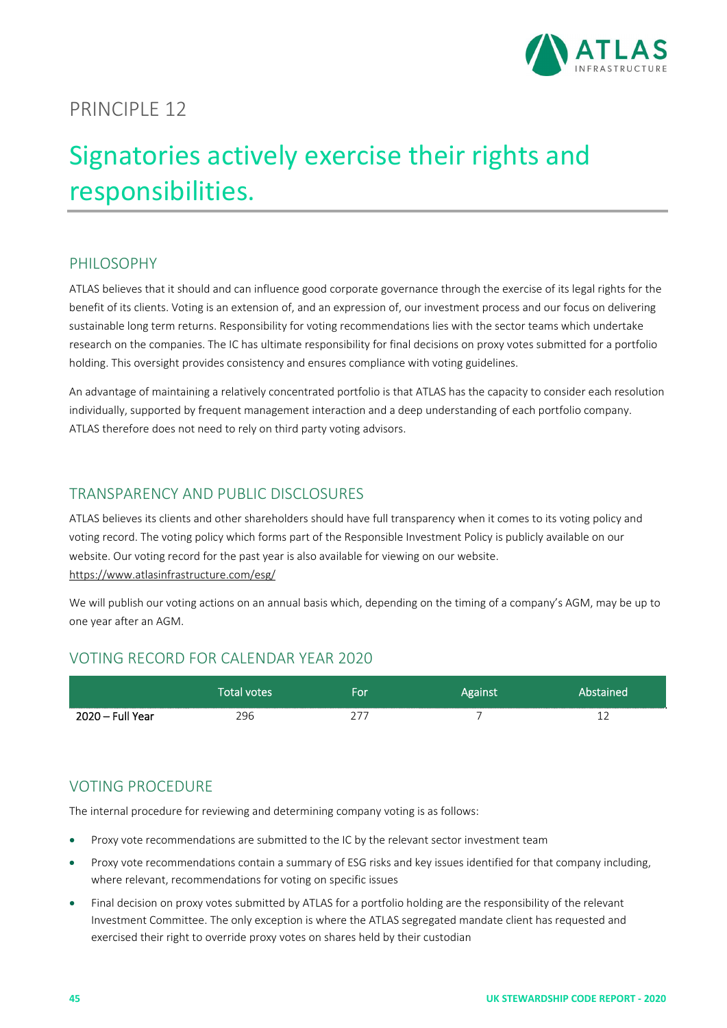PRINCIPLE 12

# Signatories actively exercise their rights and responsibilities.

## PHILOSOPHY

ATLAS believes that it should and can influence good corporate governance through the exercise of its legal rights for the benefit of its clients. Voting is an extension of, and an expression of, our investment process and our focus on delivering sustainable long term returns. Responsibility for voting recommendations lies with the sector teams which undertake research on the companies. The IC has ultimate responsibility for final decisions on proxy votes submitted for a portfolio holding. This oversight provides consistency and ensures compliance with voting guidelines.

An advantage of maintaining a relatively concentrated portfolio is that ATLAS has the capacity to consider each resolution individually, supported by frequent management interaction and a deep understanding of each portfolio company. ATLAS therefore does not need to rely on third party voting advisors.

## TRANSPARENCY AND PUBLIC DISCLOSURES

ATLAS believes its clients and other shareholders should have full transparency when it comes to its voting policy and voting record. The voting policy which forms part of the Responsible Investment Policy is publicly available on our website. Our voting record for the past year is also available for viewing on our website.
https://www.atlasinfrastructure.com/esg/

We will publish our voting actions on an annual basis which, depending on the timing of a company's AGM, may be up to one year after an AGM.

## VOTING RECORD FOR CALENDAR YEAR 2020

| | Total votes | For | Against | Abstained |
|---|---|---|---|---|
| 2020 – Full Year | 296 | 277 | 7 | 12 |

## VOTING PROCEDURE

The internal procedure for reviewing and determining company voting is as follows:

- Proxy vote recommendations are submitted to the IC by the relevant sector investment team
- Proxy vote recommendations contain a summary of ESG risks and key issues identified for that company including, where relevant, recommendations for voting on specific issues
- Final decision on proxy votes submitted by ATLAS for a portfolio holding are the responsibility of the relevant Investment Committee. The only exception is where the ATLAS segregated mandate client has requested and exercised their right to override proxy votes on shares held by their custodian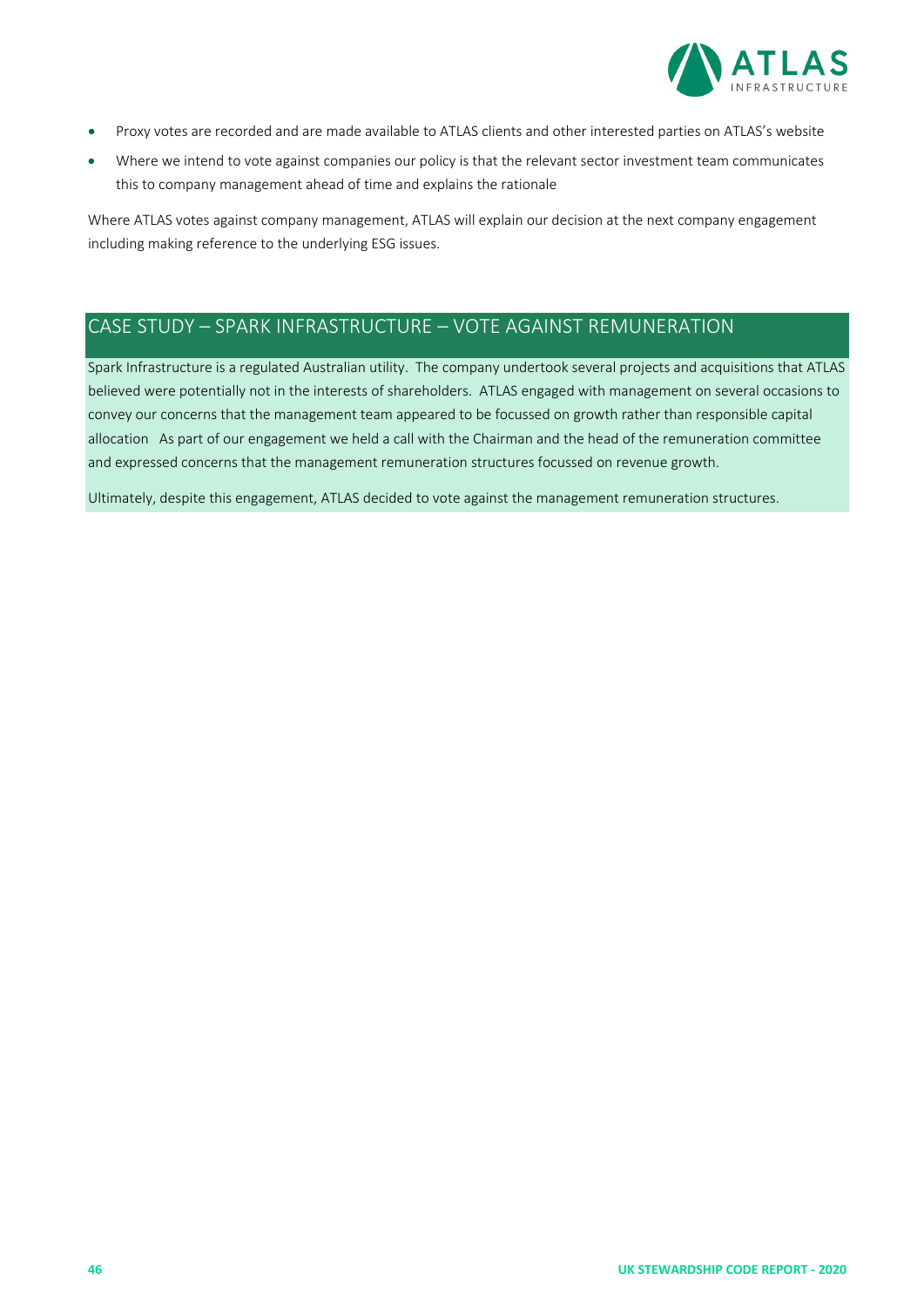- Proxy votes are recorded and are made available to ATLAS clients and other interested parties on ATLAS's website
- Where we intend to vote against companies our policy is that the relevant sector investment team communicates this to company management ahead of time and explains the rationale

Where ATLAS votes against company management, ATLAS will explain our decision at the next company engagement including making reference to the underlying ESG issues.

## CASE STUDY – SPARK INFRASTRUCTURE – VOTE AGAINST REMUNERATION

Spark Infrastructure is a regulated Australian utility. The company undertook several projects and acquisitions that ATLAS believed were potentially not in the interests of shareholders. ATLAS engaged with management on several occasions to convey our concerns that the management team appeared to be focussed on growth rather than responsible capital allocation As part of our engagement we held a call with the Chairman and the head of the remuneration committee and expressed concerns that the management remuneration structures focussed on revenue growth.

Ultimately, despite this engagement, ATLAS decided to vote against the management remuneration structures.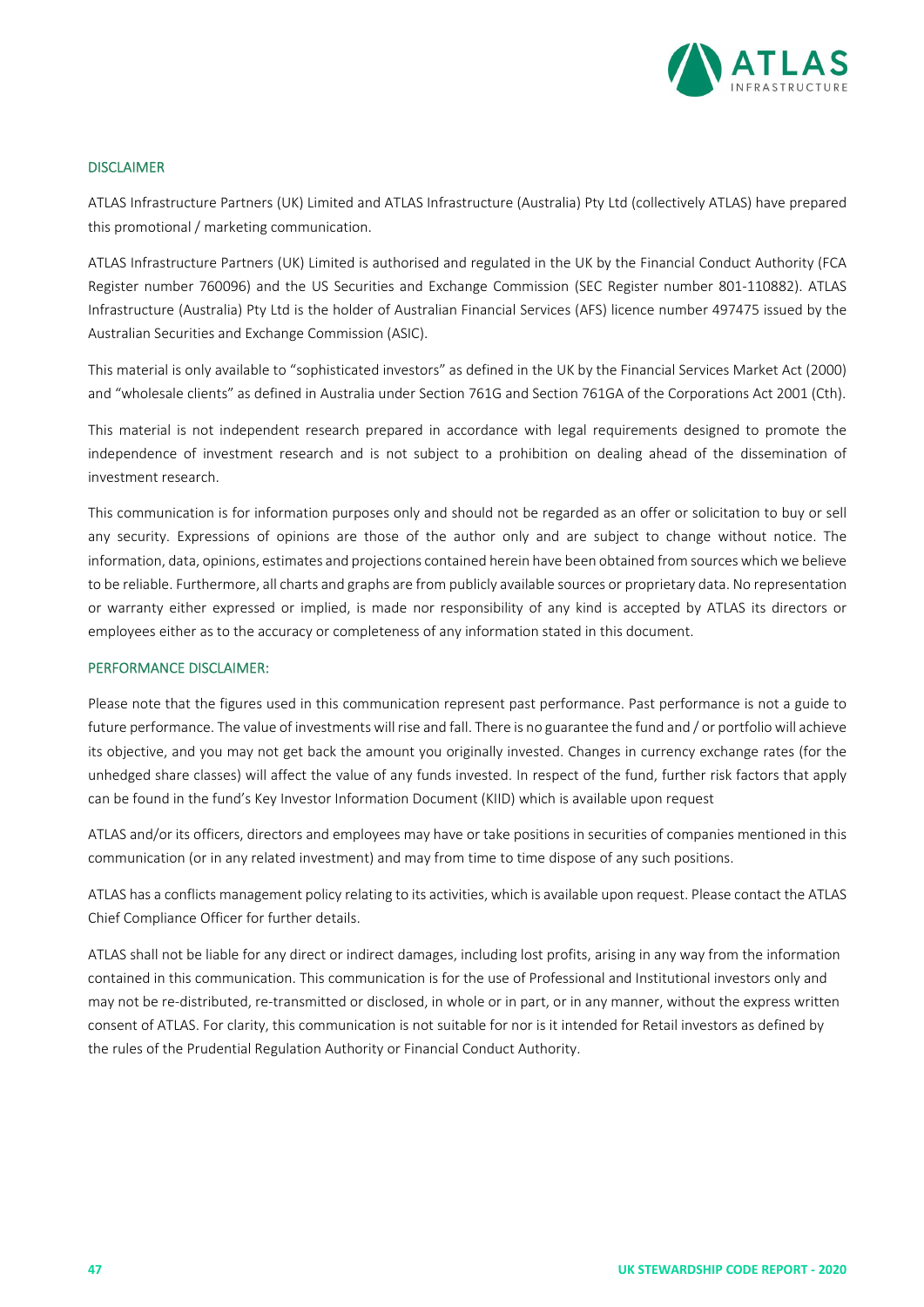## DISCLAIMER

ATLAS Infrastructure Partners (UK) Limited and ATLAS Infrastructure (Australia) Pty Ltd (collectively ATLAS) have prepared this promotional / marketing communication.

ATLAS Infrastructure Partners (UK) Limited is authorised and regulated in the UK by the Financial Conduct Authority (FCA Register number 760096) and the US Securities and Exchange Commission (SEC Register number 801-110882). ATLAS Infrastructure (Australia) Pty Ltd is the holder of Australian Financial Services (AFS) licence number 497475 issued by the Australian Securities and Exchange Commission (ASIC).

This material is only available to "sophisticated investors" as defined in the UK by the Financial Services Market Act (2000) and "wholesale clients" as defined in Australia under Section 761G and Section 761GA of the Corporations Act 2001 (Cth).

This material is not independent research prepared in accordance with legal requirements designed to promote the independence of investment research and is not subject to a prohibition on dealing ahead of the dissemination of investment research.

This communication is for information purposes only and should not be regarded as an offer or solicitation to buy or sell any security. Expressions of opinions are those of the author only and are subject to change without notice. The information, data, opinions, estimates and projections contained herein have been obtained from sources which we believe to be reliable. Furthermore, all charts and graphs are from publicly available sources or proprietary data. No representation or warranty either expressed or implied, is made nor responsibility of any kind is accepted by ATLAS its directors or employees either as to the accuracy or completeness of any information stated in this document.

## PERFORMANCE DISCLAIMER:

Please note that the figures used in this communication represent past performance. Past performance is not a guide to future performance. The value of investments will rise and fall. There is no guarantee the fund and / or portfolio will achieve its objective, and you may not get back the amount you originally invested. Changes in currency exchange rates (for the unhedged share classes) will affect the value of any funds invested. In respect of the fund, further risk factors that apply can be found in the fund's Key Investor Information Document (KIID) which is available upon request

ATLAS and/or its officers, directors and employees may have or take positions in securities of companies mentioned in this communication (or in any related investment) and may from time to time dispose of any such positions.

ATLAS has a conflicts management policy relating to its activities, which is available upon request. Please contact the ATLAS Chief Compliance Officer for further details.

ATLAS shall not be liable for any direct or indirect damages, including lost profits, arising in any way from the information contained in this communication. This communication is for the use of Professional and Institutional investors only and may not be re-distributed, re-transmitted or disclosed, in whole or in part, or in any manner, without the express written consent of ATLAS. For clarity, this communication is not suitable for nor is it intended for Retail investors as defined by the rules of the Prudential Regulation Authority or Financial Conduct Authority.